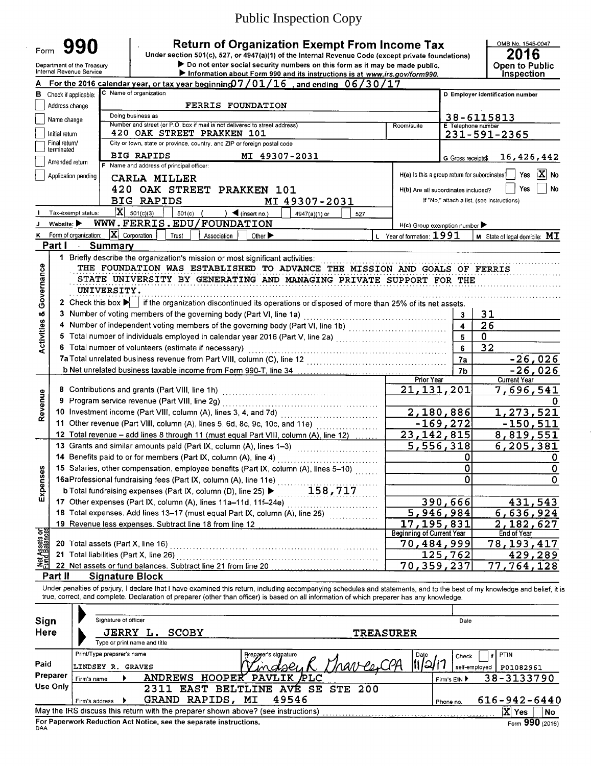Public Inspection Copy

# Form 990

**Return of Organization Exempt From Income Tax**

Under section 501(c), 527, or 4947(a)(1) of the Internal Revenue Code (except private foundations)

▶ Do not enter social security numbers on this form as it may be made public.

▶ Information about Form 990 and its instructions is at www.irs.gov/form990.

Department of the Treasury
Internal Revenue Service

OMB No. 1545-0047

**2016**

**Open to Public Inspection**

**A** For the 2016 calendar year, or tax year beginning 07/01/16, and ending 06/30/17

**B** Check if applicable:
- [ ] Address change
- [ ] Name change
- [ ] Initial return
- [ ] Final return/terminated
- [ ] Amended return
- [ ] Application pending

**C** Name of organization: FERRIS FOUNDATION

Doing business as:

Number and street (or P.O. box if mail is not delivered to street address): 420 OAK STREET PRAKKEN 101 — Room/suite:

City or town, state or province, country, and ZIP or foreign postal code: BIG RAPIDS MI 49307-2031

**D** Employer identification number: 38-6115813

**E** Telephone number: 231-591-2365

**G** Gross receipts $ 16,426,442

**F** Name and address of principal officer:
CARLA MILLER
420 OAK STREET PRAKKEN 101
BIG RAPIDS MI 49307-2031

H(a) Is this a group return for subordinates? [ ] Yes [X] No

H(b) Are all subordinates included? [ ] Yes [ ] No — If "No," attach a list. (see instructions)

H(c) Group exemption number ▶

**I** Tax-exempt status: [X] 501(c)(3) [ ] 501(c) ( ) ◀ (insert no.) [ ] 4947(a)(1) or [ ] 527

**J** Website: ▶ WWW.FERRIS.EDU/FOUNDATION

**K** Form of organization: [X] Corporation [ ] Trust [ ] Association [ ] Other ▶

**L** Year of formation: 1991

**M** State of legal domicile: MI

## Part I Summary

### Activities & Governance

1 Briefly describe the organization's mission or most significant activities:
THE FOUNDATION WAS ESTABLISHED TO ADVANCE THE MISSION AND GOALS OF FERRIS STATE UNIVERSITY BY GENERATING AND MANAGING PRIVATE SUPPORT FOR THE UNIVERSITY.

2 Check this box ▶ [ ] if the organization discontinued its operations or disposed of more than 25% of its net assets.

| Line | Description | | Value |
|---|---|---|---|
| 3 | Number of voting members of the governing body (Part VI, line 1a) | 3 | 31 |
| 4 | Number of independent voting members of the governing body (Part VI, line 1b) | 4 | 26 |
| 5 | Total number of individuals employed in calendar year 2016 (Part V, line 2a) | 5 | 0 |
| 6 | Total number of volunteers (estimate if necessary) | 6 | 32 |
| 7a | Total unrelated business revenue from Part VIII, column (C), line 12 | 7a | -26,026 |
| b | Net unrelated business taxable income from Form 990-T, line 34 | 7b | -26,026 |

### Revenue

| Line | Description | Prior Year | Current Year |
|---|---|---|---|
| 8 | Contributions and grants (Part VIII, line 1h) | 21,131,201 | 7,696,541 |
| 9 | Program service revenue (Part VIII, line 2g) | | 0 |
| 10 | Investment income (Part VIII, column (A), lines 3, 4, and 7d) | 2,180,886 | 1,273,521 |
| 11 | Other revenue (Part VIII, column (A), lines 5, 6d, 8c, 9c, 10c, and 11e) | -169,272 | -150,511 |
| 12 | Total revenue – add lines 8 through 11 (must equal Part VIII, column (A), line 12) | 23,142,815 | 8,819,551 |

### Expenses

| Line | Description | Prior Year | Current Year |
|---|---|---|---|
| 13 | Grants and similar amounts paid (Part IX, column (A), lines 1–3) | 5,556,318 | 6,205,381 |
| 14 | Benefits paid to or for members (Part IX, column (A), line 4) | 0 | 0 |
| 15 | Salaries, other compensation, employee benefits (Part IX, column (A), lines 5–10) | 0 | 0 |
| 16a | Professional fundraising fees (Part IX, column (A), line 11e) | 0 | 0 |
| b | Total fundraising expenses (Part IX, column (D), line 25) ▶ 158,717 | | |
| 17 | Other expenses (Part IX, column (A), lines 11a–11d, 11f–24e) | 390,666 | 431,543 |
| 18 | Total expenses. Add lines 13–17 (must equal Part IX, column (A), line 25) | 5,946,984 | 6,636,924 |
| 19 | Revenue less expenses. Subtract line 18 from line 12 | 17,195,831 | 2,182,627 |

### Net Assets or Fund Balances

| Line | Description | Beginning of Current Year | End of Year |
|---|---|---|---|
| 20 | Total assets (Part X, line 16) | 70,484,999 | 78,193,417 |
| 21 | Total liabilities (Part X, line 26) | 125,762 | 429,289 |
| 22 | Net assets or fund balances. Subtract line 21 from line 20 | 70,359,237 | 77,764,128 |

## Part II Signature Block

Under penalties of perjury, I declare that I have examined this return, including accompanying schedules and statements, and to the best of my knowledge and belief, it is true, correct, and complete. Declaration of preparer (other than officer) is based on all information of which preparer has any knowledge.

**Sign Here**

Signature of officer — Date

JERRY L. SCOBY — TREASURER

Type or print name and title

**Paid Preparer Use Only**

| Print/Type preparer's name | Preparer's signature | Date | Check [ ] if self-employed | PTIN |
|---|---|---|---|---|
| LINDSEY R. GRAVES | Lindsey R. Graves, CPA | 11/2/17 | | P01082961 |

Firm's name ▶ ANDREWS HOOPER PAVLIK PLC — Firm's EIN ▶ 38-3133790

Firm's address ▶ 2311 EAST BELTLINE AVE SE STE 200, GRAND RAPIDS, MI 49546 — Phone no. 616-942-6440

May the IRS discuss this return with the preparer shown above? (see instructions) [X] Yes [ ] No

For Paperwork Reduction Act Notice, see the separate instructions.

DAA — Form 990 (2016)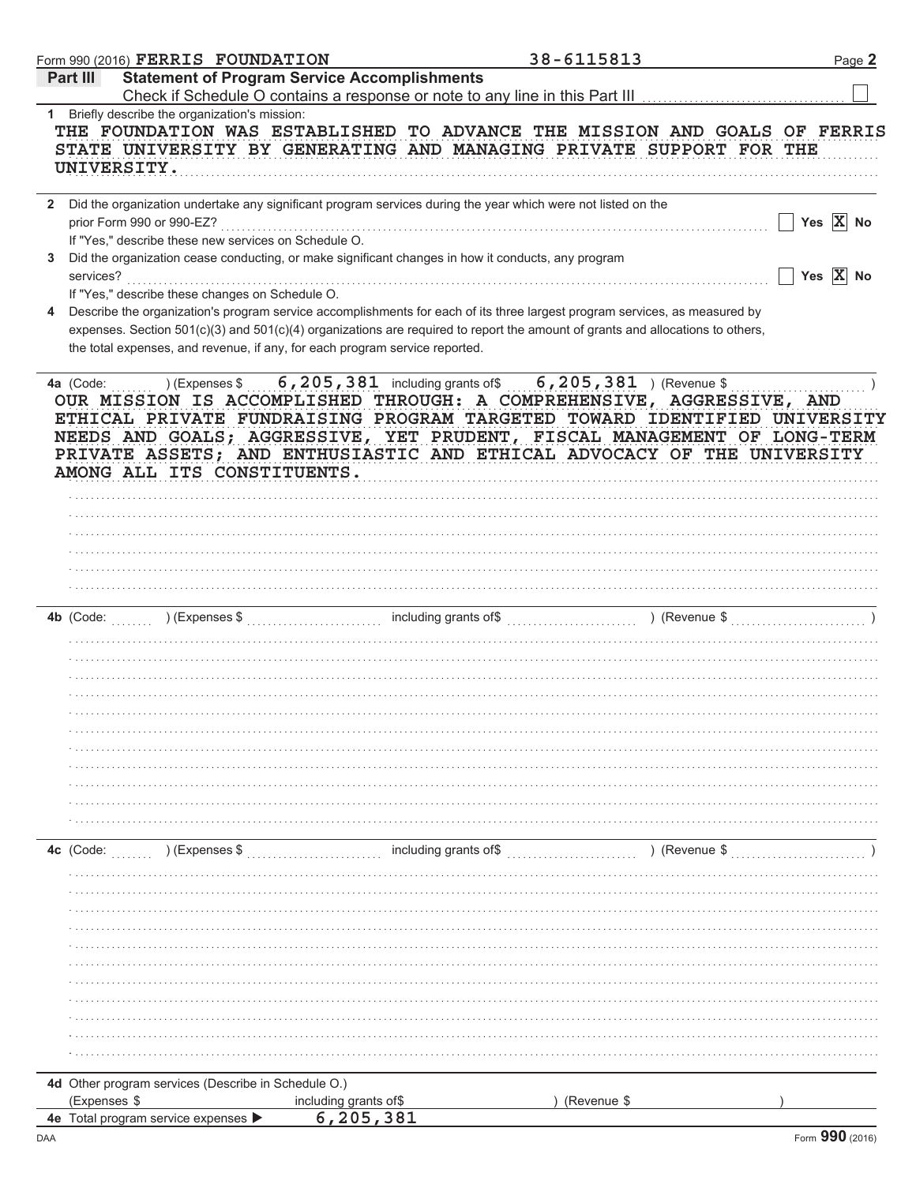Form 990 (2016) FERRIS FOUNDATION 38-6115813

## Part III Statement of Program Service Accomplishments

Check if Schedule O contains a response or note to any line in this Part III ☐

**1** Briefly describe the organization's mission:

THE FOUNDATION WAS ESTABLISHED TO ADVANCE THE MISSION AND GOALS OF FERRIS STATE UNIVERSITY BY GENERATING AND MANAGING PRIVATE SUPPORT FOR THE UNIVERSITY.

**2** Did the organization undertake any significant program services during the year which were not listed on the prior Form 990 or 990-EZ? ☐ Yes ☒ No

If "Yes," describe these new services on Schedule O.

**3** Did the organization cease conducting, or make significant changes in how it conducts, any program services? ☐ Yes ☒ No

If "Yes," describe these changes on Schedule O.

**4** Describe the organization's program service accomplishments for each of its three largest program services, as measured by expenses. Section 501(c)(3) and 501(c)(4) organizations are required to report the amount of grants and allocations to others, the total expenses, and revenue, if any, for each program service reported.

**4a** (Code: ) (Expenses $ 6,205,381 including grants of$ 6,205,381 ) (Revenue $ )

OUR MISSION IS ACCOMPLISHED THROUGH: A COMPREHENSIVE, AGGRESSIVE, AND ETHICAL PRIVATE FUNDRAISING PROGRAM TARGETED TOWARD IDENTIFIED UNIVERSITY NEEDS AND GOALS; AGGRESSIVE, YET PRUDENT, FISCAL MANAGEMENT OF LONG-TERM PRIVATE ASSETS; AND ENTHUSIASTIC AND ETHICAL ADVOCACY OF THE UNIVERSITY AMONG ALL ITS CONSTITUENTS.

**4b** (Code: ) (Expenses $ including grants of$ ) (Revenue $ )

**4c** (Code: ) (Expenses $ including grants of$ ) (Revenue $ )

**4d** Other program services (Describe in Schedule O.)

(Expenses $ including grants of$ ) (Revenue $ )

**4e** Total program service expenses ▶ 6,205,381

Form 990 (2016)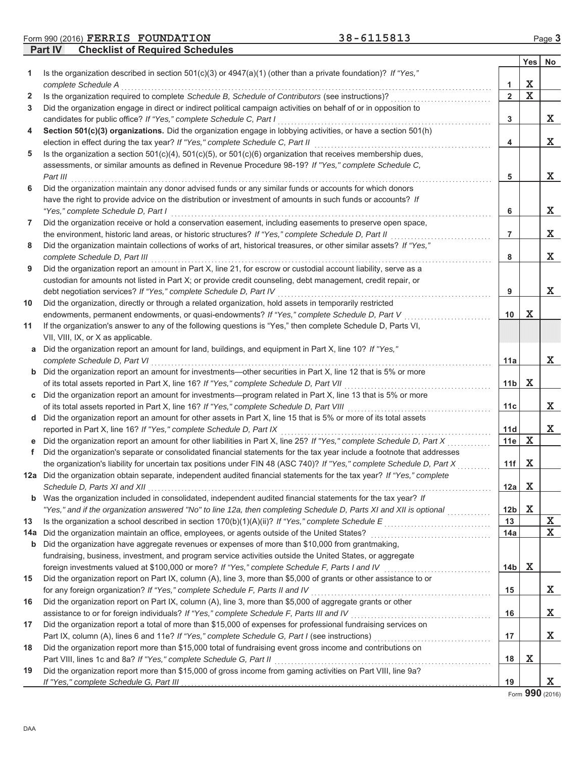Form 990 (2016) **FERRIS FOUNDATION** 38-6115813

## Part IV Checklist of Required Schedules

| | | | Yes | No |
|---|---|---|---|---|
| **1** | Is the organization described in section 501(c)(3) or 4947(a)(1) (other than a private foundation)? *If "Yes," complete Schedule A* | 1 | X | |
| **2** | Is the organization required to complete *Schedule B, Schedule of Contributors* (see instructions)? | 2 | X | |
| **3** | Did the organization engage in direct or indirect political campaign activities on behalf of or in opposition to candidates for public office? *If "Yes," complete Schedule C, Part I* | 3 | | X |
| **4** | **Section 501(c)(3) organizations.** Did the organization engage in lobbying activities, or have a section 501(h) election in effect during the tax year? *If "Yes," complete Schedule C, Part II* | 4 | | X |
| **5** | Is the organization a section 501(c)(4), 501(c)(5), or 501(c)(6) organization that receives membership dues, assessments, or similar amounts as defined in Revenue Procedure 98-19? *If "Yes," complete Schedule C, Part III* | 5 | | X |
| **6** | Did the organization maintain any donor advised funds or any similar funds or accounts for which donors have the right to provide advice on the distribution or investment of amounts in such funds or accounts? *If "Yes," complete Schedule D, Part I* | 6 | | X |
| **7** | Did the organization receive or hold a conservation easement, including easements to preserve open space, the environment, historic land areas, or historic structures? *If "Yes," complete Schedule D, Part II* | 7 | | X |
| **8** | Did the organization maintain collections of works of art, historical treasures, or other similar assets? *If "Yes," complete Schedule D, Part III* | 8 | | X |
| **9** | Did the organization report an amount in Part X, line 21, for escrow or custodial account liability, serve as a custodian for amounts not listed in Part X; or provide credit counseling, debt management, credit repair, or debt negotiation services? *If "Yes," complete Schedule D, Part IV* | 9 | | X |
| **10** | Did the organization, directly or through a related organization, hold assets in temporarily restricted endowments, permanent endowments, or quasi-endowments? *If "Yes," complete Schedule D, Part V* | 10 | X | |
| **11** | If the organization's answer to any of the following questions is "Yes," then complete Schedule D, Parts VI, VII, VIII, IX, or X as applicable. | | | |
| **a** | Did the organization report an amount for land, buildings, and equipment in Part X, line 10? *If "Yes," complete Schedule D, Part VI* | 11a | | X |
| **b** | Did the organization report an amount for investments—other securities in Part X, line 12 that is 5% or more of its total assets reported in Part X, line 16? *If "Yes," complete Schedule D, Part VII* | 11b | X | |
| **c** | Did the organization report an amount for investments—program related in Part X, line 13 that is 5% or more of its total assets reported in Part X, line 16? *If "Yes," complete Schedule D, Part VIII* | 11c | | X |
| **d** | Did the organization report an amount for other assets in Part X, line 15 that is 5% or more of its total assets reported in Part X, line 16? *If "Yes," complete Schedule D, Part IX* | 11d | | X |
| **e** | Did the organization report an amount for other liabilities in Part X, line 25? *If "Yes," complete Schedule D, Part X* | 11e | X | |
| **f** | Did the organization's separate or consolidated financial statements for the tax year include a footnote that addresses the organization's liability for uncertain tax positions under FIN 48 (ASC 740)? *If "Yes," complete Schedule D, Part X* | 11f | X | |
| **12a** | Did the organization obtain separate, independent audited financial statements for the tax year? *If "Yes," complete Schedule D, Parts XI and XII* | 12a | X | |
| **b** | Was the organization included in consolidated, independent audited financial statements for the tax year? *If "Yes," and if the organization answered "No" to line 12a, then completing Schedule D, Parts XI and XII is optional* | 12b | X | |
| **13** | Is the organization a school described in section 170(b)(1)(A)(ii)? *If "Yes," complete Schedule E* | 13 | | X |
| **14a** | Did the organization maintain an office, employees, or agents outside of the United States? | 14a | | X |
| **b** | Did the organization have aggregate revenues or expenses of more than $10,000 from grantmaking, fundraising, business, investment, and program service activities outside the United States, or aggregate foreign investments valued at $100,000 or more? *If "Yes," complete Schedule F, Parts I and IV* | 14b | X | |
| **15** | Did the organization report on Part IX, column (A), line 3, more than $5,000 of grants or other assistance to or for any foreign organization? *If "Yes," complete Schedule F, Parts II and IV* | 15 | | X |
| **16** | Did the organization report on Part IX, column (A), line 3, more than $5,000 of aggregate grants or other assistance to or for foreign individuals? *If "Yes," complete Schedule F, Parts III and IV* | 16 | | X |
| **17** | Did the organization report a total of more than $15,000 of expenses for professional fundraising services on Part IX, column (A), lines 6 and 11e? *If "Yes," complete Schedule G, Part I* (see instructions) | 17 | | X |
| **18** | Did the organization report more than $15,000 total of fundraising event gross income and contributions on Part VIII, lines 1c and 8a? *If "Yes," complete Schedule G, Part II* | 18 | X | |
| **19** | Did the organization report more than $15,000 of gross income from gaming activities on Part VIII, line 9a? *If "Yes," complete Schedule G, Part III* | 19 | | X |

Form **990** (2016)

DAA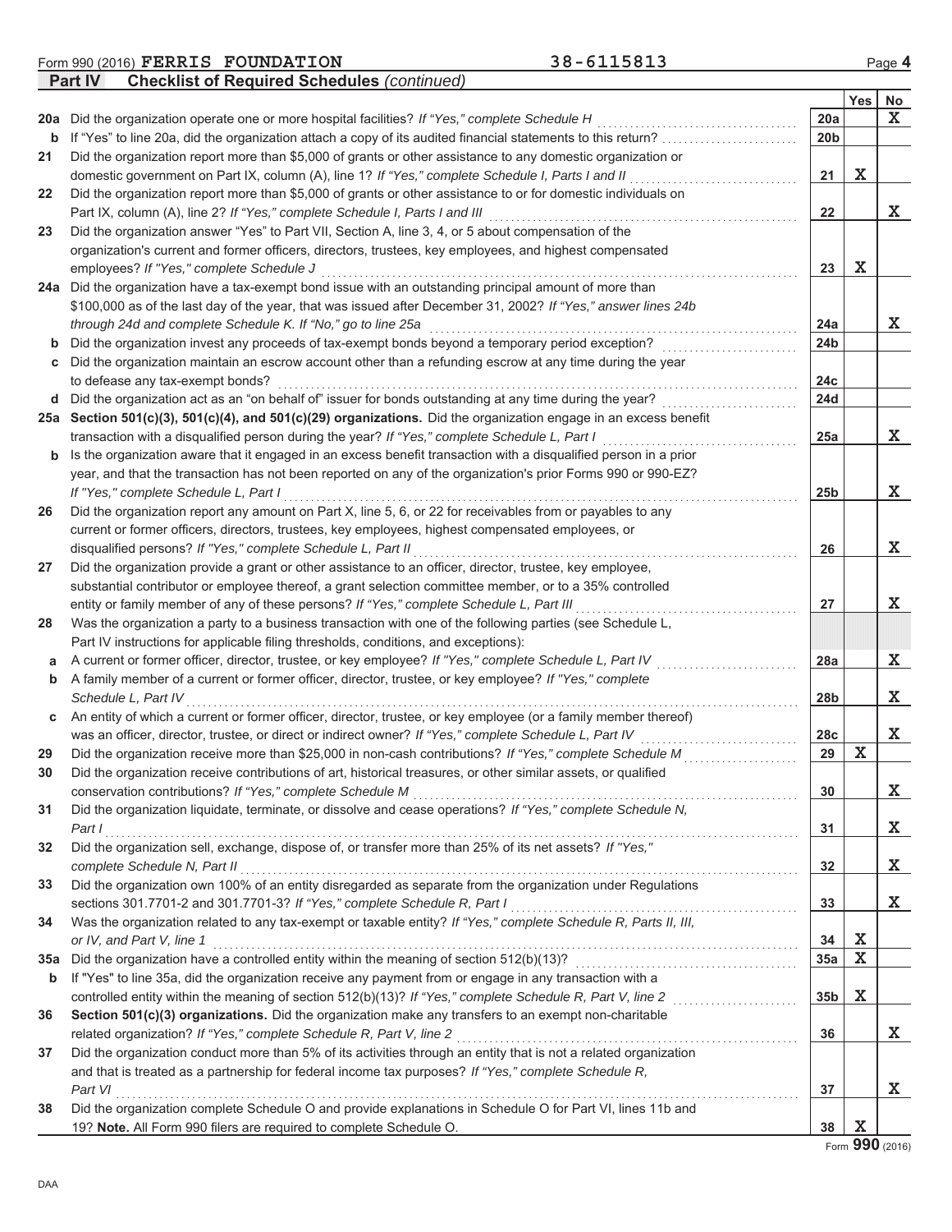Form 990 (2016) **FERRIS FOUNDATION** 38-6115813

**Part IV Checklist of Required Schedules** *(continued)*

| | | | Yes | No |
|---|---|---|---|---|
| **20a** | Did the organization operate one or more hospital facilities? *If "Yes," complete Schedule H* | 20a | | X |
| **b** | If "Yes" to line 20a, did the organization attach a copy of its audited financial statements to this return? | 20b | | |
| **21** | Did the organization report more than $5,000 of grants or other assistance to any domestic organization or domestic government on Part IX, column (A), line 1? *If "Yes," complete Schedule I, Parts I and II* | 21 | X | |
| **22** | Did the organization report more than $5,000 of grants or other assistance to or for domestic individuals on Part IX, column (A), line 2? *If "Yes," complete Schedule I, Parts I and III* | 22 | | X |
| **23** | Did the organization answer "Yes" to Part VII, Section A, line 3, 4, or 5 about compensation of the organization's current and former officers, directors, trustees, key employees, and highest compensated employees? *If "Yes," complete Schedule J* | 23 | X | |
| **24a** | Did the organization have a tax-exempt bond issue with an outstanding principal amount of more than $100,000 as of the last day of the year, that was issued after December 31, 2002? *If "Yes," answer lines 24b through 24d and complete Schedule K. If "No," go to line 25a* | 24a | | X |
| **b** | Did the organization invest any proceeds of tax-exempt bonds beyond a temporary period exception? | 24b | | |
| **c** | Did the organization maintain an escrow account other than a refunding escrow at any time during the year to defease any tax-exempt bonds? | 24c | | |
| **d** | Did the organization act as an "on behalf of" issuer for bonds outstanding at any time during the year? | 24d | | |
| **25a** | **Section 501(c)(3), 501(c)(4), and 501(c)(29) organizations.** Did the organization engage in an excess benefit transaction with a disqualified person during the year? *If "Yes," complete Schedule L, Part I* | 25a | | X |
| **b** | Is the organization aware that it engaged in an excess benefit transaction with a disqualified person in a prior year, and that the transaction has not been reported on any of the organization's prior Forms 990 or 990-EZ? *If "Yes," complete Schedule L, Part I* | 25b | | X |
| **26** | Did the organization report any amount on Part X, line 5, 6, or 22 for receivables from or payables to any current or former officers, directors, trustees, key employees, highest compensated employees, or disqualified persons? *If "Yes," complete Schedule L, Part II* | 26 | | X |
| **27** | Did the organization provide a grant or other assistance to an officer, director, trustee, key employee, substantial contributor or employee thereof, a grant selection committee member, or to a 35% controlled entity or family member of any of these persons? *If "Yes," complete Schedule L, Part III* | 27 | | X |
| **28** | Was the organization a party to a business transaction with one of the following parties (see Schedule L, Part IV instructions for applicable filing thresholds, conditions, and exceptions): | | | |
| **a** | A current or former officer, director, trustee, or key employee? *If "Yes," complete Schedule L, Part IV* | 28a | | X |
| **b** | A family member of a current or former officer, director, trustee, or key employee? *If "Yes," complete Schedule L, Part IV* | 28b | | X |
| **c** | An entity of which a current or former officer, director, trustee, or key employee (or a family member thereof) was an officer, director, trustee, or direct or indirect owner? *If "Yes," complete Schedule L, Part IV* | 28c | | X |
| **29** | Did the organization receive more than $25,000 in non-cash contributions? *If "Yes," complete Schedule M* | 29 | X | |
| **30** | Did the organization receive contributions of art, historical treasures, or other similar assets, or qualified conservation contributions? *If "Yes," complete Schedule M* | 30 | | X |
| **31** | Did the organization liquidate, terminate, or dissolve and cease operations? *If "Yes," complete Schedule N, Part I* | 31 | | X |
| **32** | Did the organization sell, exchange, dispose of, or transfer more than 25% of its net assets? *If "Yes," complete Schedule N, Part II* | 32 | | X |
| **33** | Did the organization own 100% of an entity disregarded as separate from the organization under Regulations sections 301.7701-2 and 301.7701-3? *If "Yes," complete Schedule R, Part I* | 33 | | X |
| **34** | Was the organization related to any tax-exempt or taxable entity? *If "Yes," complete Schedule R, Parts II, III, or IV, and Part V, line 1* | 34 | X | |
| **35a** | Did the organization have a controlled entity within the meaning of section 512(b)(13)? | 35a | X | |
| **b** | If "Yes" to line 35a, did the organization receive any payment from or engage in any transaction with a controlled entity within the meaning of section 512(b)(13)? *If "Yes," complete Schedule R, Part V, line 2* | 35b | X | |
| **36** | **Section 501(c)(3) organizations.** Did the organization make any transfers to an exempt non-charitable related organization? *If "Yes," complete Schedule R, Part V, line 2* | 36 | | X |
| **37** | Did the organization conduct more than 5% of its activities through an entity that is not a related organization and that is treated as a partnership for federal income tax purposes? *If "Yes," complete Schedule R, Part VI* | 37 | | X |
| **38** | Did the organization complete Schedule O and provide explanations in Schedule O for Part VI, lines 11b and 19? **Note.** All Form 990 filers are required to complete Schedule O. | 38 | X | |

Form **990** (2016)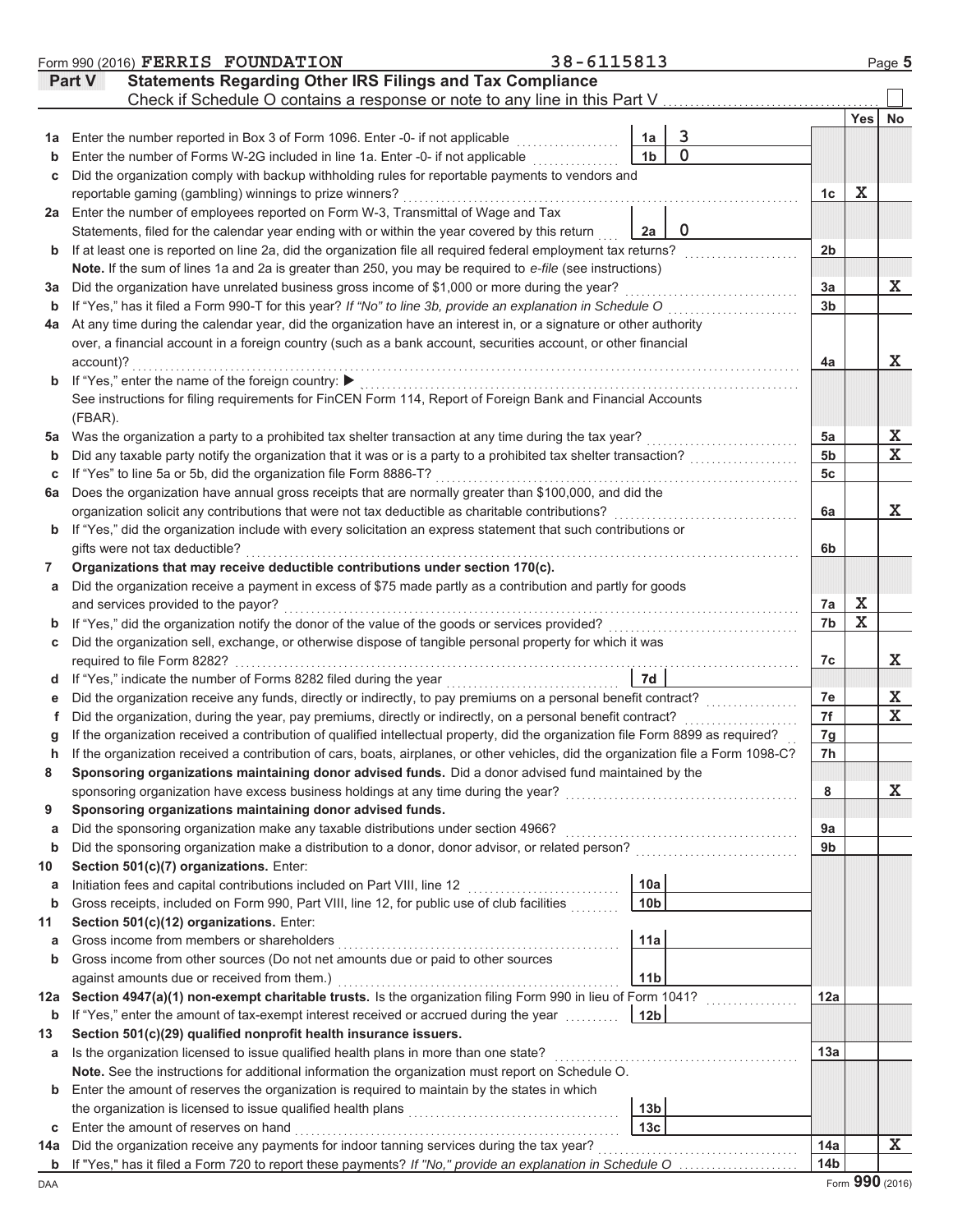Form 990 (2016) **FERRIS FOUNDATION** 38-6115813

## Part V Statements Regarding Other IRS Filings and Tax Compliance

Check if Schedule O contains a response or note to any line in this Part V ☐

| Line | Description | Box | Amount | Line | Yes | No |
|---|---|---|---|---|---|---|
| 1a | Enter the number reported in Box 3 of Form 1096. Enter -0- if not applicable | 1a | 3 | | | |
| b | Enter the number of Forms W-2G included in line 1a. Enter -0- if not applicable | 1b | 0 | | | |
| c | Did the organization comply with backup withholding rules for reportable payments to vendors and reportable gaming (gambling) winnings to prize winners? | | | 1c | X | |
| 2a | Enter the number of employees reported on Form W-3, Transmittal of Wage and Tax Statements, filed for the calendar year ending with or within the year covered by this return | 2a | 0 | | | |
| b | If at least one is reported on line 2a, did the organization file all required federal employment tax returns? | | | 2b | | |
| | **Note.** If the sum of lines 1a and 2a is greater than 250, you may be required to *e-file* (see instructions) | | | | | |
| 3a | Did the organization have unrelated business gross income of $1,000 or more during the year? | | | 3a | | X |
| b | If "Yes," has it filed a Form 990-T for this year? *If "No" to line 3b, provide an explanation in Schedule O* | | | 3b | | |
| 4a | At any time during the calendar year, did the organization have an interest in, or a signature or other authority over, a financial account in a foreign country (such as a bank account, securities account, or other financial account)? | | | 4a | | X |
| b | If "Yes," enter the name of the foreign country: ▶ | | | | | |
| | See instructions for filing requirements for FinCEN Form 114, Report of Foreign Bank and Financial Accounts (FBAR). | | | | | |
| 5a | Was the organization a party to a prohibited tax shelter transaction at any time during the tax year? | | | 5a | | X |
| b | Did any taxable party notify the organization that it was or is a party to a prohibited tax shelter transaction? | | | 5b | | X |
| c | If "Yes" to line 5a or 5b, did the organization file Form 8886-T? | | | 5c | | |
| 6a | Does the organization have annual gross receipts that are normally greater than $100,000, and did the organization solicit any contributions that were not tax deductible as charitable contributions? | | | 6a | | X |
| b | If "Yes," did the organization include with every solicitation an express statement that such contributions or gifts were not tax deductible? | | | 6b | | |
| 7 | **Organizations that may receive deductible contributions under section 170(c).** | | | | | |
| a | Did the organization receive a payment in excess of $75 made partly as a contribution and partly for goods and services provided to the payor? | | | 7a | X | |
| b | If "Yes," did the organization notify the donor of the value of the goods or services provided? | | | 7b | X | |
| c | Did the organization sell, exchange, or otherwise dispose of tangible personal property for which it was required to file Form 8282? | | | 7c | | X |
| d | If "Yes," indicate the number of Forms 8282 filed during the year | 7d | | | | |
| e | Did the organization receive any funds, directly or indirectly, to pay premiums on a personal benefit contract? | | | 7e | | X |
| f | Did the organization, during the year, pay premiums, directly or indirectly, on a personal benefit contract? | | | 7f | | X |
| g | If the organization received a contribution of qualified intellectual property, did the organization file Form 8899 as required? | | | 7g | | |
| h | If the organization received a contribution of cars, boats, airplanes, or other vehicles, did the organization file a Form 1098-C? | | | 7h | | |
| 8 | **Sponsoring organizations maintaining donor advised funds.** Did a donor advised fund maintained by the sponsoring organization have excess business holdings at any time during the year? | | | 8 | | X |
| 9 | **Sponsoring organizations maintaining donor advised funds.** | | | | | |
| a | Did the sponsoring organization make any taxable distributions under section 4966? | | | 9a | | |
| b | Did the sponsoring organization make a distribution to a donor, donor advisor, or related person? | | | 9b | | |
| 10 | **Section 501(c)(7) organizations.** Enter: | | | | | |
| a | Initiation fees and capital contributions included on Part VIII, line 12 | 10a | | | | |
| b | Gross receipts, included on Form 990, Part VIII, line 12, for public use of club facilities | 10b | | | | |
| 11 | **Section 501(c)(12) organizations.** Enter: | | | | | |
| a | Gross income from members or shareholders | 11a | | | | |
| b | Gross income from other sources (Do not net amounts due or paid to other sources against amounts due or received from them.) | 11b | | | | |
| 12a | **Section 4947(a)(1) non-exempt charitable trusts.** Is the organization filing Form 990 in lieu of Form 1041? | | | 12a | | |
| b | If "Yes," enter the amount of tax-exempt interest received or accrued during the year | 12b | | | | |
| 13 | **Section 501(c)(29) qualified nonprofit health insurance issuers.** | | | | | |
| a | Is the organization licensed to issue qualified health plans in more than one state? | | | 13a | | |
| | **Note.** See the instructions for additional information the organization must report on Schedule O. | | | | | |
| b | Enter the amount of reserves the organization is required to maintain by the states in which the organization is licensed to issue qualified health plans | 13b | | | | |
| c | Enter the amount of reserves on hand | 13c | | | | |
| 14a | Did the organization receive any payments for indoor tanning services during the tax year? | | | 14a | | X |
| b | If "Yes," has it filed a Form 720 to report these payments? *If "No," provide an explanation in Schedule O* | | | 14b | | |

DAA Form **990** (2016)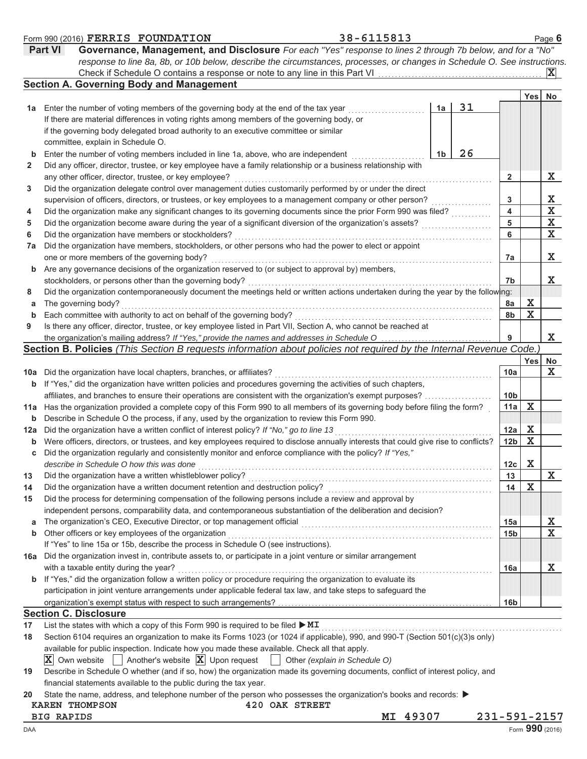Form 990 (2016) **FERRIS FOUNDATION** **38-6115813** Page 6

## Part VI Governance, Management, and Disclosure

*For each "Yes" response to lines 2 through 7b below, and for a "No" response to line 8a, 8b, or 10b below, describe the circumstances, processes, or changes in Schedule O. See instructions.*

Check if Schedule O contains a response or note to any line in this Part VI ..... [X]

### Section A. Governing Body and Management

| | | | | Yes | No |
|---|---|---|---|---|---|
| **1a** | Enter the number of voting members of the governing body at the end of the tax year. If there are material differences in voting rights among members of the governing body, or if the governing body delegated broad authority to an executive committee or similar committee, explain in Schedule O. | 1a 31 | | | |
| **b** | Enter the number of voting members included in line 1a, above, who are independent | 1b 26 | | | |
| **2** | Did any officer, director, trustee, or key employee have a family relationship or a business relationship with any other officer, director, trustee, or key employee? | | 2 | | X |
| **3** | Did the organization delegate control over management duties customarily performed by or under the direct supervision of officers, directors, or trustees, or key employees to a management company or other person? | | 3 | | X |
| **4** | Did the organization make any significant changes to its governing documents since the prior Form 990 was filed? | | 4 | | X |
| **5** | Did the organization become aware during the year of a significant diversion of the organization's assets? | | 5 | | X |
| **6** | Did the organization have members or stockholders? | | 6 | | X |
| **7a** | Did the organization have members, stockholders, or other persons who had the power to elect or appoint one or more members of the governing body? | | 7a | | X |
| **b** | Are any governance decisions of the organization reserved to (or subject to approval by) members, stockholders, or persons other than the governing body? | | 7b | | X |
| **8** | Did the organization contemporaneously document the meetings held or written actions undertaken during the year by the following: | | | | |
| **a** | The governing body? | | 8a | X | |
| **b** | Each committee with authority to act on behalf of the governing body? | | 8b | X | |
| **9** | Is there any officer, director, trustee, or key employee listed in Part VII, Section A, who cannot be reached at the organization's mailing address? *If "Yes," provide the names and addresses in Schedule O* | | 9 | | X |

### Section B. Policies *(This Section B requests information about policies not required by the Internal Revenue Code.)*

| | | | Yes | No |
|---|---|---|---|---|
| **10a** | Did the organization have local chapters, branches, or affiliates? | 10a | | X |
| **b** | If "Yes," did the organization have written policies and procedures governing the activities of such chapters, affiliates, and branches to ensure their operations are consistent with the organization's exempt purposes? | 10b | | |
| **11a** | Has the organization provided a complete copy of this Form 990 to all members of its governing body before filing the form? | 11a | X | |
| **b** | Describe in Schedule O the process, if any, used by the organization to review this Form 990. | | | |
| **12a** | Did the organization have a written conflict of interest policy? *If "No," go to line 13* | 12a | X | |
| **b** | Were officers, directors, or trustees, and key employees required to disclose annually interests that could give rise to conflicts? | 12b | X | |
| **c** | Did the organization regularly and consistently monitor and enforce compliance with the policy? *If "Yes," describe in Schedule O how this was done* | 12c | X | |
| **13** | Did the organization have a written whistleblower policy? | 13 | | X |
| **14** | Did the organization have a written document retention and destruction policy? | 14 | X | |
| **15** | Did the process for determining compensation of the following persons include a review and approval by independent persons, comparability data, and contemporaneous substantiation of the deliberation and decision? | | | |
| **a** | The organization's CEO, Executive Director, or top management official | 15a | | X |
| **b** | Other officers or key employees of the organization | 15b | | X |
| | If "Yes" to line 15a or 15b, describe the process in Schedule O (see instructions). | | | |
| **16a** | Did the organization invest in, contribute assets to, or participate in a joint venture or similar arrangement with a taxable entity during the year? | 16a | | X |
| **b** | If "Yes," did the organization follow a written policy or procedure requiring the organization to evaluate its participation in joint venture arrangements under applicable federal tax law, and take steps to safeguard the organization's exempt status with respect to such arrangements? | 16b | | |

### Section C. Disclosure

**17** List the states with which a copy of this Form 990 is required to be filed ▶ **MI**

**18** Section 6104 requires an organization to make its Forms 1023 (or 1024 if applicable), 990, and 990-T (Section 501(c)(3)s only) available for public inspection. Indicate how you made these available. Check all that apply.

[X] Own website [ ] Another's website [X] Upon request [ ] Other *(explain in Schedule O)*

**19** Describe in Schedule O whether (and if so, how) the organization made its governing documents, conflict of interest policy, and financial statements available to the public during the tax year.

**20** State the name, address, and telephone number of the person who possesses the organization's books and records: ▶

KAREN THOMPSON 420 OAK STREET
BIG RAPIDS MI 49307 231-591-2157

DAA Form **990** (2016)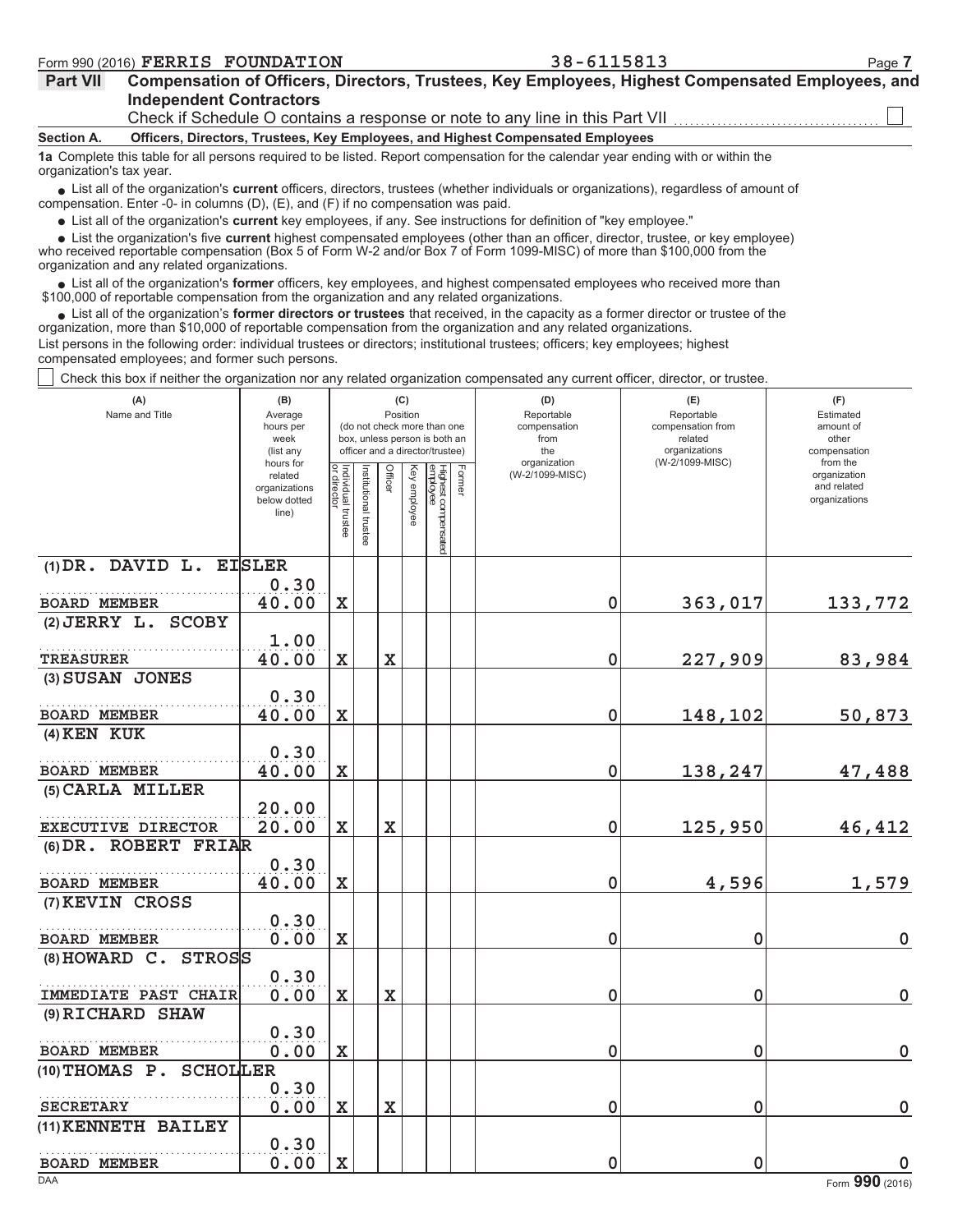Form 990 (2016) **FERRIS FOUNDATION** 38-6115813

**Part VII Compensation of Officers, Directors, Trustees, Key Employees, Highest Compensated Employees, and Independent Contractors**

Check if Schedule O contains a response or note to any line in this Part VII ☐

**Section A. Officers, Directors, Trustees, Key Employees, and Highest Compensated Employees**

**1a** Complete this table for all persons required to be listed. Report compensation for the calendar year ending with or within the organization's tax year.

- List all of the organization's **current** officers, directors, trustees (whether individuals or organizations), regardless of amount of compensation. Enter -0- in columns (D), (E), and (F) if no compensation was paid.
- List all of the organization's **current** key employees, if any. See instructions for definition of "key employee."
- List the organization's five **current** highest compensated employees (other than an officer, director, trustee, or key employee) who received reportable compensation (Box 5 of Form W-2 and/or Box 7 of Form 1099-MISC) of more than $100,000 from the organization and any related organizations.
- List all of the organization's **former** officers, key employees, and highest compensated employees who received more than $100,000 of reportable compensation from the organization and any related organizations.
- List all of the organization's **former directors or trustees** that received, in the capacity as a former director or trustee of the organization, more than $10,000 of reportable compensation from the organization and any related organizations.

List persons in the following order: individual trustees or directors; institutional trustees; officers; key employees; highest compensated employees; and former such persons.

☐ Check this box if neither the organization nor any related organization compensated any current officer, director, or trustee.

| (A) Name and Title | (B) Average hours per week (list any hours for related organizations below dotted line) | (C) Position: Individual trustee or director | Institutional trustee | Officer | Key employee | Highest compensated employee | Former | (D) Reportable compensation from the organization (W-2/1099-MISC) | (E) Reportable compensation from related organizations (W-2/1099-MISC) | (F) Estimated amount of other compensation from the organization and related organizations |
|---|---|---|---|---|---|---|---|---|---|---|
| (1) DR. DAVID L. EISLER<br>BOARD MEMBER | 0.30<br>40.00 | X | | | | | | 0 | 363,017 | 133,772 |
| (2) JERRY L. SCOBY<br>TREASURER | 1.00<br>40.00 | X | | X | | | | 0 | 227,909 | 83,984 |
| (3) SUSAN JONES<br>BOARD MEMBER | 0.30<br>40.00 | X | | | | | | 0 | 148,102 | 50,873 |
| (4) KEN KUK<br>BOARD MEMBER | 0.30<br>40.00 | X | | | | | | 0 | 138,247 | 47,488 |
| (5) CARLA MILLER<br>EXECUTIVE DIRECTOR | 20.00<br>20.00 | X | | X | | | | 0 | 125,950 | 46,412 |
| (6) DR. ROBERT FRIAR<br>BOARD MEMBER | 0.30<br>40.00 | X | | | | | | 0 | 4,596 | 1,579 |
| (7) KEVIN CROSS<br>BOARD MEMBER | 0.30<br>0.00 | X | | | | | | 0 | 0 | 0 |
| (8) HOWARD C. STROSS<br>IMMEDIATE PAST CHAIR | 0.30<br>0.00 | X | | X | | | | 0 | 0 | 0 |
| (9) RICHARD SHAW<br>BOARD MEMBER | 0.30<br>0.00 | X | | | | | | 0 | 0 | 0 |
| (10) THOMAS P. SCHOLLER<br>SECRETARY | 0.30<br>0.00 | X | | X | | | | 0 | 0 | 0 |
| (11) KENNETH BAILEY<br>BOARD MEMBER | 0.30<br>0.00 | X | | | | | | 0 | 0 | 0 |

DAA Form **990** (2016)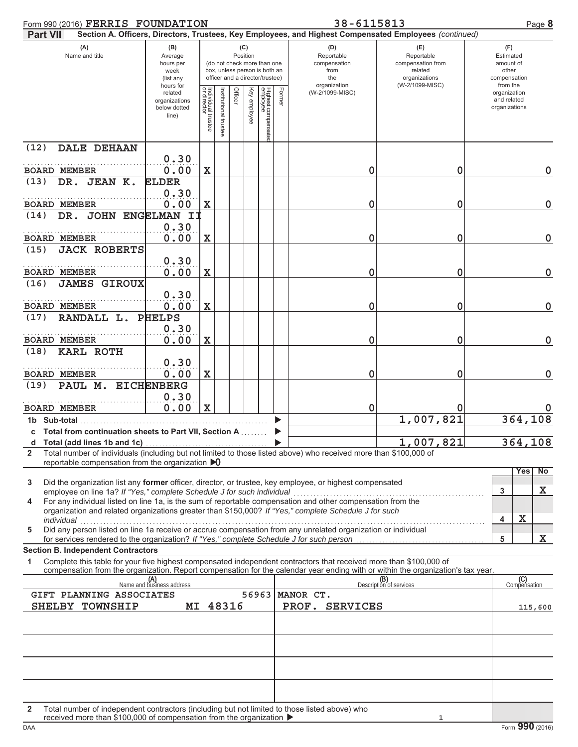Form 990 (2016) FERRIS FOUNDATION 38-6115813 Page 8

**Part VII Section A. Officers, Directors, Trustees, Key Employees, and Highest Compensated Employees** *(continued)*

| (A) Name and title | (B) Average hours per week (list any hours for related organizations below dotted line) | (C) Position: Individual trustee or director | Institutional trustee | Officer | Key employee | Highest compensated employee | Former | (D) Reportable compensation from the organization (W-2/1099-MISC) | (E) Reportable compensation from related organizations (W-2/1099-MISC) | (F) Estimated amount of other compensation from the organization and related organizations |
|---|---|---|---|---|---|---|---|---|---|---|
| (12) DALE DEHAAN<br>BOARD MEMBER | 0.30<br>0.00 | X | | | | | | 0 | 0 | 0 |
| (13) DR. JEAN K. ELDER<br>BOARD MEMBER | 0.30<br>0.00 | X | | | | | | 0 | 0 | 0 |
| (14) DR. JOHN ENGELMAN II<br>BOARD MEMBER | 0.30<br>0.00 | X | | | | | | 0 | 0 | 0 |
| (15) JACK ROBERTS<br>BOARD MEMBER | 0.30<br>0.00 | X | | | | | | 0 | 0 | 0 |
| (16) JAMES GIROUX<br>BOARD MEMBER | 0.30<br>0.00 | X | | | | | | 0 | 0 | 0 |
| (17) RANDALL L. PHELPS<br>BOARD MEMBER | 0.30<br>0.00 | X | | | | | | 0 | 0 | 0 |
| (18) KARL ROTH<br>BOARD MEMBER | 0.30<br>0.00 | X | | | | | | 0 | 0 | 0 |
| (19) PAUL M. EICHENBERG<br>BOARD MEMBER | 0.30<br>0.00 | X | | | | | | 0 | 0 | 0 |
| 1b Sub-total | | | | | | | | | 1,007,821 | 364,108 |
| c Total from continuation sheets to Part VII, Section A | | | | | | | | | | |
| d Total (add lines 1b and 1c) | | | | | | | | | 1,007,821 | 364,108 |

2 Total number of individuals (including but not limited to those listed above) who received more than $100,000 of reportable compensation from the organization ▶ 0

| | | | Yes | No |
|---|---|---|---|---|
| 3 | Did the organization list any **former** officer, director, or trustee, key employee, or highest compensated employee on line 1a? *If "Yes," complete Schedule J for such individual* | 3 | | X |
| 4 | For any individual listed on line 1a, is the sum of reportable compensation and other compensation from the organization and related organizations greater than $150,000? *If "Yes," complete Schedule J for such individual* | 4 | X | |
| 5 | Did any person listed on line 1a receive or accrue compensation from any unrelated organization or individual for services rendered to the organization? *If "Yes," complete Schedule J for such person* | 5 | | X |

**Section B. Independent Contractors**

1 Complete this table for your five highest compensated independent contractors that received more than $100,000 of compensation from the organization. Report compensation for the calendar year ending with or within the organization's tax year.

| (A) Name and business address | (B) Description of services | (C) Compensation |
|---|---|---|
| GIFT PLANNING ASSOCIATES 56963 MANOR CT.<br>SHELBY TOWNSHIP MI 48316 | PROF. SERVICES | 115,600 |
| | | |
| | | |
| | | |
| | | |

2 Total number of independent contractors (including but not limited to those listed above) who received more than $100,000 of compensation from the organization ▶ 1

DAA Form **990** (2016)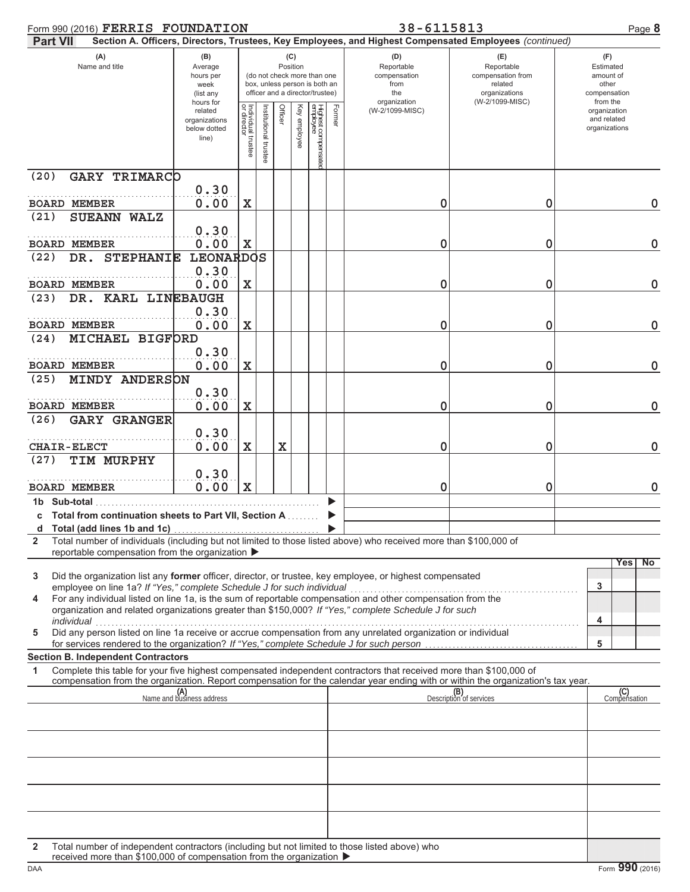Form 990 (2016) **FERRIS FOUNDATION** 38-6115813 Page **8**

**Part VII** Section A. Officers, Directors, Trustees, Key Employees, and Highest Compensated Employees *(continued)*

| (A) Name and title | (B) Average hours per week (list any hours for related organizations below dotted line) | (C) Position: Individual trustee or director | Institutional trustee | Officer | Key employee | Highest compensated employee | Former | (D) Reportable compensation from the organization (W-2/1099-MISC) | (E) Reportable compensation from related organizations (W-2/1099-MISC) | (F) Estimated amount of other compensation from the organization and related organizations |
|---|---|---|---|---|---|---|---|---|---|---|
| (20) GARY TRIMARCO<br>BOARD MEMBER | 0.30<br>0.00 | X | | | | | | 0 | 0 | 0 |
| (21) SUEANN WALZ<br>BOARD MEMBER | 0.30<br>0.00 | X | | | | | | 0 | 0 | 0 |
| (22) DR. STEPHANIE LEONARDOS<br>BOARD MEMBER | 0.30<br>0.00 | X | | | | | | 0 | 0 | 0 |
| (23) DR. KARL LINEBAUGH<br>BOARD MEMBER | 0.30<br>0.00 | X | | | | | | 0 | 0 | 0 |
| (24) MICHAEL BIGFORD<br>BOARD MEMBER | 0.30<br>0.00 | X | | | | | | 0 | 0 | 0 |
| (25) MINDY ANDERSON<br>BOARD MEMBER | 0.30<br>0.00 | X | | | | | | 0 | 0 | 0 |
| (26) GARY GRANGER<br>CHAIR-ELECT | 0.30<br>0.00 | X | | X | | | | 0 | 0 | 0 |
| (27) TIM MURPHY<br>BOARD MEMBER | 0.30<br>0.00 | X | | | | | | 0 | 0 | 0 |

1b Sub-total ▶

c Total from continuation sheets to Part VII, Section A ▶

d Total (add lines 1b and 1c) ▶

2 Total number of individuals (including but not limited to those listed above) who received more than $100,000 of reportable compensation from the organization ▶

| | | Yes | No |
|---|---|---|---|
| 3 Did the organization list any **former** officer, director, or trustee, key employee, or highest compensated employee on line 1a? *If "Yes," complete Schedule J for such individual* | 3 | | |
| 4 For any individual listed on line 1a, is the sum of reportable compensation and other compensation from the organization and related organizations greater than $150,000? *If "Yes," complete Schedule J for such individual* | 4 | | |
| 5 Did any person listed on line 1a receive or accrue compensation from any unrelated organization or individual for services rendered to the organization? *If "Yes," complete Schedule J for such person* | 5 | | |

**Section B. Independent Contractors**

1 Complete this table for your five highest compensated independent contractors that received more than $100,000 of compensation from the organization. Report compensation for the calendar year ending with or within the organization's tax year.

| (A) Name and business address | (B) Description of services | (C) Compensation |
|---|---|---|
| | | |
| | | |
| | | |
| | | |
| | | |

2 Total number of independent contractors (including but not limited to those listed above) who received more than $100,000 of compensation from the organization ▶

DAA Form **990** (2016)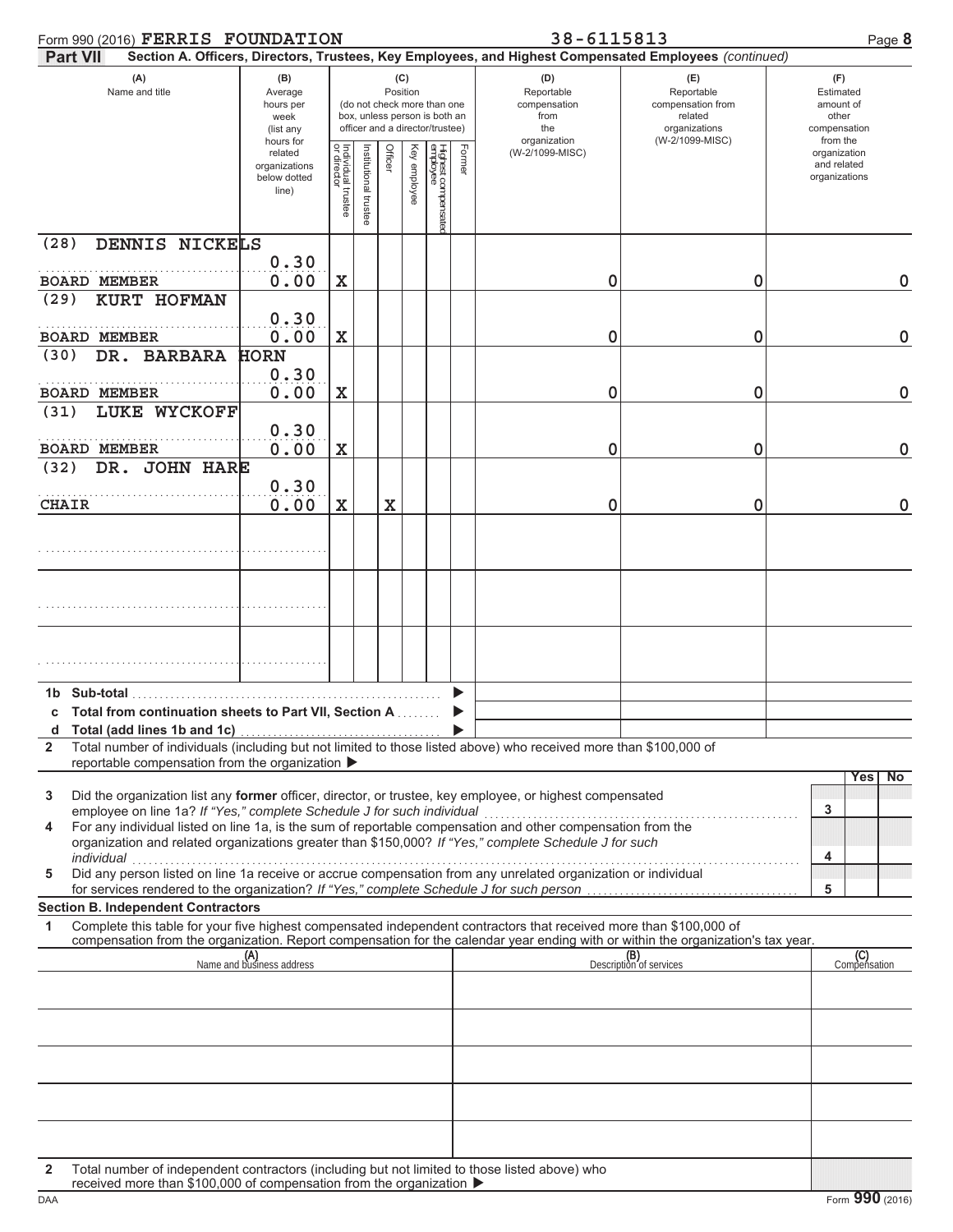Form 990 (2016) **FERRIS FOUNDATION** 38-6115813

**Part VII** **Section A. Officers, Directors, Trustees, Key Employees, and Highest Compensated Employees** *(continued)*

| (A) Name and title | (B) Average hours per week (list any hours for related organizations below dotted line) | (C) Position: Individual trustee or director | Institutional trustee | Officer | Key employee | Highest compensated employee | Former | (D) Reportable compensation from the organization (W-2/1099-MISC) | (E) Reportable compensation from related organizations (W-2/1099-MISC) | (F) Estimated amount of other compensation from the organization and related organizations |
|---|---|---|---|---|---|---|---|---|---|---|
| (28) DENNIS NICKELS<br>BOARD MEMBER | 0.30<br>0.00 | X | | | | | | 0 | 0 | 0 |
| (29) KURT HOFMAN<br>BOARD MEMBER | 0.30<br>0.00 | X | | | | | | 0 | 0 | 0 |
| (30) DR. BARBARA HORN<br>BOARD MEMBER | 0.30<br>0.00 | X | | | | | | 0 | 0 | 0 |
| (31) LUKE WYCKOFF<br>BOARD MEMBER | 0.30<br>0.00 | X | | | | | | 0 | 0 | 0 |
| (32) DR. JOHN HARE<br>CHAIR | 0.30<br>0.00 | X | | X | | | | 0 | 0 | 0 |
| | | | | | | | | | | |
| | | | | | | | | | | |
| | | | | | | | | | | |

**1b Sub-total** ▶

**c Total from continuation sheets to Part VII, Section A** ▶

**d Total (add lines 1b and 1c)** ▶

**2** Total number of individuals (including but not limited to those listed above) who received more than $100,000 of reportable compensation from the organization ▶

| | | Yes | No |
|---|---|---|---|
| **3** Did the organization list any **former** officer, director, or trustee, key employee, or highest compensated employee on line 1a? *If "Yes," complete Schedule J for such individual* | 3 | | |
| **4** For any individual listed on line 1a, is the sum of reportable compensation and other compensation from the organization and related organizations greater than $150,000? *If "Yes," complete Schedule J for such individual* | 4 | | |
| **5** Did any person listed on line 1a receive or accrue compensation from any unrelated organization or individual for services rendered to the organization? *If "Yes," complete Schedule J for such person* | 5 | | |

**Section B. Independent Contractors**

**1** Complete this table for your five highest compensated independent contractors that received more than $100,000 of compensation from the organization. Report compensation for the calendar year ending with or within the organization's tax year.

| (A) Name and business address | (B) Description of services | (C) Compensation |
|---|---|---|
| | | |
| | | |
| | | |
| | | |
| | | |

**2** Total number of independent contractors (including but not limited to those listed above) who received more than $100,000 of compensation from the organization ▶

Form **990** (2016)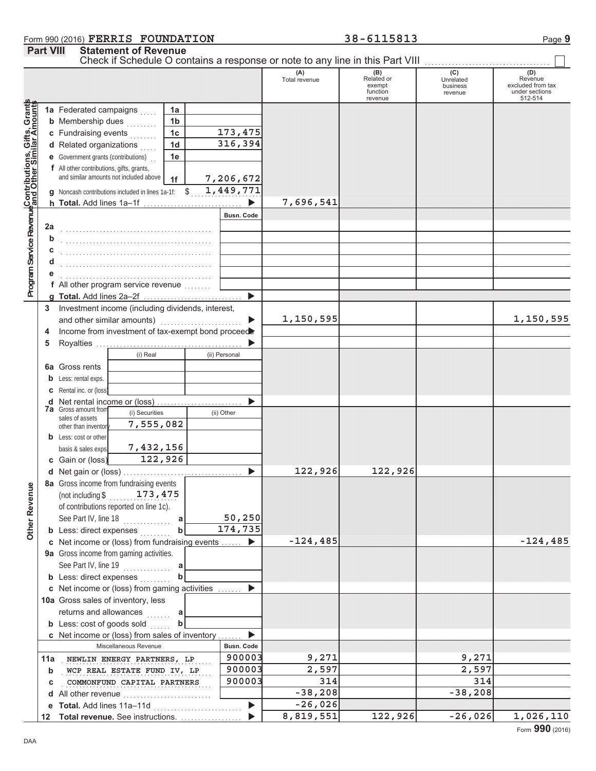Form 990 (2016) **FERRIS FOUNDATION** 38-6115813 Page 9

## Part VIII Statement of Revenue

Check if Schedule O contains a response or note to any line in this Part VIII ☐

| | | | (A) Total revenue | (B) Related or exempt function revenue | (C) Unrelated business revenue | (D) Revenue excluded from tax under sections 512-514 |
|---|---|---|---|---|---|---|
| **Contributions, Gifts, Grants and Other Similar Amounts** | 1a Federated campaigns | 1a | | | | |
| | b Membership dues | 1b | | | | |
| | c Fundraising events | 1c 173,475 | | | | |
| | d Related organizations | 1d 316,394 | | | | |
| | e Government grants (contributions) | 1e | | | | |
| | f All other contributions, gifts, grants, and similar amounts not included above | 1f 7,206,672 | | | | |
| | g Noncash contributions included in lines 1a-1f: $ 1,449,771 | | | | | |
| | h **Total.** Add lines 1a–1f | ▶ | 7,696,541 | | | |
| **Program Service Revenue** | | Busn. Code | | | | |
| | 2a | | | | | |
| | b | | | | | |
| | c | | | | | |
| | d | | | | | |
| | e | | | | | |
| | f All other program service revenue | | | | | |
| | g **Total.** Add lines 2a–2f | ▶ | | | | |
| **Other Revenue** | 3 Investment income (including dividends, interest, and other similar amounts) | ▶ | 1,150,595 | | | 1,150,595 |
| | 4 Income from investment of tax-exempt bond proceeds | ▶ | | | | |
| | 5 Royalties | ▶ | | | | |
| | | (i) Real / (ii) Personal | | | | |
| | 6a Gross rents | | | | | |
| | b Less: rental exps. | | | | | |
| | c Rental inc. or (loss) | | | | | |
| | d Net rental income or (loss) | ▶ | | | | |
| | 7a Gross amount from sales of assets other than inventory | (i) Securities 7,555,082 / (ii) Other | | | | |
| | b Less: cost or other basis & sales exps. | (i) Securities 7,432,156 / (ii) Other | | | | |
| | c Gain or (loss) | (i) Securities 122,926 / (ii) Other | | | | |
| | d Net gain or (loss) | ▶ | 122,926 | 122,926 | | |
| | 8a Gross income from fundraising events (not including $ 173,475 of contributions reported on line 1c). See Part IV, line 18 | a 50,250 | | | | |
| | b Less: direct expenses | b 174,735 | | | | |
| | c Net income or (loss) from fundraising events | ▶ | -124,485 | | | -124,485 |
| | 9a Gross income from gaming activities. See Part IV, line 19 | a | | | | |
| | b Less: direct expenses | b | | | | |
| | c Net income or (loss) from gaming activities | ▶ | | | | |
| | 10a Gross sales of inventory, less returns and allowances | a | | | | |
| | b Less: cost of goods sold | b | | | | |
| | c Net income or (loss) from sales of inventory | ▶ | | | | |
| | Miscellaneous Revenue | Busn. Code | | | | |
| | 11a NEWLIN ENERGY PARTNERS, LP | 900003 | 9,271 | | 9,271 | |
| | b WCP REAL ESTATE FUND IV, LP | 900003 | 2,597 | | 2,597 | |
| | c COMMONFUND CAPITAL PARTNERS | 900003 | 314 | | 314 | |
| | d All other revenue | | -38,208 | | -38,208 | |
| | e **Total.** Add lines 11a–11d | ▶ | -26,026 | | | |
| | 12 **Total revenue.** See instructions. | ▶ | 8,819,551 | 122,926 | -26,026 | 1,026,110 |

DAA Form **990** (2016)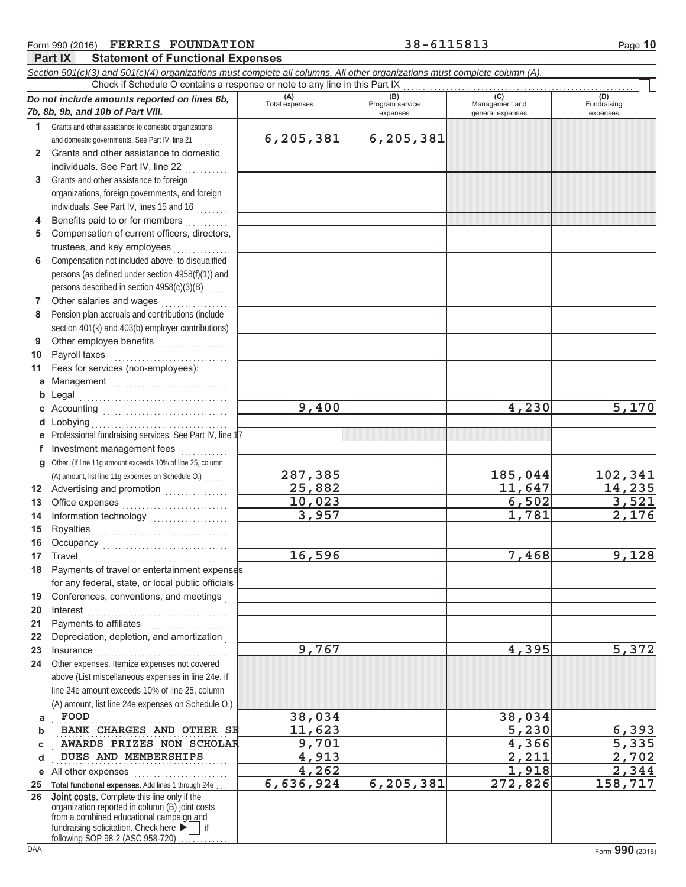Form 990 (2016) **FERRIS FOUNDATION** 38-6115813 Page **10**

## Part IX Statement of Functional Expenses

*Section 501(c)(3) and 501(c)(4) organizations must complete all columns. All other organizations must complete column (A).*

Check if Schedule O contains a response or note to any line in this Part IX ☐

| *Do not include amounts reported on lines 6b, 7b, 8b, 9b, and 10b of Part VIII.* | (A) Total expenses | (B) Program service expenses | (C) Management and general expenses | (D) Fundraising expenses |
|---|---|---|---|---|
| **1** Grants and other assistance to domestic organizations and domestic governments. See Part IV, line 21 | 6,205,381 | 6,205,381 | | |
| **2** Grants and other assistance to domestic individuals. See Part IV, line 22 | | | | |
| **3** Grants and other assistance to foreign organizations, foreign governments, and foreign individuals. See Part IV, lines 15 and 16 | | | | |
| **4** Benefits paid to or for members | | | | |
| **5** Compensation of current officers, directors, trustees, and key employees | | | | |
| **6** Compensation not included above, to disqualified persons (as defined under section 4958(f)(1)) and persons described in section 4958(c)(3)(B) | | | | |
| **7** Other salaries and wages | | | | |
| **8** Pension plan accruals and contributions (include section 401(k) and 403(b) employer contributions) | | | | |
| **9** Other employee benefits | | | | |
| **10** Payroll taxes | | | | |
| **11** Fees for services (non-employees): | | | | |
| **a** Management | | | | |
| **b** Legal | | | | |
| **c** Accounting | 9,400 | | 4,230 | 5,170 |
| **d** Lobbying | | | | |
| **e** Professional fundraising services. See Part IV, line 17 | | | | |
| **f** Investment management fees | | | | |
| **g** Other. (If line 11g amount exceeds 10% of line 25, column (A) amount, list line 11g expenses on Schedule O.) | 287,385 | | 185,044 | 102,341 |
| **12** Advertising and promotion | 25,882 | | 11,647 | 14,235 |
| **13** Office expenses | 10,023 | | 6,502 | 3,521 |
| **14** Information technology | 3,957 | | 1,781 | 2,176 |
| **15** Royalties | | | | |
| **16** Occupancy | | | | |
| **17** Travel | 16,596 | | 7,468 | 9,128 |
| **18** Payments of travel or entertainment expenses for any federal, state, or local public officials | | | | |
| **19** Conferences, conventions, and meetings | | | | |
| **20** Interest | | | | |
| **21** Payments to affiliates | | | | |
| **22** Depreciation, depletion, and amortization | | | | |
| **23** Insurance | 9,767 | | 4,395 | 5,372 |
| **24** Other expenses. Itemize expenses not covered above (List miscellaneous expenses in line 24e. If line 24e amount exceeds 10% of line 25, column (A) amount, list line 24e expenses on Schedule O.) | | | | |
| **a** FOOD | 38,034 | | 38,034 | |
| **b** BANK CHARGES AND OTHER SE | 11,623 | | 5,230 | 6,393 |
| **c** AWARDS PRIZES NON SCHOLAR | 9,701 | | 4,366 | 5,335 |
| **d** DUES AND MEMBERSHIPS | 4,913 | | 2,211 | 2,702 |
| **e** All other expenses | 4,262 | | 1,918 | 2,344 |
| **25 Total functional expenses.** Add lines 1 through 24e | 6,636,924 | 6,205,381 | 272,826 | 158,717 |
| **26 Joint costs.** Complete this line only if the organization reported in column (B) joint costs from a combined educational campaign and fundraising solicitation. Check here ▶ ☐ if following SOP 98-2 (ASC 958-720) | | | | |

DAA Form **990** (2016)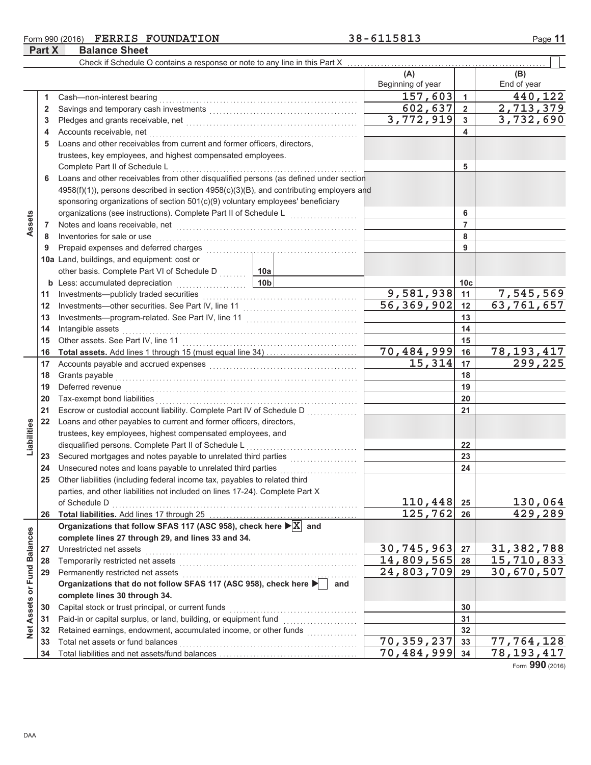Form 990 (2016) **FERRIS FOUNDATION** 38-6115813 Page **11**

## Part X Balance Sheet

Check if Schedule O contains a response or note to any line in this Part X ☐

| | | | (A) Beginning of year | | (B) End of year |
|---|---|---|---|---|---|
| **Assets** | 1 | Cash—non-interest bearing | 157,603 | 1 | 440,122 |
| | 2 | Savings and temporary cash investments | 602,637 | 2 | 2,713,379 |
| | 3 | Pledges and grants receivable, net | 3,772,919 | 3 | 3,732,690 |
| | 4 | Accounts receivable, net | | 4 | |
| | 5 | Loans and other receivables from current and former officers, directors, trustees, key employees, and highest compensated employees. Complete Part II of Schedule L | | 5 | |
| | 6 | Loans and other receivables from other disqualified persons (as defined under section 4958(f)(1)), persons described in section 4958(c)(3)(B), and contributing employers and sponsoring organizations of section 501(c)(9) voluntary employees' beneficiary organizations (see instructions). Complete Part II of Schedule L | | 6 | |
| | 7 | Notes and loans receivable, net | | 7 | |
| | 8 | Inventories for sale or use | | 8 | |
| | 9 | Prepaid expenses and deferred charges | | 9 | |
| | 10a | Land, buildings, and equipment: cost or other basis. Complete Part VI of Schedule D — 10a | | | |
| | b | Less: accumulated depreciation — 10b | | 10c | |
| | 11 | Investments—publicly traded securities | 9,581,938 | 11 | 7,545,569 |
| | 12 | Investments—other securities. See Part IV, line 11 | 56,369,902 | 12 | 63,761,657 |
| | 13 | Investments—program-related. See Part IV, line 11 | | 13 | |
| | 14 | Intangible assets | | 14 | |
| | 15 | Other assets. See Part IV, line 11 | | 15 | |
| | 16 | **Total assets.** Add lines 1 through 15 (must equal line 34) | 70,484,999 | 16 | 78,193,417 |
| **Liabilities** | 17 | Accounts payable and accrued expenses | 15,314 | 17 | 299,225 |
| | 18 | Grants payable | | 18 | |
| | 19 | Deferred revenue | | 19 | |
| | 20 | Tax-exempt bond liabilities | | 20 | |
| | 21 | Escrow or custodial account liability. Complete Part IV of Schedule D | | 21 | |
| | 22 | Loans and other payables to current and former officers, directors, trustees, key employees, highest compensated employees, and disqualified persons. Complete Part II of Schedule L | | 22 | |
| | 23 | Secured mortgages and notes payable to unrelated third parties | | 23 | |
| | 24 | Unsecured notes and loans payable to unrelated third parties | | 24 | |
| | 25 | Other liabilities (including federal income tax, payables to related third parties, and other liabilities not included on lines 17-24). Complete Part X of Schedule D | 110,448 | 25 | 130,064 |
| | 26 | **Total liabilities.** Add lines 17 through 25 | 125,762 | 26 | 429,289 |
| **Net Assets or Fund Balances** | | **Organizations that follow SFAS 117 (ASC 958), check here ▶ ☒ and complete lines 27 through 29, and lines 33 and 34.** | | | |
| | 27 | Unrestricted net assets | 30,745,963 | 27 | 31,382,788 |
| | 28 | Temporarily restricted net assets | 14,809,565 | 28 | 15,710,833 |
| | 29 | Permanently restricted net assets | 24,803,709 | 29 | 30,670,507 |
| | | **Organizations that do not follow SFAS 117 (ASC 958), check here ▶ ☐ and complete lines 30 through 34.** | | | |
| | 30 | Capital stock or trust principal, or current funds | | 30 | |
| | 31 | Paid-in or capital surplus, or land, building, or equipment fund | | 31 | |
| | 32 | Retained earnings, endowment, accumulated income, or other funds | | 32 | |
| | 33 | Total net assets or fund balances | 70,359,237 | 33 | 77,764,128 |
| | 34 | Total liabilities and net assets/fund balances | 70,484,999 | 34 | 78,193,417 |

Form **990** (2016)

DAA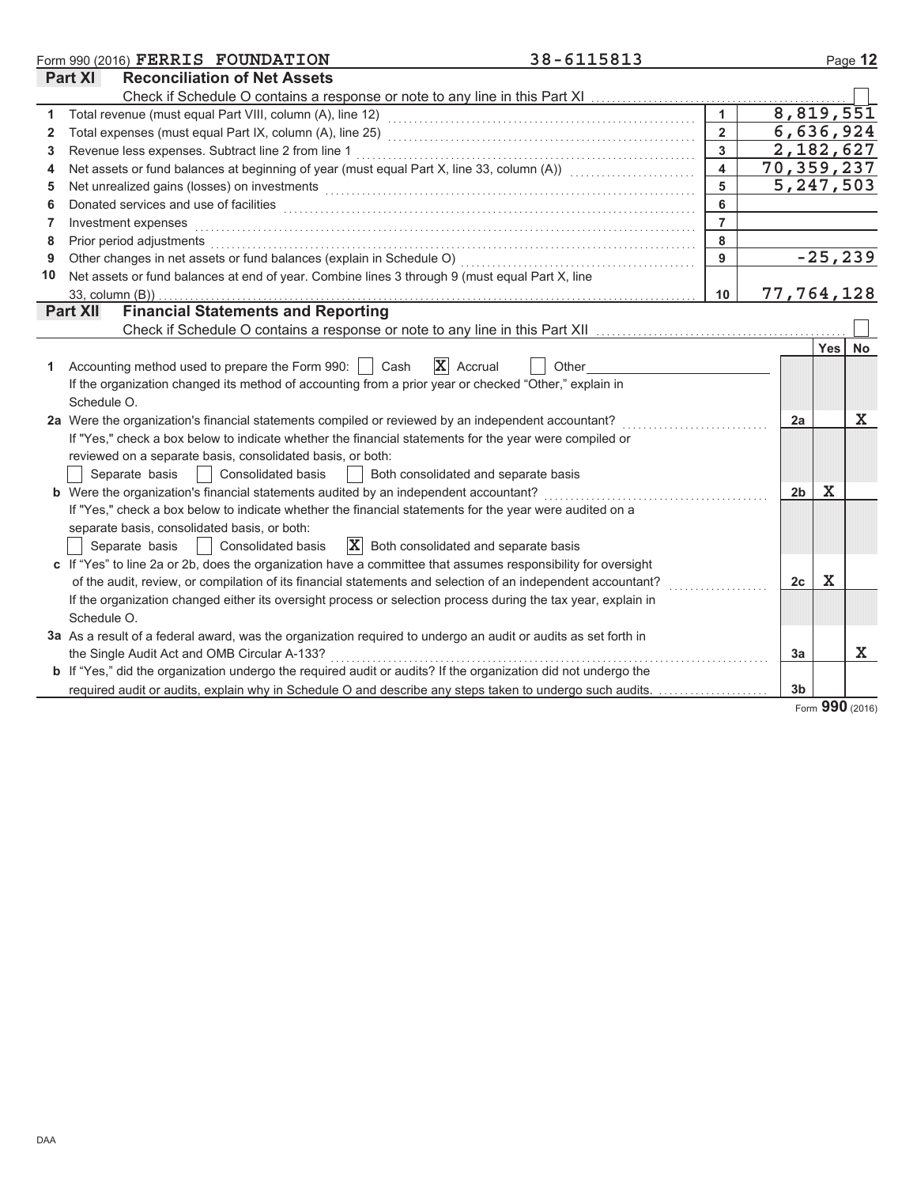Form 990 (2016) **FERRIS FOUNDATION** 38-6115813 Page 12

## Part XI Reconciliation of Net Assets

Check if Schedule O contains a response or note to any line in this Part XI ☐

| | | | |
|---|---|---|---|
| 1 | Total revenue (must equal Part VIII, column (A), line 12) | 1 | 8,819,551 |
| 2 | Total expenses (must equal Part IX, column (A), line 25) | 2 | 6,636,924 |
| 3 | Revenue less expenses. Subtract line 2 from line 1 | 3 | 2,182,627 |
| 4 | Net assets or fund balances at beginning of year (must equal Part X, line 33, column (A)) | 4 | 70,359,237 |
| 5 | Net unrealized gains (losses) on investments | 5 | 5,247,503 |
| 6 | Donated services and use of facilities | 6 | |
| 7 | Investment expenses | 7 | |
| 8 | Prior period adjustments | 8 | |
| 9 | Other changes in net assets or fund balances (explain in Schedule O) | 9 | -25,239 |
| 10 | Net assets or fund balances at end of year. Combine lines 3 through 9 (must equal Part X, line 33, column (B)) | 10 | 77,764,128 |

## Part XII Financial Statements and Reporting

Check if Schedule O contains a response or note to any line in this Part XII ☐

| | | | Yes | No |
|---|---|---|---|---|
| 1 | Accounting method used to prepare the Form 990: ☐ Cash ☒ Accrual ☐ Other<br>If the organization changed its method of accounting from a prior year or checked "Other," explain in Schedule O. | | | |
| 2a | Were the organization's financial statements compiled or reviewed by an independent accountant?<br>If "Yes," check a box below to indicate whether the financial statements for the year were compiled or reviewed on a separate basis, consolidated basis, or both:<br>☐ Separate basis ☐ Consolidated basis ☐ Both consolidated and separate basis | 2a | | X |
| b | Were the organization's financial statements audited by an independent accountant?<br>If "Yes," check a box below to indicate whether the financial statements for the year were audited on a separate basis, consolidated basis, or both:<br>☐ Separate basis ☐ Consolidated basis ☒ Both consolidated and separate basis | 2b | X | |
| c | If "Yes" to line 2a or 2b, does the organization have a committee that assumes responsibility for oversight of the audit, review, or compilation of its financial statements and selection of an independent accountant?<br>If the organization changed either its oversight process or selection process during the tax year, explain in Schedule O. | 2c | X | |
| 3a | As a result of a federal award, was the organization required to undergo an audit or audits as set forth in the Single Audit Act and OMB Circular A-133? | 3a | | X |
| b | If "Yes," did the organization undergo the required audit or audits? If the organization did not undergo the required audit or audits, explain why in Schedule O and describe any steps taken to undergo such audits. | 3b | | |

Form **990** (2016)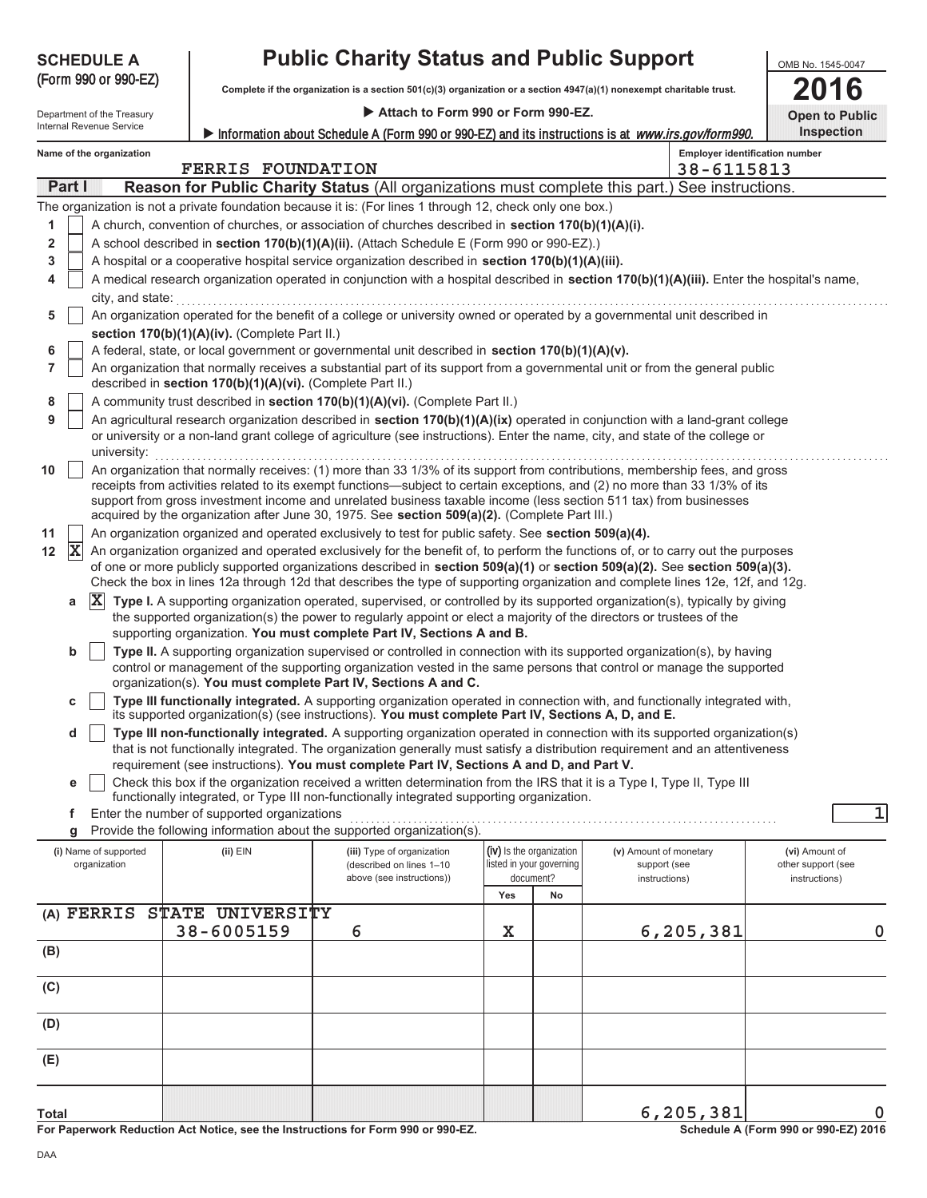# SCHEDULE A (Form 990 or 990-EZ)

Department of the Treasury
Internal Revenue Service

# Public Charity Status and Public Support

**Complete if the organization is a section 501(c)(3) organization or a section 4947(a)(1) nonexempt charitable trust.**

▶ **Attach to Form 990 or Form 990-EZ.**

▶ **Information about Schedule A (Form 990 or 990-EZ) and its instructions is at** ***www.irs.gov/form990.***

OMB No. 1545-0047

**2016**

**Open to Public Inspection**

**Name of the organization:** FERRIS FOUNDATION

**Employer identification number:** 38-6115813

## Part I — Reason for Public Charity Status (All organizations must complete this part.) See instructions.

The organization is not a private foundation because it is: (For lines 1 through 12, check only one box.)

1. [ ] A church, convention of churches, or association of churches described in **section 170(b)(1)(A)(i).**
2. [ ] A school described in **section 170(b)(1)(A)(ii).** (Attach Schedule E (Form 990 or 990-EZ).)
3. [ ] A hospital or a cooperative hospital service organization described in **section 170(b)(1)(A)(iii).**
4. [ ] A medical research organization operated in conjunction with a hospital described in **section 170(b)(1)(A)(iii).** Enter the hospital's name, city, and state:
5. [ ] An organization operated for the benefit of a college or university owned or operated by a governmental unit described in **section 170(b)(1)(A)(iv).** (Complete Part II.)
6. [ ] A federal, state, or local government or governmental unit described in **section 170(b)(1)(A)(v).**
7. [ ] An organization that normally receives a substantial part of its support from a governmental unit or from the general public described in **section 170(b)(1)(A)(vi).** (Complete Part II.)
8. [ ] A community trust described in **section 170(b)(1)(A)(vi).** (Complete Part II.)
9. [ ] An agricultural research organization described in **section 170(b)(1)(A)(ix)** operated in conjunction with a land-grant college or university or a non-land grant college of agriculture (see instructions). Enter the name, city, and state of the college or university:
10. [ ] An organization that normally receives: (1) more than 33 1/3% of its support from contributions, membership fees, and gross receipts from activities related to its exempt functions—subject to certain exceptions, and (2) no more than 33 1/3% of its support from gross investment income and unrelated business taxable income (less section 511 tax) from businesses acquired by the organization after June 30, 1975. See **section 509(a)(2).** (Complete Part III.)
11. [ ] An organization organized and operated exclusively to test for public safety. See **section 509(a)(4).**
12. [X] An organization organized and operated exclusively for the benefit of, to perform the functions of, or to carry out the purposes of one or more publicly supported organizations described in **section 509(a)(1)** or **section 509(a)(2).** See **section 509(a)(3).** Check the box in lines 12a through 12d that describes the type of supporting organization and complete lines 12e, 12f, and 12g.
   - **a** [X] **Type I.** A supporting organization operated, supervised, or controlled by its supported organization(s), typically by giving the supported organization(s) the power to regularly appoint or elect a majority of the directors or trustees of the supporting organization. **You must complete Part IV, Sections A and B.**
   - **b** [ ] **Type II.** A supporting organization supervised or controlled in connection with its supported organization(s), by having control or management of the supporting organization vested in the same persons that control or manage the supported organization(s). **You must complete Part IV, Sections A and C.**
   - **c** [ ] **Type III functionally integrated.** A supporting organization operated in connection with, and functionally integrated with, its supported organization(s) (see instructions). **You must complete Part IV, Sections A, D, and E.**
   - **d** [ ] **Type III non-functionally integrated.** A supporting organization operated in connection with its supported organization(s) that is not functionally integrated. The organization generally must satisfy a distribution requirement and an attentiveness requirement (see instructions). **You must complete Part IV, Sections A and D, and Part V.**
   - **e** [ ] Check this box if the organization received a written determination from the IRS that it is a Type I, Type II, Type III functionally integrated, or Type III non-functionally integrated supporting organization.
   - **f** Enter the number of supported organizations: **1**
   - **g** Provide the following information about the supported organization(s).

| (i) Name of supported organization | (ii) EIN | (iii) Type of organization (described on lines 1–10 above (see instructions)) | (iv) Is the organization listed in your governing document? Yes | No | (v) Amount of monetary support (see instructions) | (vi) Amount of other support (see instructions) |
|---|---|---|---|---|---|---|
| (A) FERRIS STATE UNIVERSITY | 38-6005159 | 6 | X | | 6,205,381 | 0 |
| (B) | | | | | | |
| (C) | | | | | | |
| (D) | | | | | | |
| (E) | | | | | | |
| **Total** | | | | | 6,205,381 | 0 |

**For Paperwork Reduction Act Notice, see the Instructions for Form 990 or 990-EZ.** **Schedule A (Form 990 or 990-EZ) 2016**

DAA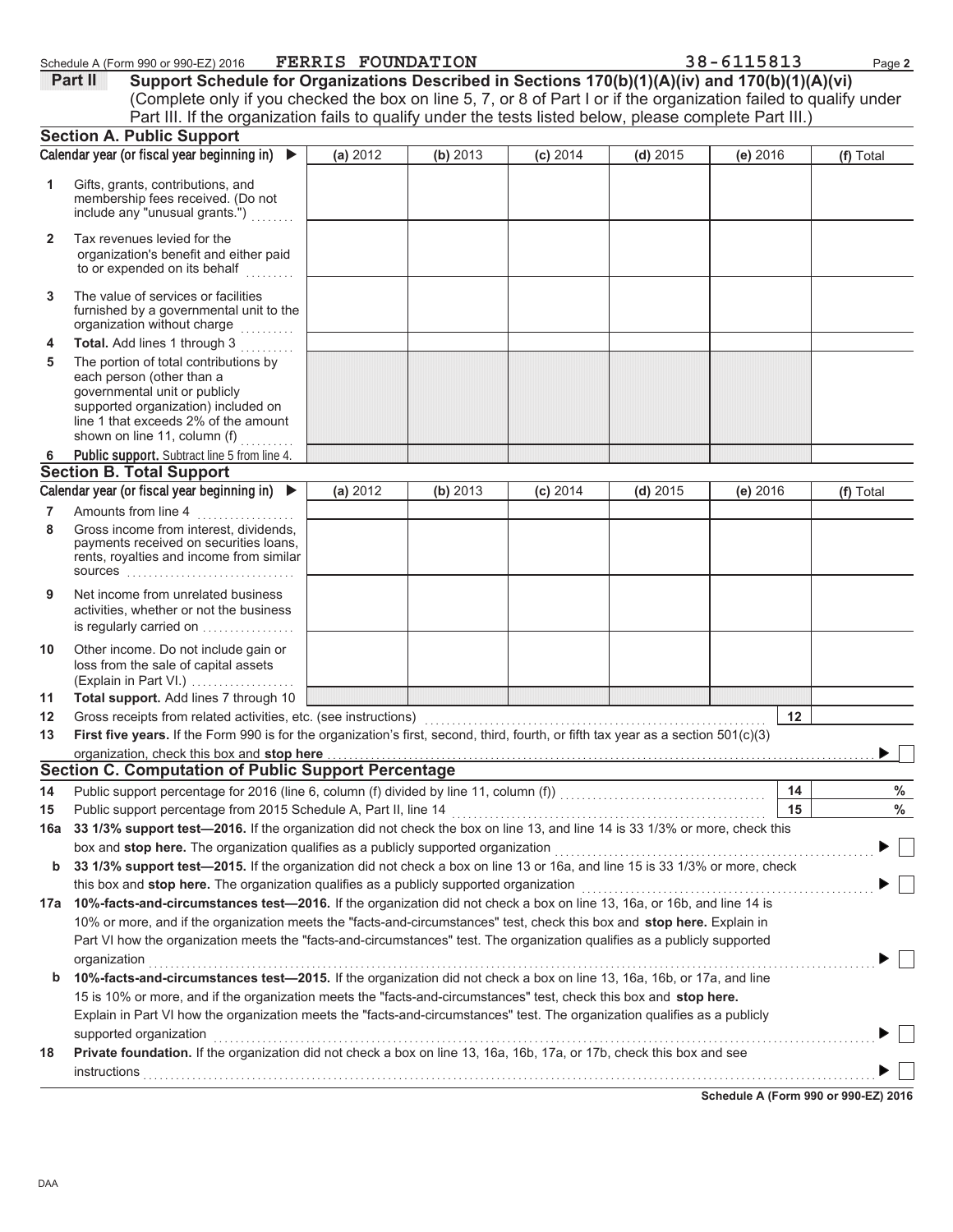Schedule A (Form 990 or 990-EZ) 2016 FERRIS FOUNDATION 38-6115813 Page **2**

## Part II Support Schedule for Organizations Described in Sections 170(b)(1)(A)(iv) and 170(b)(1)(A)(vi)

(Complete only if you checked the box on line 5, 7, or 8 of Part I or if the organization failed to qualify under Part III. If the organization fails to qualify under the tests listed below, please complete Part III.)

### Section A. Public Support

| Calendar year (or fiscal year beginning in) ▶ | (a) 2012 | (b) 2013 | (c) 2014 | (d) 2015 | (e) 2016 | (f) Total |
|---|---|---|---|---|---|---|
| **1** Gifts, grants, contributions, and membership fees received. (Do not include any "unusual grants.") | | | | | | |
| **2** Tax revenues levied for the organization's benefit and either paid to or expended on its behalf | | | | | | |
| **3** The value of services or facilities furnished by a governmental unit to the organization without charge | | | | | | |
| **4** **Total.** Add lines 1 through 3 | | | | | | |
| **5** The portion of total contributions by each person (other than a governmental unit or publicly supported organization) included on line 1 that exceeds 2% of the amount shown on line 11, column (f) | | | | | | |
| **6** **Public support.** Subtract line 5 from line 4. | | | | | | |

### Section B. Total Support

| Calendar year (or fiscal year beginning in) ▶ | (a) 2012 | (b) 2013 | (c) 2014 | (d) 2015 | (e) 2016 | (f) Total |
|---|---|---|---|---|---|---|
| **7** Amounts from line 4 | | | | | | |
| **8** Gross income from interest, dividends, payments received on securities loans, rents, royalties and income from similar sources | | | | | | |
| **9** Net income from unrelated business activities, whether or not the business is regularly carried on | | | | | | |
| **10** Other income. Do not include gain or loss from the sale of capital assets (Explain in Part VI.) | | | | | | |
| **11** **Total support.** Add lines 7 through 10 | | | | | | |

**12** Gross receipts from related activities, etc. (see instructions) **12**

**13** **First five years.** If the Form 990 is for the organization's first, second, third, fourth, or fifth tax year as a section 501(c)(3) organization, check this box and **stop here** ▶ ☐

### Section C. Computation of Public Support Percentage

**14** Public support percentage for 2016 (line 6, column (f) divided by line 11, column (f)) **14** %

**15** Public support percentage from 2015 Schedule A, Part II, line 14 **15** %

**16a** **33 1/3% support test—2016.** If the organization did not check the box on line 13, and line 14 is 33 1/3% or more, check this box and **stop here.** The organization qualifies as a publicly supported organization ▶ ☐

**b** **33 1/3% support test—2015.** If the organization did not check a box on line 13 or 16a, and line 15 is 33 1/3% or more, check this box and **stop here.** The organization qualifies as a publicly supported organization ▶ ☐

**17a** **10%-facts-and-circumstances test—2016.** If the organization did not check a box on line 13, 16a, or 16b, and line 14 is 10% or more, and if the organization meets the "facts-and-circumstances" test, check this box and **stop here.** Explain in Part VI how the organization meets the "facts-and-circumstances" test. The organization qualifies as a publicly supported organization ▶ ☐

**b** **10%-facts-and-circumstances test—2015.** If the organization did not check a box on line 13, 16a, 16b, or 17a, and line 15 is 10% or more, and if the organization meets the "facts-and-circumstances" test, check this box and **stop here.** Explain in Part VI how the organization meets the "facts-and-circumstances" test. The organization qualifies as a publicly supported organization ▶ ☐

**18** **Private foundation.** If the organization did not check a box on line 13, 16a, 16b, 17a, or 17b, check this box and see instructions ▶ ☐

**Schedule A (Form 990 or 990-EZ) 2016**

DAA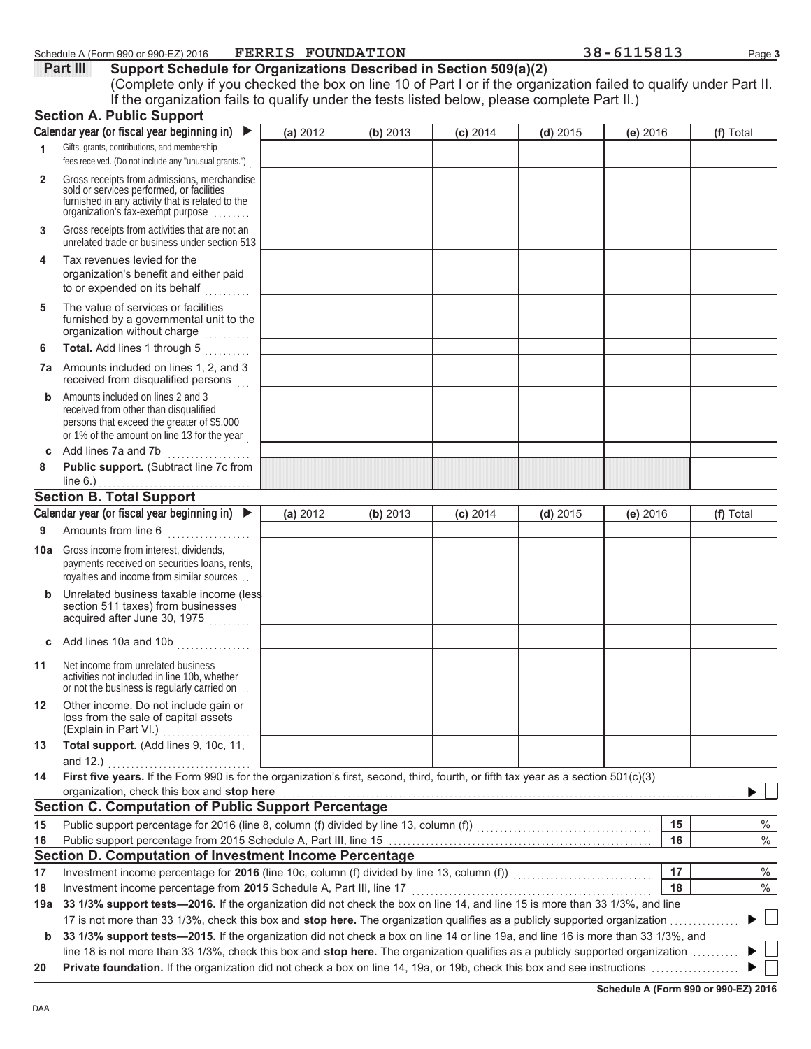Schedule A (Form 990 or 990-EZ) 2016 FERRIS FOUNDATION 38-6115813

## Part III Support Schedule for Organizations Described in Section 509(a)(2)

(Complete only if you checked the box on line 10 of Part I or if the organization failed to qualify under Part II. If the organization fails to qualify under the tests listed below, please complete Part II.)

### Section A. Public Support

| Calendar year (or fiscal year beginning in) ▶ | (a) 2012 | (b) 2013 | (c) 2014 | (d) 2015 | (e) 2016 | (f) Total |
|---|---|---|---|---|---|---|
| 1 Gifts, grants, contributions, and membership fees received. (Do not include any "unusual grants.") | | | | | | |
| 2 Gross receipts from admissions, merchandise sold or services performed, or facilities furnished in any activity that is related to the organization's tax-exempt purpose | | | | | | |
| 3 Gross receipts from activities that are not an unrelated trade or business under section 513 | | | | | | |
| 4 Tax revenues levied for the organization's benefit and either paid to or expended on its behalf | | | | | | |
| 5 The value of services or facilities furnished by a governmental unit to the organization without charge | | | | | | |
| 6 **Total.** Add lines 1 through 5 | | | | | | |
| 7a Amounts included on lines 1, 2, and 3 received from disqualified persons | | | | | | |
| b Amounts included on lines 2 and 3 received from other than disqualified persons that exceed the greater of $5,000 or 1% of the amount on line 13 for the year | | | | | | |
| c Add lines 7a and 7b | | | | | | |
| 8 **Public support.** (Subtract line 7c from line 6.) | | | | | | |

### Section B. Total Support

| Calendar year (or fiscal year beginning in) ▶ | (a) 2012 | (b) 2013 | (c) 2014 | (d) 2015 | (e) 2016 | (f) Total |
|---|---|---|---|---|---|---|
| 9 Amounts from line 6 | | | | | | |
| 10a Gross income from interest, dividends, payments received on securities loans, rents, royalties and income from similar sources | | | | | | |
| b Unrelated business taxable income (less section 511 taxes) from businesses acquired after June 30, 1975 | | | | | | |
| c Add lines 10a and 10b | | | | | | |
| 11 Net income from unrelated business activities not included in line 10b, whether or not the business is regularly carried on | | | | | | |
| 12 Other income. Do not include gain or loss from the sale of capital assets (Explain in Part VI.) | | | | | | |
| 13 **Total support.** (Add lines 9, 10c, 11, and 12.) | | | | | | |

14 **First five years.** If the Form 990 is for the organization's first, second, third, fourth, or fifth tax year as a section 501(c)(3) organization, check this box and **stop here** ▶ ☐

### Section C. Computation of Public Support Percentage

| | | | |
|---|---|---|---|
| 15 | Public support percentage for 2016 (line 8, column (f) divided by line 13, column (f)) | 15 | % |
| 16 | Public support percentage from 2015 Schedule A, Part III, line 15 | 16 | % |

### Section D. Computation of Investment Income Percentage

| | | | |
|---|---|---|---|
| 17 | Investment income percentage for **2016** (line 10c, column (f) divided by line 13, column (f)) | 17 | % |
| 18 | Investment income percentage from **2015** Schedule A, Part III, line 17 | 18 | % |

19a **33 1/3% support tests—2016.** If the organization did not check the box on line 14, and line 15 is more than 33 1/3%, and line 17 is not more than 33 1/3%, check this box and **stop here.** The organization qualifies as a publicly supported organization ▶ ☐

b **33 1/3% support tests—2015.** If the organization did not check a box on line 14 or line 19a, and line 16 is more than 33 1/3%, and line 18 is not more than 33 1/3%, check this box and **stop here.** The organization qualifies as a publicly supported organization ▶ ☐

20 **Private foundation.** If the organization did not check a box on line 14, 19a, or 19b, check this box and see instructions ▶ ☐

**Schedule A (Form 990 or 990-EZ) 2016**

DAA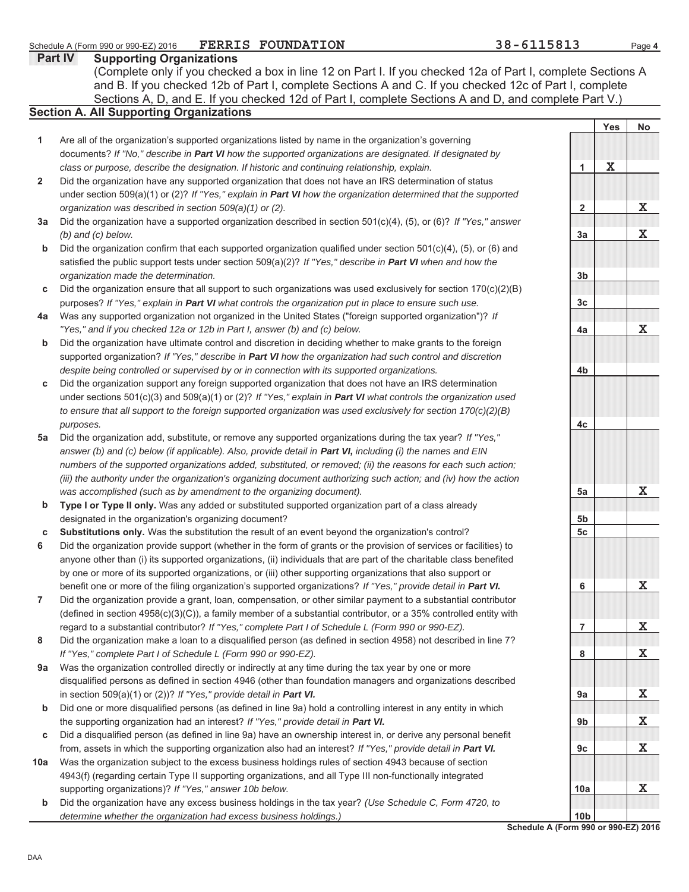Schedule A (Form 990 or 990-EZ) 2016 FERRIS FOUNDATION 38-6115813

## Part IV Supporting Organizations

(Complete only if you checked a box in line 12 on Part I. If you checked 12a of Part I, complete Sections A and B. If you checked 12b of Part I, complete Sections A and C. If you checked 12c of Part I, complete Sections A, D, and E. If you checked 12d of Part I, complete Sections A and D, and complete Part V.)

### Section A. All Supporting Organizations

| | | Line | Yes | No |
|---|---|---|---|---|
| 1 | Are all of the organization's supported organizations listed by name in the organization's governing documents? *If "No," describe in **Part VI** how the supported organizations are designated. If designated by class or purpose, describe the designation. If historic and continuing relationship, explain.* | 1 | X | |
| 2 | Did the organization have any supported organization that does not have an IRS determination of status under section 509(a)(1) or (2)? *If "Yes," explain in **Part VI** how the organization determined that the supported organization was described in section 509(a)(1) or (2).* | 2 | | X |
| 3a | Did the organization have a supported organization described in section 501(c)(4), (5), or (6)? *If "Yes," answer (b) and (c) below.* | 3a | | X |
| b | Did the organization confirm that each supported organization qualified under section 501(c)(4), (5), or (6) and satisfied the public support tests under section 509(a)(2)? *If "Yes," describe in **Part VI** when and how the organization made the determination.* | 3b | | |
| c | Did the organization ensure that all support to such organizations was used exclusively for section 170(c)(2)(B) purposes? *If "Yes," explain in **Part VI** what controls the organization put in place to ensure such use.* | 3c | | |
| 4a | Was any supported organization not organized in the United States ("foreign supported organization")? *If "Yes," and if you checked 12a or 12b in Part I, answer (b) and (c) below.* | 4a | | X |
| b | Did the organization have ultimate control and discretion in deciding whether to make grants to the foreign supported organization? *If "Yes," describe in **Part VI** how the organization had such control and discretion despite being controlled or supervised by or in connection with its supported organizations.* | 4b | | |
| c | Did the organization support any foreign supported organization that does not have an IRS determination under sections 501(c)(3) and 509(a)(1) or (2)? *If "Yes," explain in **Part VI** what controls the organization used to ensure that all support to the foreign supported organization was used exclusively for section 170(c)(2)(B) purposes.* | 4c | | |
| 5a | Did the organization add, substitute, or remove any supported organizations during the tax year? *If "Yes," answer (b) and (c) below (if applicable). Also, provide detail in **Part VI,** including (i) the names and EIN numbers of the supported organizations added, substituted, or removed; (ii) the reasons for each such action; (iii) the authority under the organization's organizing document authorizing such action; and (iv) how the action was accomplished (such as by amendment to the organizing document).* | 5a | | X |
| b | **Type I or Type II only.** Was any added or substituted supported organization part of a class already designated in the organization's organizing document? | 5b | | |
| c | **Substitutions only.** Was the substitution the result of an event beyond the organization's control? | 5c | | |
| 6 | Did the organization provide support (whether in the form of grants or the provision of services or facilities) to anyone other than (i) its supported organizations, (ii) individuals that are part of the charitable class benefited by one or more of its supported organizations, or (iii) other supporting organizations that also support or benefit one or more of the filing organization's supported organizations? *If "Yes," provide detail in **Part VI.*** | 6 | | X |
| 7 | Did the organization provide a grant, loan, compensation, or other similar payment to a substantial contributor (defined in section 4958(c)(3)(C)), a family member of a substantial contributor, or a 35% controlled entity with regard to a substantial contributor? *If "Yes," complete Part I of Schedule L (Form 990 or 990-EZ).* | 7 | | X |
| 8 | Did the organization make a loan to a disqualified person (as defined in section 4958) not described in line 7? *If "Yes," complete Part I of Schedule L (Form 990 or 990-EZ).* | 8 | | X |
| 9a | Was the organization controlled directly or indirectly at any time during the tax year by one or more disqualified persons as defined in section 4946 (other than foundation managers and organizations described in section 509(a)(1) or (2))? *If "Yes," provide detail in **Part VI.*** | 9a | | X |
| b | Did one or more disqualified persons (as defined in line 9a) hold a controlling interest in any entity in which the supporting organization had an interest? *If "Yes," provide detail in **Part VI.*** | 9b | | X |
| c | Did a disqualified person (as defined in line 9a) have an ownership interest in, or derive any personal benefit from, assets in which the supporting organization also had an interest? *If "Yes," provide detail in **Part VI.*** | 9c | | X |
| 10a | Was the organization subject to the excess business holdings rules of section 4943 because of section 4943(f) (regarding certain Type II supporting organizations, and all Type III non-functionally integrated supporting organizations)? *If "Yes," answer 10b below.* | 10a | | X |
| b | Did the organization have any excess business holdings in the tax year? *(Use Schedule C, Form 4720, to determine whether the organization had excess business holdings.)* | 10b | | |

Schedule A (Form 990 or 990-EZ) 2016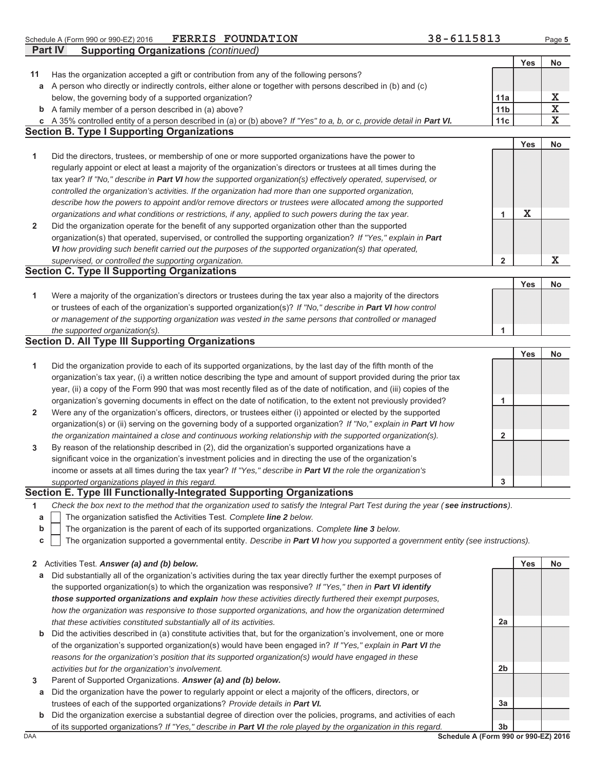Schedule A (Form 990 or 990-EZ) 2016 FERRIS FOUNDATION 38-6115813

## Part IV Supporting Organizations *(continued)*

| | | | Yes | No |
|---|---|---|---|---|
| **11** | Has the organization accepted a gift or contribution from any of the following persons? | | | |
| **a** | A person who directly or indirectly controls, either alone or together with persons described in (b) and (c) below, the governing body of a supported organization? | 11a | | X |
| **b** | A family member of a person described in (a) above? | 11b | | X |
| **c** | A 35% controlled entity of a person described in (a) or (b) above? *If "Yes" to a, b, or c, provide detail in* ***Part VI.*** | 11c | | X |

### Section B. Type I Supporting Organizations

| | | | Yes | No |
|---|---|---|---|---|
| **1** | Did the directors, trustees, or membership of one or more supported organizations have the power to regularly appoint or elect at least a majority of the organization's directors or trustees at all times during the tax year? *If "No," describe in* ***Part VI*** *how the supported organization(s) effectively operated, supervised, or controlled the organization's activities. If the organization had more than one supported organization, describe how the powers to appoint and/or remove directors or trustees were allocated among the supported organizations and what conditions or restrictions, if any, applied to such powers during the tax year.* | 1 | X | |
| **2** | Did the organization operate for the benefit of any supported organization other than the supported organization(s) that operated, supervised, or controlled the supporting organization? *If "Yes," explain in* ***Part VI*** *how providing such benefit carried out the purposes of the supported organization(s) that operated, supervised, or controlled the supporting organization.* | 2 | | X |

### Section C. Type II Supporting Organizations

| | | | Yes | No |
|---|---|---|---|---|
| **1** | Were a majority of the organization's directors or trustees during the tax year also a majority of the directors or trustees of each of the organization's supported organization(s)? *If "No," describe in* ***Part VI*** *how control or management of the supporting organization was vested in the same persons that controlled or managed the supported organization(s).* | 1 | | |

### Section D. All Type III Supporting Organizations

| | | | Yes | No |
|---|---|---|---|---|
| **1** | Did the organization provide to each of its supported organizations, by the last day of the fifth month of the organization's tax year, (i) a written notice describing the type and amount of support provided during the prior tax year, (ii) a copy of the Form 990 that was most recently filed as of the date of notification, and (iii) copies of the organization's governing documents in effect on the date of notification, to the extent not previously provided? | 1 | | |
| **2** | Were any of the organization's officers, directors, or trustees either (i) appointed or elected by the supported organization(s) or (ii) serving on the governing body of a supported organization? *If "No," explain in* ***Part VI*** *how the organization maintained a close and continuous working relationship with the supported organization(s).* | 2 | | |
| **3** | By reason of the relationship described in (2), did the organization's supported organizations have a significant voice in the organization's investment policies and in directing the use of the organization's income or assets at all times during the tax year? *If "Yes," describe in* ***Part VI*** *the role the organization's supported organizations played in this regard.* | 3 | | |

### Section E. Type III Functionally-Integrated Supporting Organizations

**1** *Check the box next to the method that the organization used to satisfy the Integral Part Test during the year (* ***see instructions****).*

- **a** ☐ The organization satisfied the Activities Test. *Complete* ***line 2*** *below.*
- **b** ☐ The organization is the parent of each of its supported organizations. *Complete* ***line 3*** *below.*
- **c** ☐ The organization supported a governmental entity. *Describe in* ***Part VI*** *how you supported a government entity (see instructions).*

| | | | Yes | No |
|---|---|---|---|---|
| **2** | Activities Test. ***Answer (a) and (b) below.*** | | | |
| **a** | Did substantially all of the organization's activities during the tax year directly further the exempt purposes of the supported organization(s) to which the organization was responsive? *If "Yes," then in* ***Part VI identify those supported organizations and explain*** *how these activities directly furthered their exempt purposes, how the organization was responsive to those supported organizations, and how the organization determined that these activities constituted substantially all of its activities.* | 2a | | |
| **b** | Did the activities described in (a) constitute activities that, but for the organization's involvement, one or more of the organization's supported organization(s) would have been engaged in? *If "Yes," explain in* ***Part VI*** *the reasons for the organization's position that its supported organization(s) would have engaged in these activities but for the organization's involvement.* | 2b | | |
| **3** | Parent of Supported Organizations. ***Answer (a) and (b) below.*** | | | |
| **a** | Did the organization have the power to regularly appoint or elect a majority of the officers, directors, or trustees of each of the supported organizations? *Provide details in* ***Part VI.*** | 3a | | |
| **b** | Did the organization exercise a substantial degree of direction over the policies, programs, and activities of each of its supported organizations? *If "Yes," describe in* ***Part VI*** *the role played by the organization in this regard.* | 3b | | |

DAA **Schedule A (Form 990 or 990-EZ) 2016**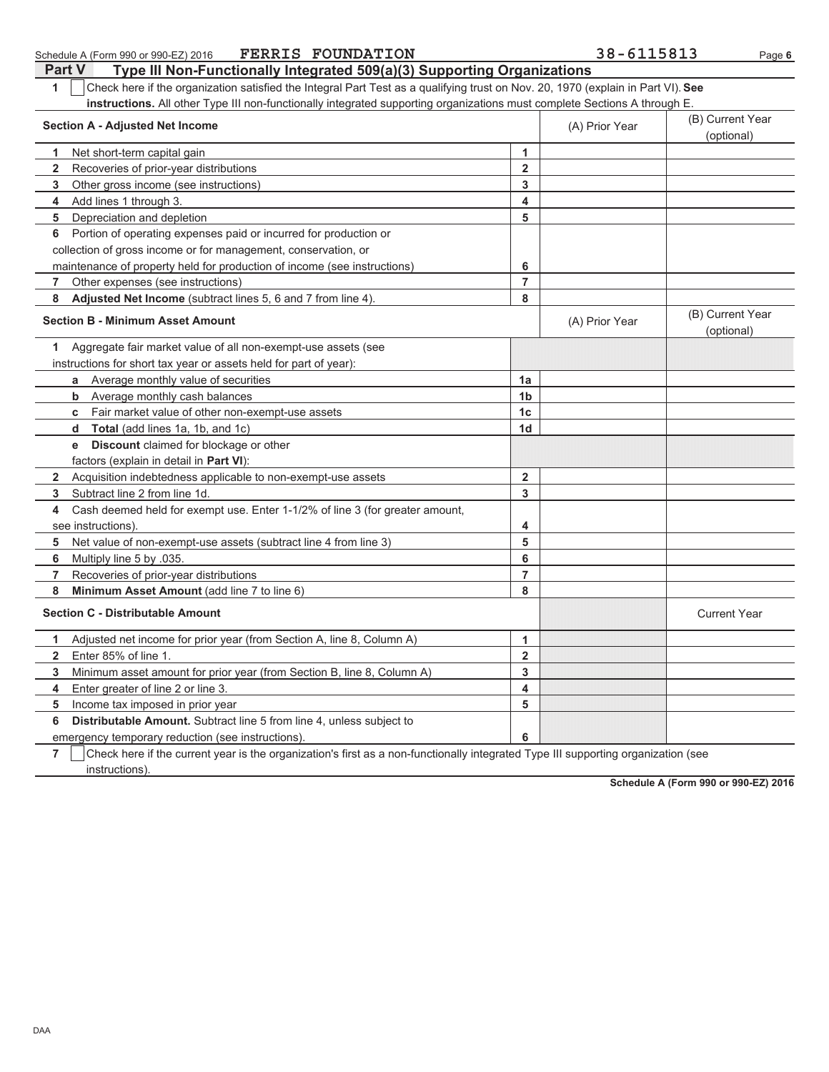Schedule A (Form 990 or 990-EZ) 2016 FERRIS FOUNDATION 38-6115813

## Part V Type III Non-Functionally Integrated 509(a)(3) Supporting Organizations

**1** ☐ Check here if the organization satisfied the Integral Part Test as a qualifying trust on Nov. 20, 1970 (explain in Part VI). **See instructions.** All other Type III non-functionally integrated supporting organizations must complete Sections A through E.

| **Section A - Adjusted Net Income** | | (A) Prior Year | (B) Current Year (optional) |
|---|---|---|---|
| **1** Net short-term capital gain | 1 | | |
| **2** Recoveries of prior-year distributions | 2 | | |
| **3** Other gross income (see instructions) | 3 | | |
| **4** Add lines 1 through 3. | 4 | | |
| **5** Depreciation and depletion | 5 | | |
| **6** Portion of operating expenses paid or incurred for production or collection of gross income or for management, conservation, or maintenance of property held for production of income (see instructions) | 6 | | |
| **7** Other expenses (see instructions) | 7 | | |
| **8** **Adjusted Net Income** (subtract lines 5, 6 and 7 from line 4). | 8 | | |

| **Section B - Minimum Asset Amount** | | (A) Prior Year | (B) Current Year (optional) |
|---|---|---|---|
| **1** Aggregate fair market value of all non-exempt-use assets (see instructions for short tax year or assets held for part of year): | | | |
| **a** Average monthly value of securities | 1a | | |
| **b** Average monthly cash balances | 1b | | |
| **c** Fair market value of other non-exempt-use assets | 1c | | |
| **d** **Total** (add lines 1a, 1b, and 1c) | 1d | | |
| **e** **Discount** claimed for blockage or other factors (explain in detail in **Part VI**): | | | |
| **2** Acquisition indebtedness applicable to non-exempt-use assets | 2 | | |
| **3** Subtract line 2 from line 1d. | 3 | | |
| **4** Cash deemed held for exempt use. Enter 1-1/2% of line 3 (for greater amount, see instructions). | 4 | | |
| **5** Net value of non-exempt-use assets (subtract line 4 from line 3) | 5 | | |
| **6** Multiply line 5 by .035. | 6 | | |
| **7** Recoveries of prior-year distributions | 7 | | |
| **8** **Minimum Asset Amount** (add line 7 to line 6) | 8 | | |

| **Section C - Distributable Amount** | | | Current Year |
|---|---|---|---|
| **1** Adjusted net income for prior year (from Section A, line 8, Column A) | 1 | | |
| **2** Enter 85% of line 1. | 2 | | |
| **3** Minimum asset amount for prior year (from Section B, line 8, Column A) | 3 | | |
| **4** Enter greater of line 2 or line 3. | 4 | | |
| **5** Income tax imposed in prior year | 5 | | |
| **6** **Distributable Amount.** Subtract line 5 from line 4, unless subject to emergency temporary reduction (see instructions). | 6 | | |

**7** ☐ Check here if the current year is the organization's first as a non-functionally integrated Type III supporting organization (see instructions).

**Schedule A (Form 990 or 990-EZ) 2016**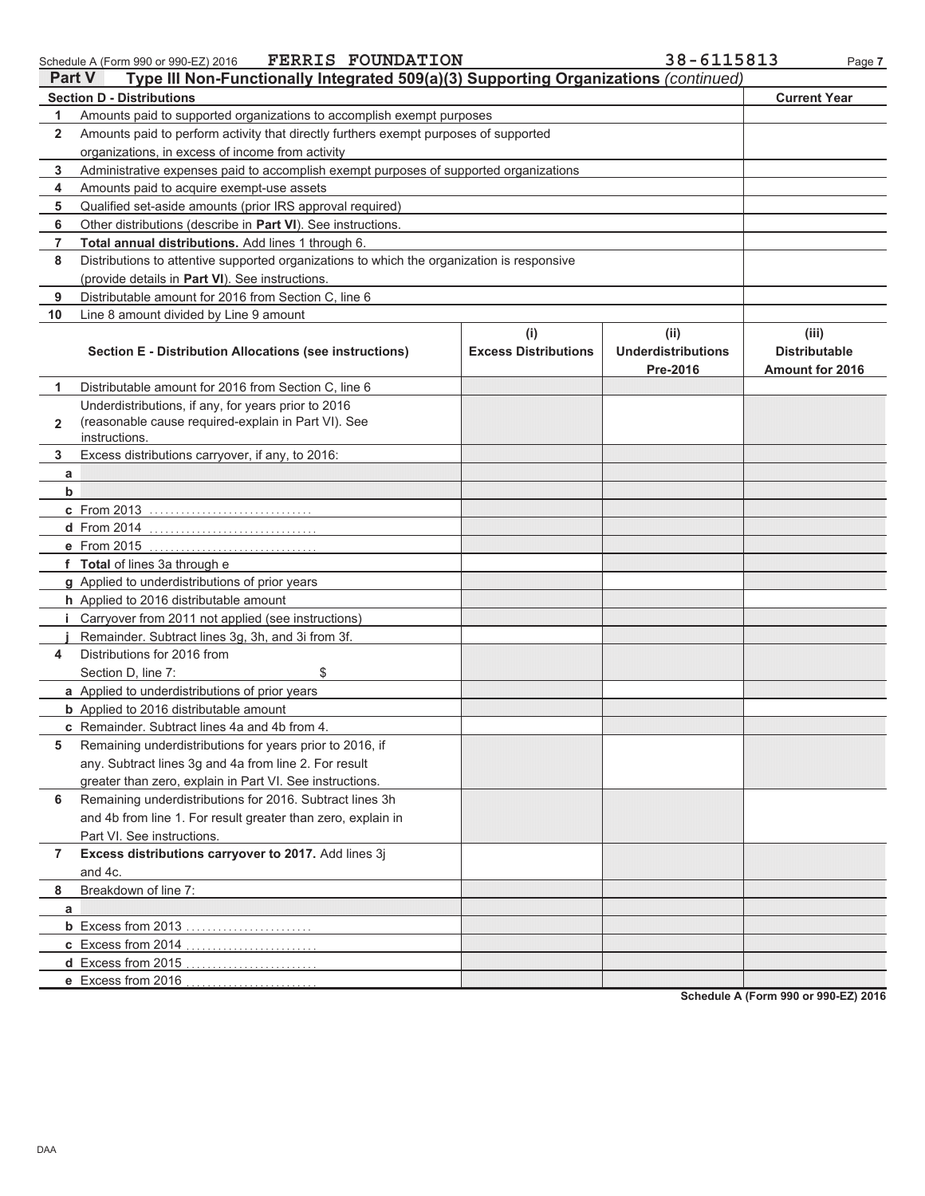Schedule A (Form 990 or 990-EZ) 2016 FERRIS FOUNDATION 38-6115813

## Part V Type III Non-Functionally Integrated 509(a)(3) Supporting Organizations *(continued)*

| Section D - Distributions | | Current Year |
|---|---|---|
| 1 | Amounts paid to supported organizations to accomplish exempt purposes | |
| 2 | Amounts paid to perform activity that directly furthers exempt purposes of supported organizations, in excess of income from activity | |
| 3 | Administrative expenses paid to accomplish exempt purposes of supported organizations | |
| 4 | Amounts paid to acquire exempt-use assets | |
| 5 | Qualified set-aside amounts (prior IRS approval required) | |
| 6 | Other distributions (describe in **Part VI**). See instructions. | |
| 7 | **Total annual distributions.** Add lines 1 through 6. | |
| 8 | Distributions to attentive supported organizations to which the organization is responsive (provide details in **Part VI**). See instructions. | |
| 9 | Distributable amount for 2016 from Section C, line 6 | |
| 10 | Line 8 amount divided by Line 9 amount | |

| | Section E - Distribution Allocations (see instructions) | (i) Excess Distributions | (ii) Underdistributions Pre-2016 | (iii) Distributable Amount for 2016 |
|---|---|---|---|---|
| 1 | Distributable amount for 2016 from Section C, line 6 | | | |
| 2 | Underdistributions, if any, for years prior to 2016 (reasonable cause required-explain in Part VI). See instructions. | | | |
| 3 | Excess distributions carryover, if any, to 2016: | | | |
| a | | | | |
| b | | | | |
| c | From 2013 | | | |
| d | From 2014 | | | |
| e | From 2015 | | | |
| f | **Total** of lines 3a through e | | | |
| g | Applied to underdistributions of prior years | | | |
| h | Applied to 2016 distributable amount | | | |
| i | Carryover from 2011 not applied (see instructions) | | | |
| j | Remainder. Subtract lines 3g, 3h, and 3i from 3f. | | | |
| 4 | Distributions for 2016 from Section D, line 7: $ | | | |
| a | Applied to underdistributions of prior years | | | |
| b | Applied to 2016 distributable amount | | | |
| c | Remainder. Subtract lines 4a and 4b from 4. | | | |
| 5 | Remaining underdistributions for years prior to 2016, if any. Subtract lines 3g and 4a from line 2. For result greater than zero, explain in Part VI. See instructions. | | | |
| 6 | Remaining underdistributions for 2016. Subtract lines 3h and 4b from line 1. For result greater than zero, explain in Part VI. See instructions. | | | |
| 7 | **Excess distributions carryover to 2017.** Add lines 3j and 4c. | | | |
| 8 | Breakdown of line 7: | | | |
| a | | | | |
| b | Excess from 2013 | | | |
| c | Excess from 2014 | | | |
| d | Excess from 2015 | | | |
| e | Excess from 2016 | | | |

Schedule A (Form 990 or 990-EZ) 2016

DAA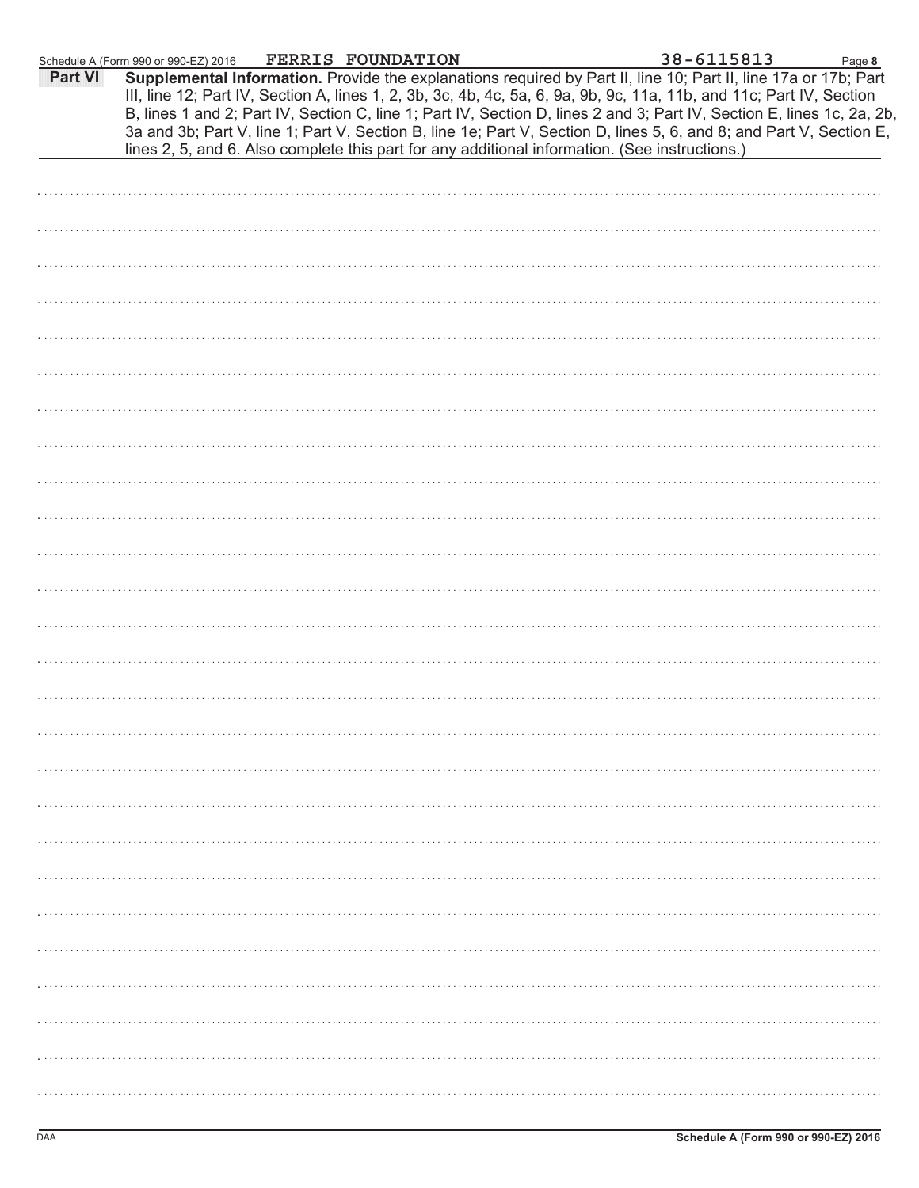Schedule A (Form 990 or 990-EZ) 2016 **FERRIS FOUNDATION** 38-6115813 Page **8**

**Part VI** **Supplemental Information.** Provide the explanations required by Part II, line 10; Part II, line 17a or 17b; Part III, line 12; Part IV, Section A, lines 1, 2, 3b, 3c, 4b, 4c, 5a, 6, 9a, 9b, 9c, 11a, 11b, and 11c; Part IV, Section B, lines 1 and 2; Part IV, Section C, line 1; Part IV, Section D, lines 2 and 3; Part IV, Section E, lines 1c, 2a, 2b, 3a and 3b; Part V, line 1; Part V, Section B, line 1e; Part V, Section D, lines 5, 6, and 8; and Part V, Section E, lines 2, 5, and 6. Also complete this part for any additional information. (See instructions.)

DAA **Schedule A (Form 990 or 990-EZ) 2016**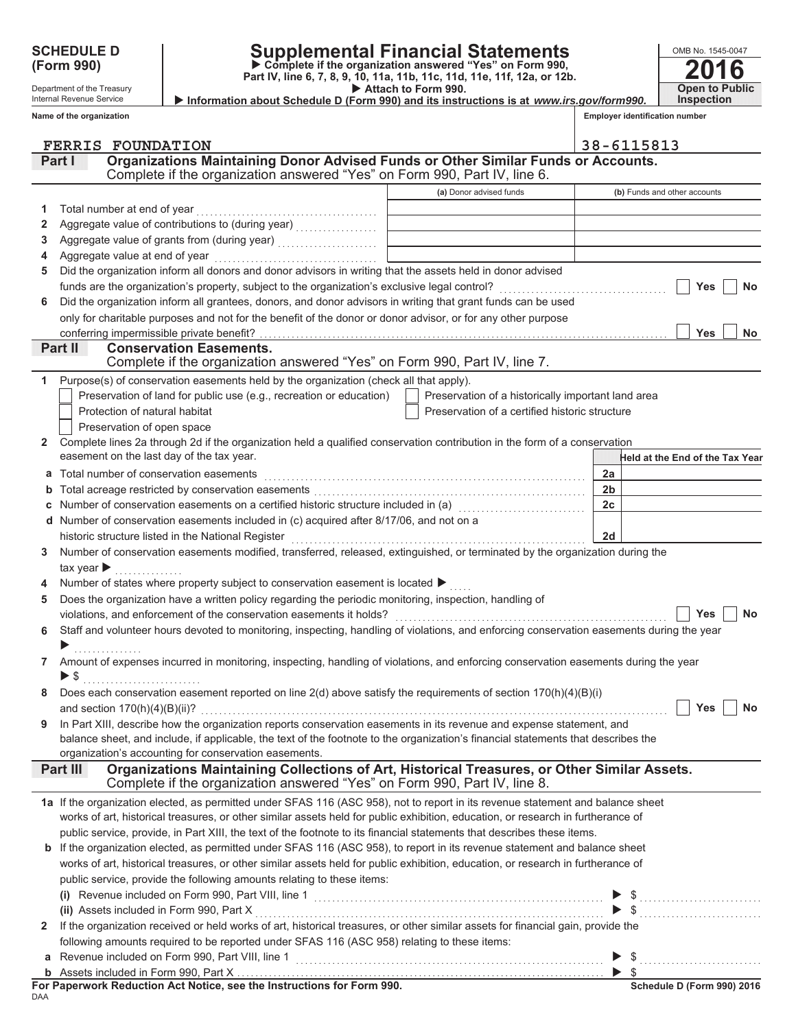**SCHEDULE D (Form 990)**

Department of the Treasury
Internal Revenue Service

# Supplemental Financial Statements

▶ Complete if the organization answered "Yes" on Form 990, Part IV, line 6, 7, 8, 9, 10, 11a, 11b, 11c, 11d, 11e, 11f, 12a, or 12b.
▶ Attach to Form 990.
▶ Information about Schedule D (Form 990) and its instructions is at *www.irs.gov/form990.*

OMB No. 1545-0047

**2016**

**Open to Public Inspection**

**Name of the organization:** FERRIS FOUNDATION

**Employer identification number:** 38-6115813

## Part I Organizations Maintaining Donor Advised Funds or Other Similar Funds or Accounts.

Complete if the organization answered "Yes" on Form 990, Part IV, line 6.

| | | (a) Donor advised funds | (b) Funds and other accounts |
|---|---|---|---|
| 1 | Total number at end of year | | |
| 2 | Aggregate value of contributions to (during year) | | |
| 3 | Aggregate value of grants from (during year) | | |
| 4 | Aggregate value at end of year | | |

5 Did the organization inform all donors and donor advisors in writing that the assets held in donor advised funds are the organization's property, subject to the organization's exclusive legal control? ☐ Yes ☐ No

6 Did the organization inform all grantees, donors, and donor advisors in writing that grant funds can be used only for charitable purposes and not for the benefit of the donor or donor advisor, or for any other purpose conferring impermissible private benefit? ☐ Yes ☐ No

## Part II Conservation Easements.

Complete if the organization answered "Yes" on Form 990, Part IV, line 7.

1 Purpose(s) of conservation easements held by the organization (check all that apply).

- ☐ Preservation of land for public use (e.g., recreation or education)
- ☐ Protection of natural habitat
- ☐ Preservation of open space
- ☐ Preservation of a historically important land area
- ☐ Preservation of a certified historic structure

2 Complete lines 2a through 2d if the organization held a qualified conservation contribution in the form of a conservation easement on the last day of the tax year.

| | | | Held at the End of the Tax Year |
|---|---|---|---|
| a | Total number of conservation easements | 2a | |
| b | Total acreage restricted by conservation easements | 2b | |
| c | Number of conservation easements on a certified historic structure included in (a) | 2c | |
| d | Number of conservation easements included in (c) acquired after 8/17/06, and not on a historic structure listed in the National Register | 2d | |

3 Number of conservation easements modified, transferred, released, extinguished, or terminated by the organization during the tax year ▶

4 Number of states where property subject to conservation easement is located ▶

5 Does the organization have a written policy regarding the periodic monitoring, inspection, handling of violations, and enforcement of the conservation easements it holds? ☐ Yes ☐ No

6 Staff and volunteer hours devoted to monitoring, inspecting, handling of violations, and enforcing conservation easements during the year ▶

7 Amount of expenses incurred in monitoring, inspecting, handling of violations, and enforcing conservation easements during the year ▶ $

8 Does each conservation easement reported on line 2(d) above satisfy the requirements of section 170(h)(4)(B)(i) and section 170(h)(4)(B)(ii)? ☐ Yes ☐ No

9 In Part XIII, describe how the organization reports conservation easements in its revenue and expense statement, and balance sheet, and include, if applicable, the text of the footnote to the organization's financial statements that describes the organization's accounting for conservation easements.

## Part III Organizations Maintaining Collections of Art, Historical Treasures, or Other Similar Assets.

Complete if the organization answered "Yes" on Form 990, Part IV, line 8.

1a If the organization elected, as permitted under SFAS 116 (ASC 958), not to report in its revenue statement and balance sheet works of art, historical treasures, or other similar assets held for public exhibition, education, or research in furtherance of public service, provide, in Part XIII, the text of the footnote to its financial statements that describes these items.

b If the organization elected, as permitted under SFAS 116 (ASC 958), to report in its revenue statement and balance sheet works of art, historical treasures, or other similar assets held for public exhibition, education, or research in furtherance of public service, provide the following amounts relating to these items:

(i) Revenue included on Form 990, Part VIII, line 1 ▶ $

(ii) Assets included in Form 990, Part X ▶ $

2 If the organization received or held works of art, historical treasures, or other similar assets for financial gain, provide the following amounts required to be reported under SFAS 116 (ASC 958) relating to these items:

a Revenue included on Form 990, Part VIII, line 1 ▶ $

b Assets included in Form 990, Part X ▶ $

**For Paperwork Reduction Act Notice, see the Instructions for Form 990.**

**Schedule D (Form 990) 2016**

DAA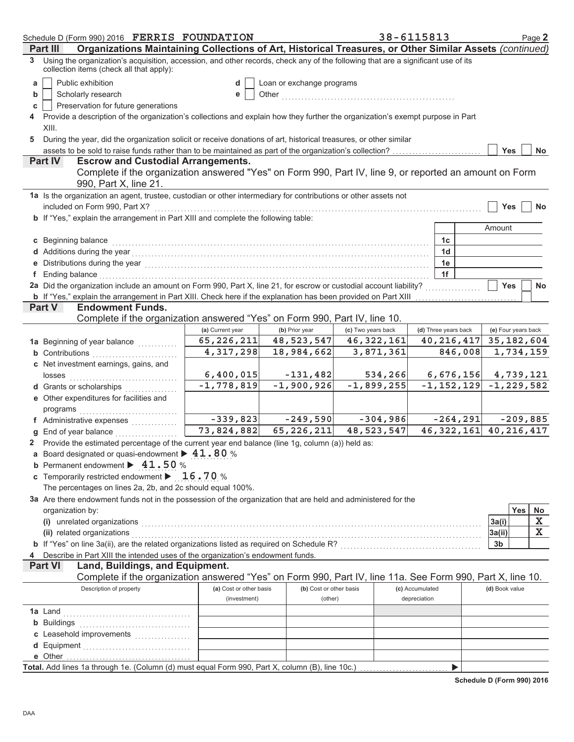Schedule D (Form 990) 2016 FERRIS FOUNDATION 38-6115813 Page 2

## Part III Organizations Maintaining Collections of Art, Historical Treasures, or Other Similar Assets *(continued)*

3 Using the organization's acquisition, accession, and other records, check any of the following that are a significant use of its collection items (check all that apply):

- a ☐ Public exhibition
- b ☐ Scholarly research
- c ☐ Preservation for future generations
- d ☐ Loan or exchange programs
- e ☐ Other ..................

4 Provide a description of the organization's collections and explain how they further the organization's exempt purpose in Part XIII.

5 During the year, did the organization solicit or receive donations of art, historical treasures, or other similar assets to be sold to raise funds rather than to be maintained as part of the organization's collection? ☐ Yes ☐ No

## Part IV Escrow and Custodial Arrangements.

Complete if the organization answered "Yes" on Form 990, Part IV, line 9, or reported an amount on Form 990, Part X, line 21.

1a Is the organization an agent, trustee, custodian or other intermediary for contributions or other assets not included on Form 990, Part X? ☐ Yes ☐ No

b If "Yes," explain the arrangement in Part XIII and complete the following table:

| | | Amount |
|---|---|---|
| c Beginning balance | 1c | |
| d Additions during the year | 1d | |
| e Distributions during the year | 1e | |
| f Ending balance | 1f | |

2a Did the organization include an amount on Form 990, Part X, line 21, for escrow or custodial account liability? ☐ Yes ☐ No

b If "Yes," explain the arrangement in Part XIII. Check here if the explanation has been provided on Part XIII ☐

## Part V Endowment Funds.

Complete if the organization answered "Yes" on Form 990, Part IV, line 10.

| | (a) Current year | (b) Prior year | (c) Two years back | (d) Three years back | (e) Four years back |
|---|---|---|---|---|---|
| 1a Beginning of year balance | 65,226,211 | 48,523,547 | 46,322,161 | 40,216,417 | 35,182,604 |
| b Contributions | 4,317,298 | 18,984,662 | 3,871,361 | 846,008 | 1,734,159 |
| c Net investment earnings, gains, and losses | 6,400,015 | -131,482 | 534,266 | 6,676,156 | 4,739,121 |
| d Grants or scholarships | -1,778,819 | -1,900,926 | -1,899,255 | -1,152,129 | -1,229,582 |
| e Other expenditures for facilities and programs | | | | | |
| f Administrative expenses | -339,823 | -249,590 | -304,986 | -264,291 | -209,885 |
| g End of year balance | 73,824,882 | 65,226,211 | 48,523,547 | 46,322,161 | 40,216,417 |

2 Provide the estimated percentage of the current year end balance (line 1g, column (a)) held as:

a Board designated or quasi-endowment ▶ 41.80 %

b Permanent endowment ▶ 41.50 %

c Temporarily restricted endowment ▶ 16.70 %

The percentages on lines 2a, 2b, and 2c should equal 100%.

3a Are there endowment funds not in the possession of the organization that are held and administered for the organization by:

| | | Yes | No |
|---|---|---|---|
| (i) unrelated organizations | 3a(i) | | X |
| (ii) related organizations | 3a(ii) | | X |
| b If "Yes" on line 3a(ii), are the related organizations listed as required on Schedule R? | 3b | | |

4 Describe in Part XIII the intended uses of the organization's endowment funds.

## Part VI Land, Buildings, and Equipment.

Complete if the organization answered "Yes" on Form 990, Part IV, line 11a. See Form 990, Part X, line 10.

| Description of property | (a) Cost or other basis (investment) | (b) Cost or other basis (other) | (c) Accumulated depreciation | (d) Book value |
|---|---|---|---|---|
| 1a Land | | | | |
| b Buildings | | | | |
| c Leasehold improvements | | | | |
| d Equipment | | | | |
| e Other | | | | |

**Total.** Add lines 1a through 1e. (Column (d) must equal Form 990, Part X, column (B), line 10c.) ▶

**Schedule D (Form 990) 2016**

DAA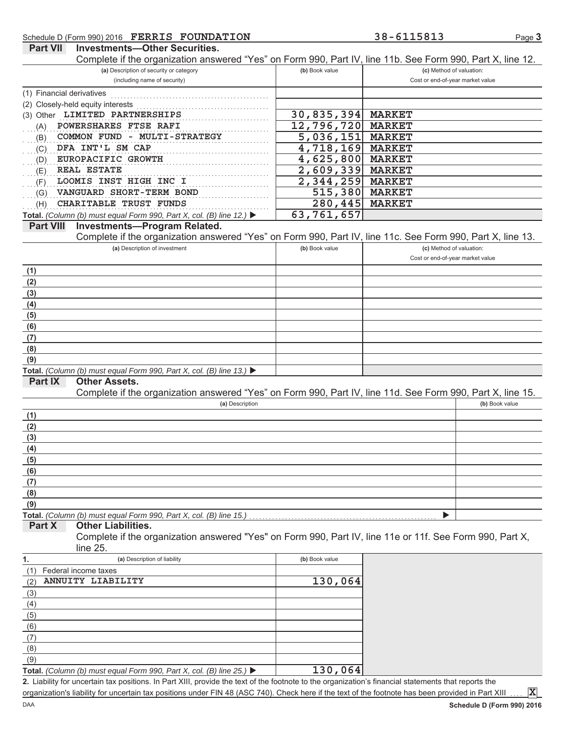Schedule D (Form 990) 2016 FERRIS FOUNDATION 38-6115813 Page 3

## Part VII Investments—Other Securities.

Complete if the organization answered "Yes" on Form 990, Part IV, line 11b. See Form 990, Part X, line 12.

| (a) Description of security or category (including name of security) | (b) Book value | (c) Method of valuation: Cost or end-of-year market value |
|---|---|---|
| (1) Financial derivatives | | |
| (2) Closely-held equity interests | | |
| (3) Other LIMITED PARTNERSHIPS | 30,835,394 | MARKET |
| (A) POWERSHARES FTSE RAFI | 12,796,720 | MARKET |
| (B) COMMON FUND - MULTI-STRATEGY | 5,036,151 | MARKET |
| (C) DFA INT'L SM CAP | 4,718,169 | MARKET |
| (D) EUROPACIFIC GROWTH | 4,625,800 | MARKET |
| (E) REAL ESTATE | 2,609,339 | MARKET |
| (F) LOOMIS INST HIGH INC I | 2,344,259 | MARKET |
| (G) VANGUARD SHORT-TERM BOND | 515,380 | MARKET |
| (H) CHARITABLE TRUST FUNDS | 280,445 | MARKET |
| **Total.** *(Column (b) must equal Form 990, Part X, col. (B) line 12.)* ▶ | 63,761,657 | |

## Part VIII Investments—Program Related.

Complete if the organization answered "Yes" on Form 990, Part IV, line 11c. See Form 990, Part X, line 13.

| (a) Description of investment | (b) Book value | (c) Method of valuation: Cost or end-of-year market value |
|---|---|---|
| (1) | | |
| (2) | | |
| (3) | | |
| (4) | | |
| (5) | | |
| (6) | | |
| (7) | | |
| (8) | | |
| (9) | | |
| **Total.** *(Column (b) must equal Form 990, Part X, col. (B) line 13.)* ▶ | | |

## Part IX Other Assets.

Complete if the organization answered "Yes" on Form 990, Part IV, line 11d. See Form 990, Part X, line 15.

| (a) Description | (b) Book value |
|---|---|
| (1) | |
| (2) | |
| (3) | |
| (4) | |
| (5) | |
| (6) | |
| (7) | |
| (8) | |
| (9) | |
| **Total.** *(Column (b) must equal Form 990, Part X, col. (B) line 15.)* ▶ | |

## Part X Other Liabilities.

Complete if the organization answered "Yes" on Form 990, Part IV, line 11e or 11f. See Form 990, Part X, line 25.

| 1. (a) Description of liability | (b) Book value |
|---|---|
| (1) Federal income taxes | |
| (2) ANNUITY LIABILITY | 130,064 |
| (3) | |
| (4) | |
| (5) | |
| (6) | |
| (7) | |
| (8) | |
| (9) | |
| **Total.** *(Column (b) must equal Form 990, Part X, col. (B) line 25.)* ▶ | 130,064 |

**2.** Liability for uncertain tax positions. In Part XIII, provide the text of the footnote to the organization's financial statements that reports the organization's liability for uncertain tax positions under FIN 48 (ASC 740). Check here if the text of the footnote has been provided in Part XIII .... X

DAA **Schedule D (Form 990) 2016**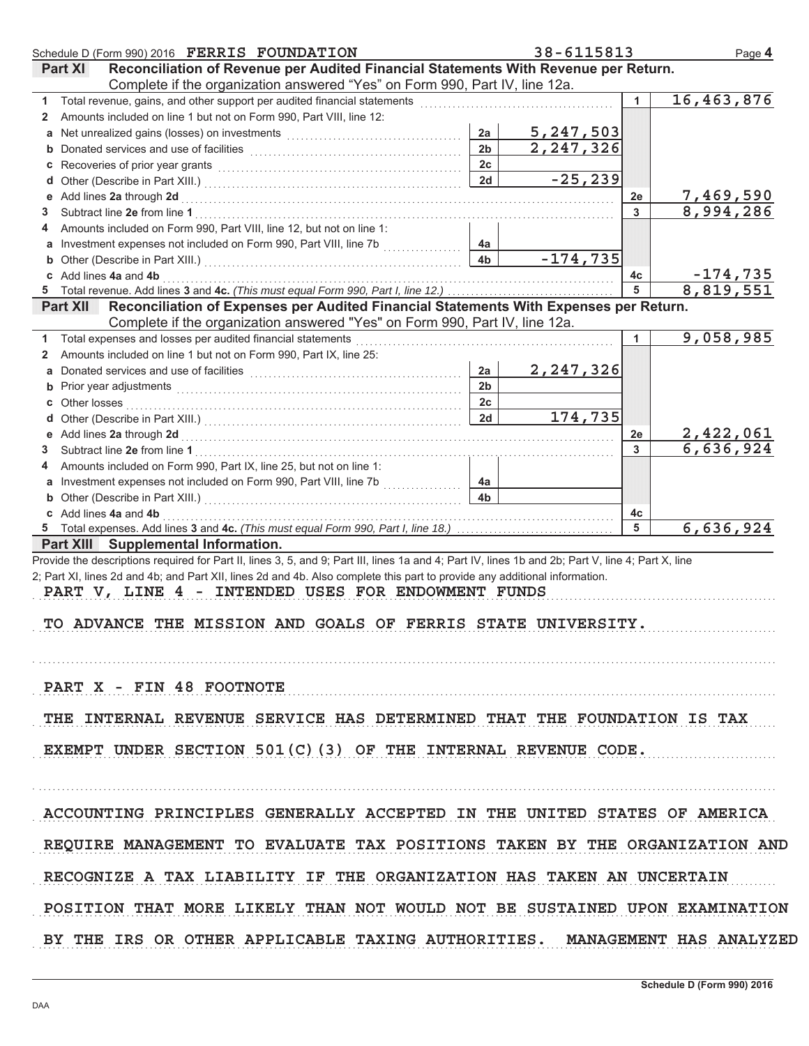Schedule D (Form 990) 2016 FERRIS FOUNDATION 38-6115813 Page 4

## Part XI Reconciliation of Revenue per Audited Financial Statements With Revenue per Return.

Complete if the organization answered "Yes" on Form 990, Part IV, line 12a.

| | | | | | |
|---|---|---|---|---|---|
| 1 | Total revenue, gains, and other support per audited financial statements | | | 1 | 16,463,876 |
| 2 | Amounts included on line 1 but not on Form 990, Part VIII, line 12: | | | | |
| a | Net unrealized gains (losses) on investments | 2a | 5,247,503 | | |
| b | Donated services and use of facilities | 2b | 2,247,326 | | |
| c | Recoveries of prior year grants | 2c | | | |
| d | Other (Describe in Part XIII.) | 2d | -25,239 | | |
| e | Add lines **2a** through **2d** | | | 2e | 7,469,590 |
| 3 | Subtract line **2e** from line **1** | | | 3 | 8,994,286 |
| 4 | Amounts included on Form 990, Part VIII, line 12, but not on line 1: | | | | |
| a | Investment expenses not included on Form 990, Part VIII, line 7b | 4a | | | |
| b | Other (Describe in Part XIII.) | 4b | -174,735 | | |
| c | Add lines **4a** and **4b** | | | 4c | -174,735 |
| 5 | Total revenue. Add lines **3** and **4c.** *(This must equal Form 990, Part I, line 12.)* | | | 5 | 8,819,551 |

## Part XII Reconciliation of Expenses per Audited Financial Statements With Expenses per Return.

Complete if the organization answered "Yes" on Form 990, Part IV, line 12a.

| | | | | | |
|---|---|---|---|---|---|
| 1 | Total expenses and losses per audited financial statements | | | 1 | 9,058,985 |
| 2 | Amounts included on line 1 but not on Form 990, Part IX, line 25: | | | | |
| a | Donated services and use of facilities | 2a | 2,247,326 | | |
| b | Prior year adjustments | 2b | | | |
| c | Other losses | 2c | | | |
| d | Other (Describe in Part XIII.) | 2d | 174,735 | | |
| e | Add lines **2a** through **2d** | | | 2e | 2,422,061 |
| 3 | Subtract line **2e** from line **1** | | | 3 | 6,636,924 |
| 4 | Amounts included on Form 990, Part IX, line 25, but not on line 1: | | | | |
| a | Investment expenses not included on Form 990, Part VIII, line 7b | 4a | | | |
| b | Other (Describe in Part XIII.) | 4b | | | |
| c | Add lines **4a** and **4b** | | | 4c | |
| 5 | Total expenses. Add lines **3** and **4c.** *(This must equal Form 990, Part I, line 18.)* | | | 5 | 6,636,924 |

## Part XIII Supplemental Information.

Provide the descriptions required for Part II, lines 3, 5, and 9; Part III, lines 1a and 4; Part IV, lines 1b and 2b; Part V, line 4; Part X, line 2; Part XI, lines 2d and 4b; and Part XII, lines 2d and 4b. Also complete this part to provide any additional information.

PART V, LINE 4 - INTENDED USES FOR ENDOWMENT FUNDS

TO ADVANCE THE MISSION AND GOALS OF FERRIS STATE UNIVERSITY.

PART X - FIN 48 FOOTNOTE

THE INTERNAL REVENUE SERVICE HAS DETERMINED THAT THE FOUNDATION IS TAX EXEMPT UNDER SECTION 501(C)(3) OF THE INTERNAL REVENUE CODE.

ACCOUNTING PRINCIPLES GENERALLY ACCEPTED IN THE UNITED STATES OF AMERICA REQUIRE MANAGEMENT TO EVALUATE TAX POSITIONS TAKEN BY THE ORGANIZATION AND RECOGNIZE A TAX LIABILITY IF THE ORGANIZATION HAS TAKEN AN UNCERTAIN POSITION THAT MORE LIKELY THAN NOT WOULD NOT BE SUSTAINED UPON EXAMINATION BY THE IRS OR OTHER APPLICABLE TAXING AUTHORITIES. MANAGEMENT HAS ANALYZED

Schedule D (Form 990) 2016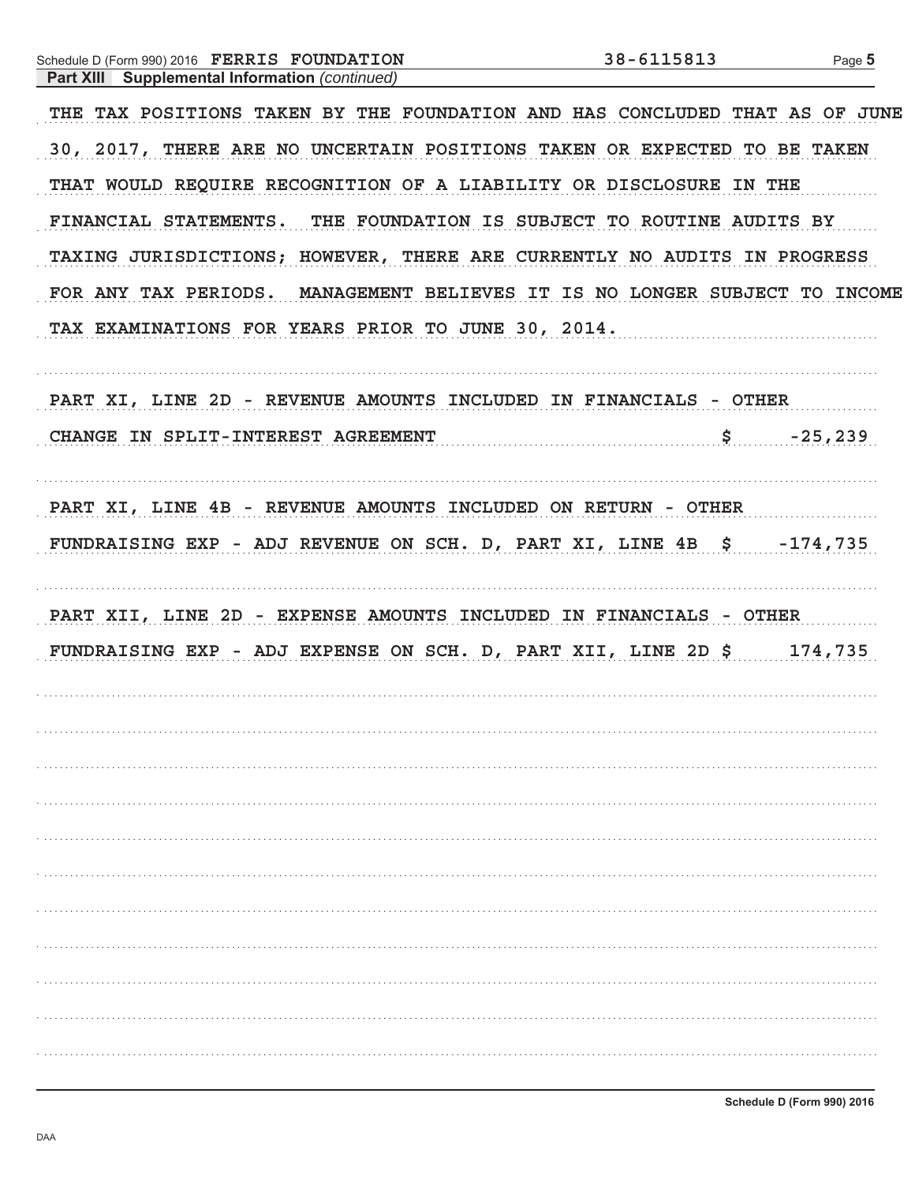Schedule D (Form 990) 2016 FERRIS FOUNDATION 38-6115813

**Part XIII Supplemental Information** *(continued)*

THE TAX POSITIONS TAKEN BY THE FOUNDATION AND HAS CONCLUDED THAT AS OF JUNE 30, 2017, THERE ARE NO UNCERTAIN POSITIONS TAKEN OR EXPECTED TO BE TAKEN THAT WOULD REQUIRE RECOGNITION OF A LIABILITY OR DISCLOSURE IN THE FINANCIAL STATEMENTS. THE FOUNDATION IS SUBJECT TO ROUTINE AUDITS BY TAXING JURISDICTIONS; HOWEVER, THERE ARE CURRENTLY NO AUDITS IN PROGRESS FOR ANY TAX PERIODS. MANAGEMENT BELIEVES IT IS NO LONGER SUBJECT TO INCOME TAX EXAMINATIONS FOR YEARS PRIOR TO JUNE 30, 2014.

PART XI, LINE 2D - REVENUE AMOUNTS INCLUDED IN FINANCIALS - OTHER

CHANGE IN SPLIT-INTEREST AGREEMENT $ -25,239

PART XI, LINE 4B - REVENUE AMOUNTS INCLUDED ON RETURN - OTHER

FUNDRAISING EXP - ADJ REVENUE ON SCH. D, PART XI, LINE 4B $ -174,735

PART XII, LINE 2D - EXPENSE AMOUNTS INCLUDED IN FINANCIALS - OTHER

FUNDRAISING EXP - ADJ EXPENSE ON SCH. D, PART XII, LINE 2D $ 174,735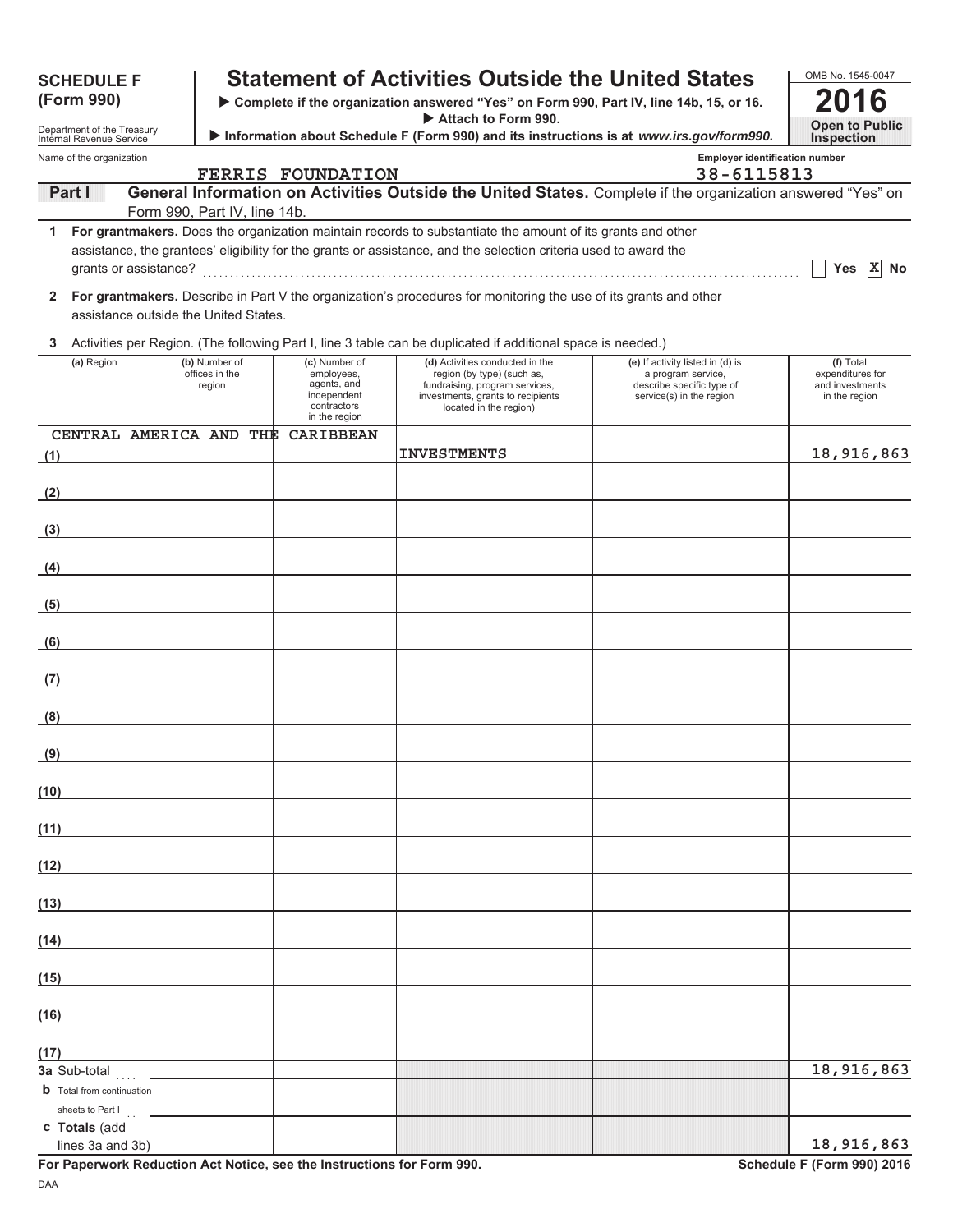**SCHEDULE F (Form 990)**

Department of the Treasury
Internal Revenue Service

# Statement of Activities Outside the United States

▶ Complete if the organization answered "Yes" on Form 990, Part IV, line 14b, 15, or 16.
▶ Attach to Form 990.
▶ Information about Schedule F (Form 990) and its instructions is at *www.irs.gov/form990.*

OMB No. 1545-0047

**2016**

**Open to Public Inspection**

Name of the organization: FERRIS FOUNDATION

Employer identification number: 38-6115813

**Part I** **General Information on Activities Outside the United States.** Complete if the organization answered "Yes" on Form 990, Part IV, line 14b.

1 **For grantmakers.** Does the organization maintain records to substantiate the amount of its grants and other assistance, the grantees' eligibility for the grants or assistance, and the selection criteria used to award the grants or assistance? ☐ Yes ☒ No

2 **For grantmakers.** Describe in Part V the organization's procedures for monitoring the use of its grants and other assistance outside the United States.

3 Activities per Region. (The following Part I, line 3 table can be duplicated if additional space is needed.)

| | (a) Region | (b) Number of offices in the region | (c) Number of employees, agents, and independent contractors in the region | (d) Activities conducted in the region (by type) (such as, fundraising, program services, investments, grants to recipients located in the region) | (e) If activity listed in (d) is a program service, describe specific type of service(s) in the region | (f) Total expenditures for and investments in the region |
|---|---|---|---|---|---|---|
| (1) | CENTRAL AMERICA AND THE CARIBBEAN | | | INVESTMENTS | | 18,916,863 |
| (2) | | | | | | |
| (3) | | | | | | |
| (4) | | | | | | |
| (5) | | | | | | |
| (6) | | | | | | |
| (7) | | | | | | |
| (8) | | | | | | |
| (9) | | | | | | |
| (10) | | | | | | |
| (11) | | | | | | |
| (12) | | | | | | |
| (13) | | | | | | |
| (14) | | | | | | |
| (15) | | | | | | |
| (16) | | | | | | |
| (17) | | | | | | |
| **3a** | Sub-total | | | | | 18,916,863 |
| **b** | Total from continuation sheets to Part I | | | | | |
| **c** | **Totals** (add lines 3a and 3b) | | | | | 18,916,863 |

**For Paperwork Reduction Act Notice, see the Instructions for Form 990.** **Schedule F (Form 990) 2016**

DAA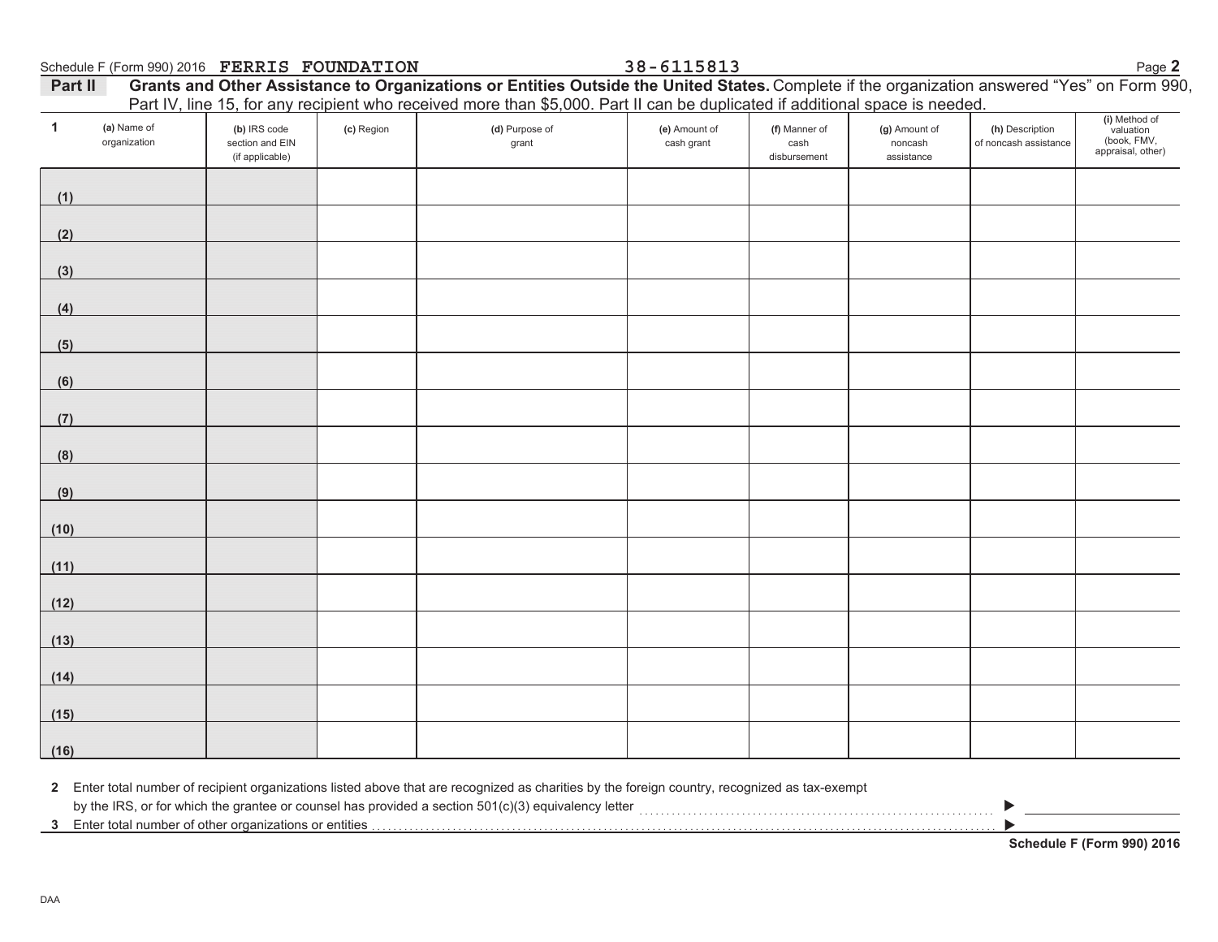Schedule F (Form 990) 2016 **FERRIS FOUNDATION** 38-6115813

## Part II Grants and Other Assistance to Organizations or Entities Outside the United States.

Complete if the organization answered "Yes" on Form 990, Part IV, line 15, for any recipient who received more than $5,000. Part II can be duplicated if additional space is needed.

| 1 (a) Name of organization | (b) IRS code section and EIN (if applicable) | (c) Region | (d) Purpose of grant | (e) Amount of cash grant | (f) Manner of cash disbursement | (g) Amount of noncash assistance | (h) Description of noncash assistance | (i) Method of valuation (book, FMV, appraisal, other) |
|---|---|---|---|---|---|---|---|---|
| (1) | | | | | | | | |
| (2) | | | | | | | | |
| (3) | | | | | | | | |
| (4) | | | | | | | | |
| (5) | | | | | | | | |
| (6) | | | | | | | | |
| (7) | | | | | | | | |
| (8) | | | | | | | | |
| (9) | | | | | | | | |
| (10) | | | | | | | | |
| (11) | | | | | | | | |
| (12) | | | | | | | | |
| (13) | | | | | | | | |
| (14) | | | | | | | | |
| (15) | | | | | | | | |
| (16) | | | | | | | | |

**2** Enter total number of recipient organizations listed above that are recognized as charities by the foreign country, recognized as tax-exempt by the IRS, or for which the grantee or counsel has provided a section 501(c)(3) equivalency letter ▶

**3** Enter total number of other organizations or entities ▶

**Schedule F (Form 990) 2016**

DAA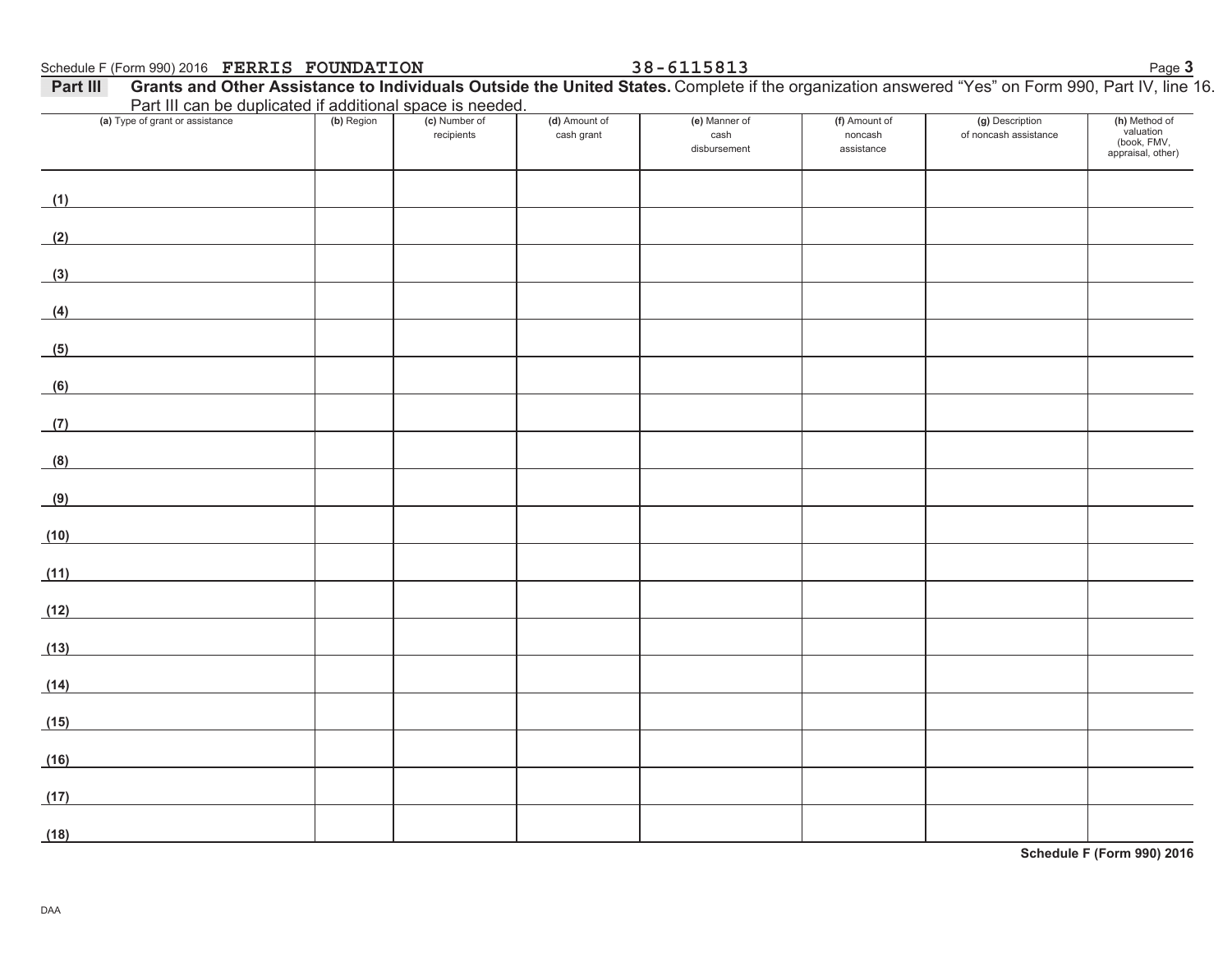Schedule F (Form 990) 2016 FERRIS FOUNDATION 38-6115813

**Part III** **Grants and Other Assistance to Individuals Outside the United States.** Complete if the organization answered "Yes" on Form 990, Part IV, line 16. Part III can be duplicated if additional space is needed.

| (a) Type of grant or assistance | (b) Region | (c) Number of recipients | (d) Amount of cash grant | (e) Manner of cash disbursement | (f) Amount of noncash assistance | (g) Description of noncash assistance | (h) Method of valuation (book, FMV, appraisal, other) |
|---|---|---|---|---|---|---|---|
| (1) | | | | | | | |
| (2) | | | | | | | |
| (3) | | | | | | | |
| (4) | | | | | | | |
| (5) | | | | | | | |
| (6) | | | | | | | |
| (7) | | | | | | | |
| (8) | | | | | | | |
| (9) | | | | | | | |
| (10) | | | | | | | |
| (11) | | | | | | | |
| (12) | | | | | | | |
| (13) | | | | | | | |
| (14) | | | | | | | |
| (15) | | | | | | | |
| (16) | | | | | | | |
| (17) | | | | | | | |
| (18) | | | | | | | |

**Schedule F (Form 990) 2016**

DAA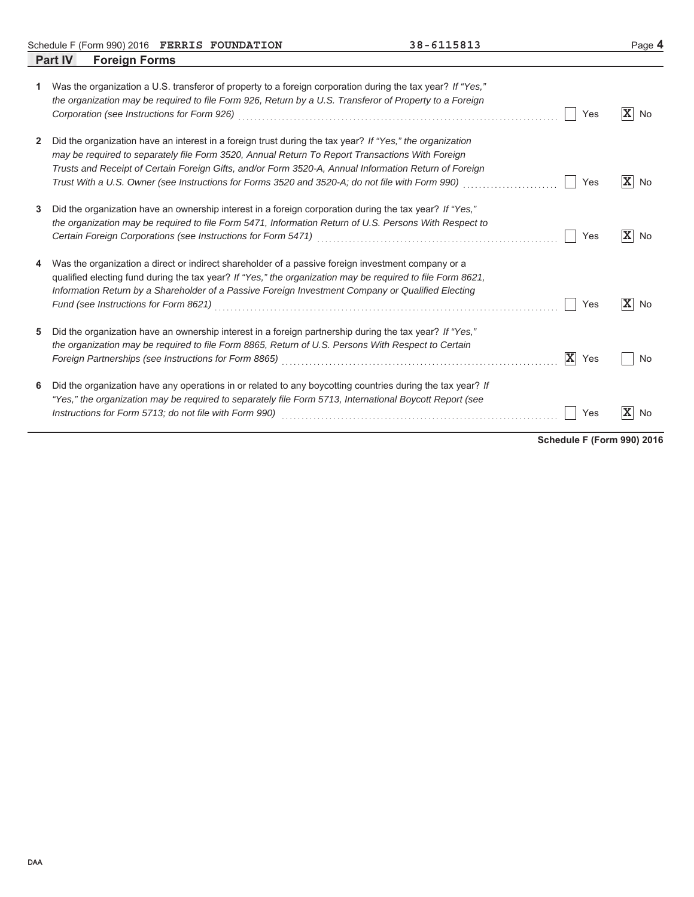Schedule F (Form 990) 2016 **FERRIS FOUNDATION** 38-6115813

## Part IV Foreign Forms

**1** Was the organization a U.S. transferor of property to a foreign corporation during the tax year? *If "Yes," the organization may be required to file Form 926, Return by a U.S. Transferor of Property to a Foreign Corporation (see Instructions for Form 926)* ☐ Yes ☒ No

**2** Did the organization have an interest in a foreign trust during the tax year? *If "Yes," the organization may be required to separately file Form 3520, Annual Return To Report Transactions With Foreign Trusts and Receipt of Certain Foreign Gifts, and/or Form 3520-A, Annual Information Return of Foreign Trust With a U.S. Owner (see Instructions for Forms 3520 and 3520-A; do not file with Form 990)* ☐ Yes ☒ No

**3** Did the organization have an ownership interest in a foreign corporation during the tax year? *If "Yes," the organization may be required to file Form 5471, Information Return of U.S. Persons With Respect to Certain Foreign Corporations (see Instructions for Form 5471)* ☐ Yes ☒ No

**4** Was the organization a direct or indirect shareholder of a passive foreign investment company or a qualified electing fund during the tax year? *If "Yes," the organization may be required to file Form 8621, Information Return by a Shareholder of a Passive Foreign Investment Company or Qualified Electing Fund (see Instructions for Form 8621)* ☐ Yes ☒ No

**5** Did the organization have an ownership interest in a foreign partnership during the tax year? *If "Yes," the organization may be required to file Form 8865, Return of U.S. Persons With Respect to Certain Foreign Partnerships (see Instructions for Form 8865)* ☒ Yes ☐ No

**6** Did the organization have any operations in or related to any boycotting countries during the tax year? *If "Yes," the organization may be required to separately file Form 5713, International Boycott Report (see Instructions for Form 5713; do not file with Form 990)* ☐ Yes ☒ No

**Schedule F (Form 990) 2016**

DAA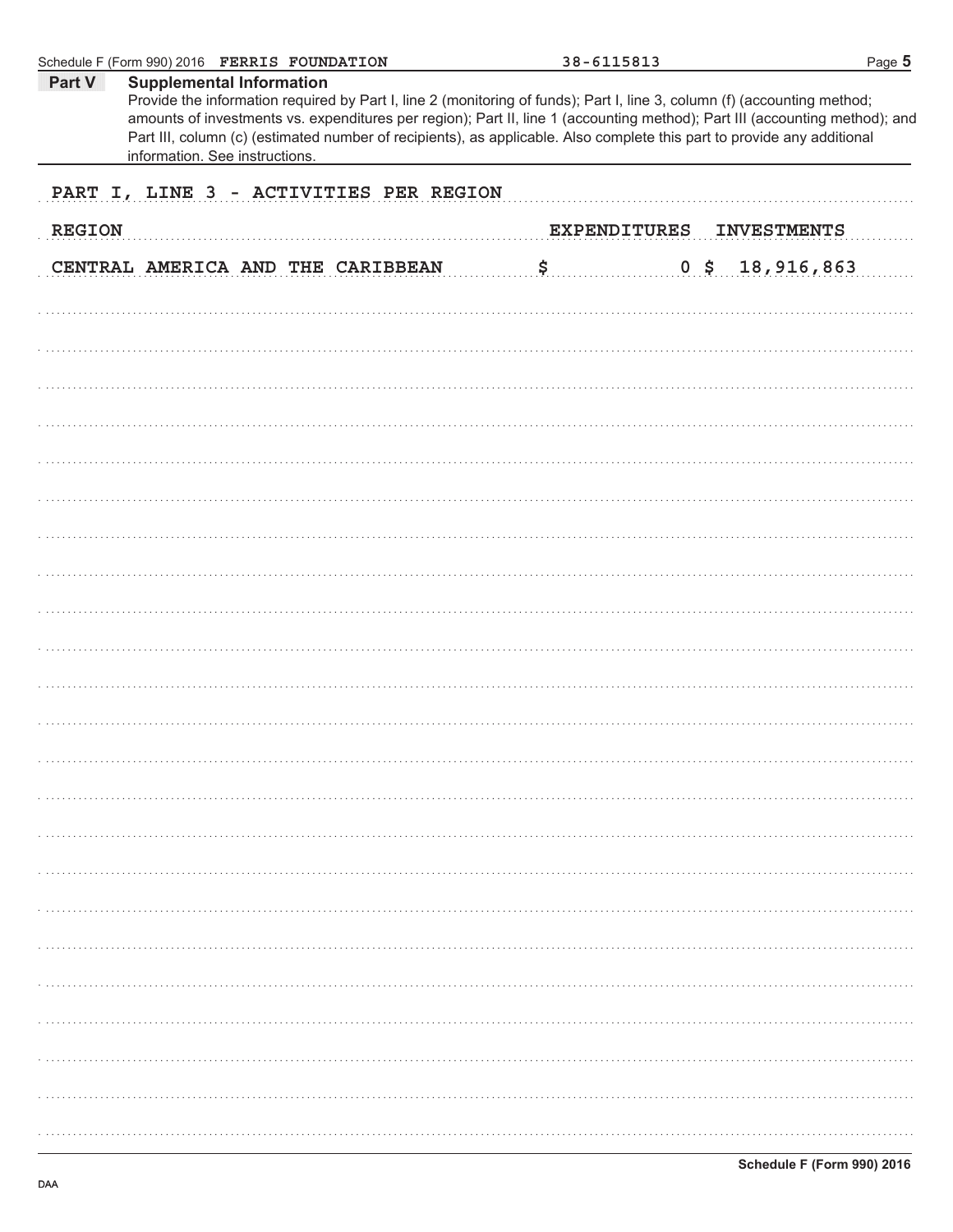Schedule F (Form 990) 2016 **FERRIS FOUNDATION** 38-6115813

## Part V Supplemental Information

Provide the information required by Part I, line 2 (monitoring of funds); Part I, line 3, column (f) (accounting method; amounts of investments vs. expenditures per region); Part II, line 1 (accounting method); Part III (accounting method); and Part III, column (c) (estimated number of recipients), as applicable. Also complete this part to provide any additional information. See instructions.

PART I, LINE 3 - ACTIVITIES PER REGION

| REGION | EXPENDITURES | INVESTMENTS |
|---|---|---|
| CENTRAL AMERICA AND THE CARIBBEAN | $ 0 | $ 18,916,863 |

Schedule F (Form 990) 2016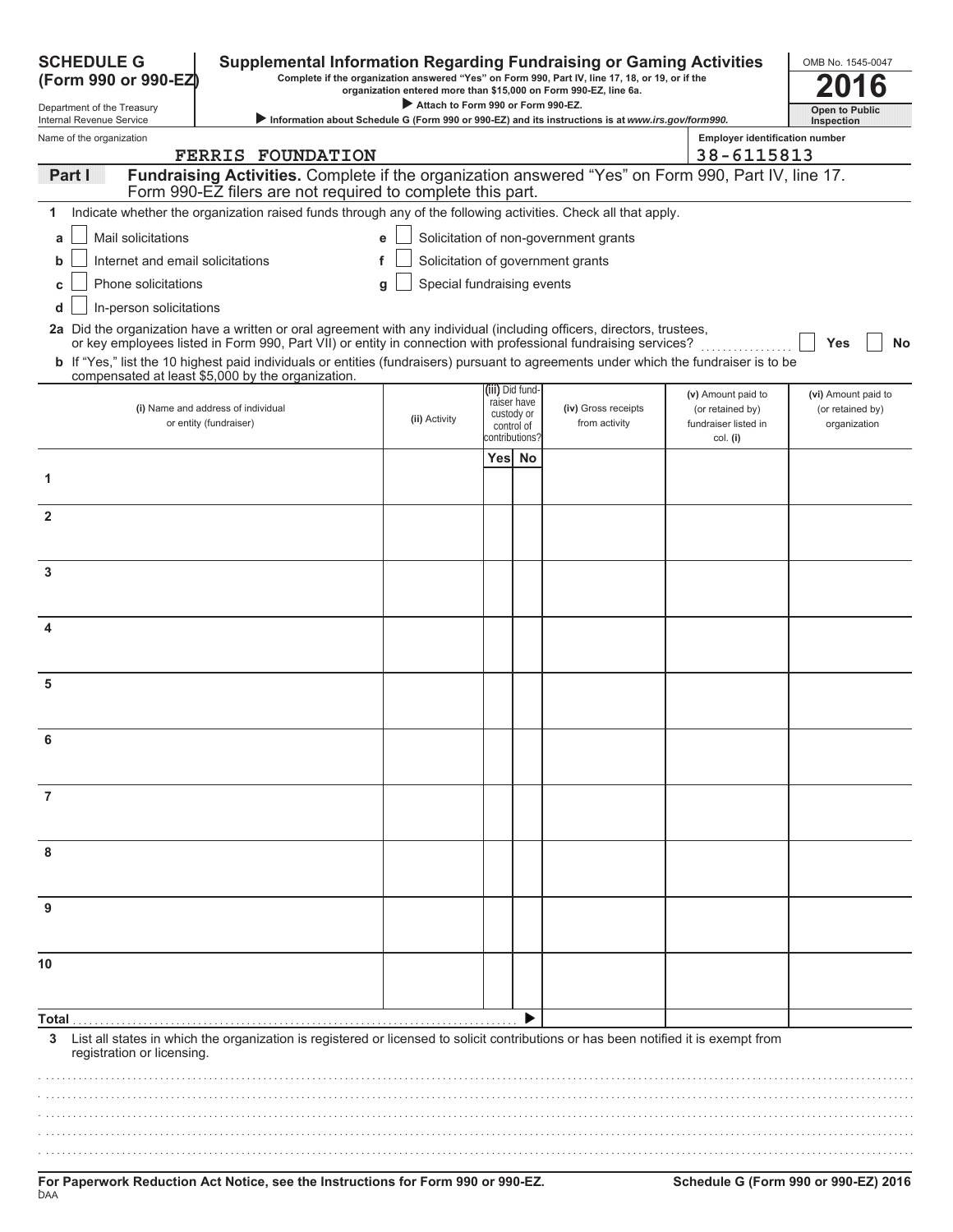**SCHEDULE G (Form 990 or 990-EZ)**

Department of the Treasury
Internal Revenue Service

# Supplemental Information Regarding Fundraising or Gaming Activities

**Complete if the organization answered "Yes" on Form 990, Part IV, line 17, 18, or 19, or if the organization entered more than $15,000 on Form 990-EZ, line 6a.**

▶ **Attach to Form 990 or Form 990-EZ.**

▶ **Information about Schedule G (Form 990 or 990-EZ) and its instructions is at *www.irs.gov/form990*.**

OMB No. 1545-0047

**2016**

**Open to Public Inspection**

Name of the organization: FERRIS FOUNDATION

Employer identification number: 38-6115813

## Part I Fundraising Activities. 

Complete if the organization answered "Yes" on Form 990, Part IV, line 17. Form 990-EZ filers are not required to complete this part.

**1** Indicate whether the organization raised funds through any of the following activities. Check all that apply.

- **a** ☐ Mail solicitations
- **b** ☐ Internet and email solicitations
- **c** ☐ Phone solicitations
- **d** ☐ In-person solicitations
- **e** ☐ Solicitation of non-government grants
- **f** ☐ Solicitation of government grants
- **g** ☐ Special fundraising events

**2a** Did the organization have a written or oral agreement with any individual (including officers, directors, trustees, or key employees listed in Form 990, Part VII) or entity in connection with professional fundraising services? ☐ **Yes** ☐ **No**

**b** If "Yes," list the 10 highest paid individuals or entities (fundraisers) pursuant to agreements under which the fundraiser is to be compensated at least $5,000 by the organization.

| | (i) Name and address of individual or entity (fundraiser) | (ii) Activity | (iii) Did fund-raiser have custody or control of contributions? Yes | No | (iv) Gross receipts from activity | (v) Amount paid to (or retained by) fundraiser listed in col. (i) | (vi) Amount paid to (or retained by) organization |
|---|---|---|---|---|---|---|---|
| 1 | | | | | | | |
| 2 | | | | | | | |
| 3 | | | | | | | |
| 4 | | | | | | | |
| 5 | | | | | | | |
| 6 | | | | | | | |
| 7 | | | | | | | |
| 8 | | | | | | | |
| 9 | | | | | | | |
| 10 | | | | | | | |
| **Total** ▶ | | | | | | | |

**3** List all states in which the organization is registered or licensed to solicit contributions or has been notified it is exempt from registration or licensing.

**For Paperwork Reduction Act Notice, see the Instructions for Form 990 or 990-EZ.**

DAA

**Schedule G (Form 990 or 990-EZ) 2016**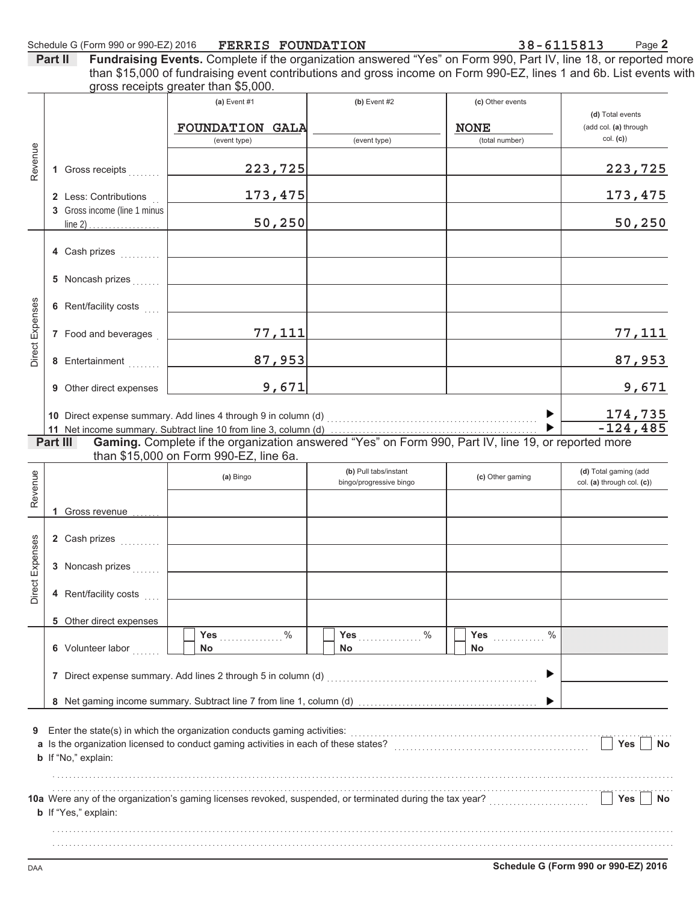Schedule G (Form 990 or 990-EZ) 2016 **FERRIS FOUNDATION** **38-6115813** Page **2**

**Part II** **Fundraising Events.** Complete if the organization answered "Yes" on Form 990, Part IV, line 18, or reported more than $15,000 of fundraising event contributions and gross income on Form 990-EZ, lines 1 and 6b. List events with gross receipts greater than $5,000.

| | | (a) Event #1 | (b) Event #2 | (c) Other events | (d) Total events (add col. (a) through col. (c)) |
|---|---|---|---|---|---|
| | | FOUNDATION GALA (event type) | (event type) | NONE (total number) | |
| Revenue | 1 Gross receipts | 223,725 | | | 223,725 |
| | 2 Less: Contributions | 173,475 | | | 173,475 |
| | 3 Gross income (line 1 minus line 2) | 50,250 | | | 50,250 |
| Direct Expenses | 4 Cash prizes | | | | |
| | 5 Noncash prizes | | | | |
| | 6 Rent/facility costs | | | | |
| | 7 Food and beverages | 77,111 | | | 77,111 |
| | 8 Entertainment | 87,953 | | | 87,953 |
| | 9 Other direct expenses | 9,671 | | | 9,671 |
| | 10 Direct expense summary. Add lines 4 through 9 in column (d) | | | ▶ | 174,735 |
| | 11 Net income summary. Subtract line 10 from line 3, column (d) | | | ▶ | -124,485 |

**Part III** **Gaming.** Complete if the organization answered "Yes" on Form 990, Part IV, line 19, or reported more than $15,000 on Form 990-EZ, line 6a.

| | | (a) Bingo | (b) Pull tabs/instant bingo/progressive bingo | (c) Other gaming | (d) Total gaming (add col. (a) through col. (c)) |
|---|---|---|---|---|---|
| Revenue | 1 Gross revenue | | | | |
| Direct Expenses | 2 Cash prizes | | | | |
| | 3 Noncash prizes | | | | |
| | 4 Rent/facility costs | | | | |
| | 5 Other direct expenses | | | | |
| | 6 Volunteer labor | ☐ Yes ____ % ☐ No | ☐ Yes ____ % ☐ No | ☐ Yes ____ % ☐ No | |
| | 7 Direct expense summary. Add lines 2 through 5 in column (d) | | | ▶ | |
| | 8 Net gaming income summary. Subtract line 7 from line 1, column (d) | | | ▶ | |

**9** Enter the state(s) in which the organization conducts gaming activities:

**a** Is the organization licensed to conduct gaming activities in each of these states? ☐ Yes ☐ No

**b** If "No," explain:

**10a** Were any of the organization's gaming licenses revoked, suspended, or terminated during the tax year? ☐ Yes ☐ No

**b** If "Yes," explain:

DAA **Schedule G (Form 990 or 990-EZ) 2016**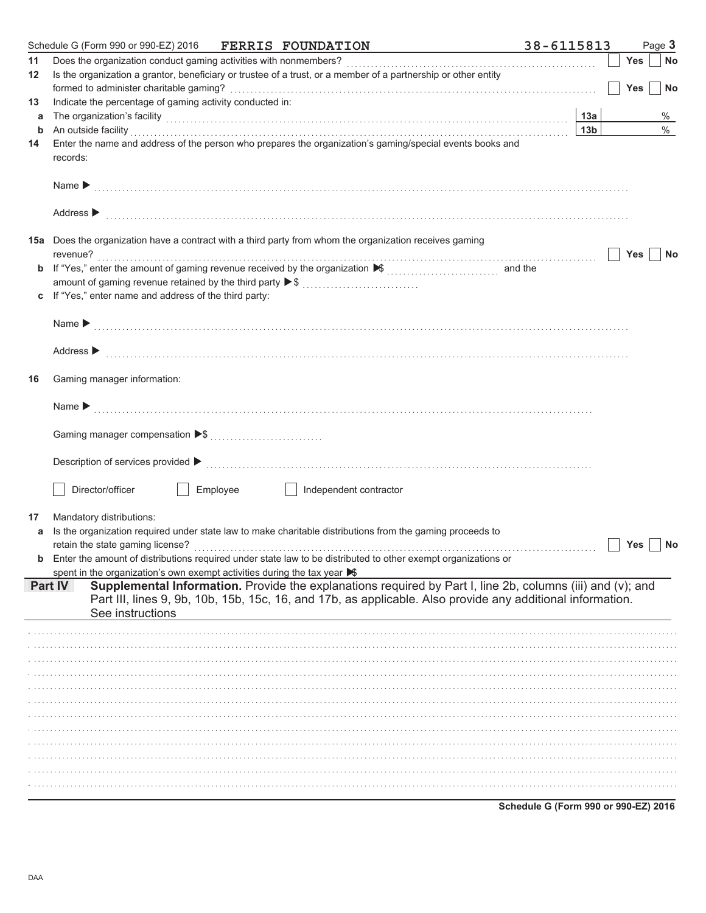Schedule G (Form 990 or 990-EZ) 2016 **FERRIS FOUNDATION** 38-6115813 Page **3**

**11** Does the organization conduct gaming activities with nonmembers? ☐ Yes ☐ No

**12** Is the organization a grantor, beneficiary or trustee of a trust, or a member of a partnership or other entity formed to administer charitable gaming? ☐ Yes ☐ No

**13** Indicate the percentage of gaming activity conducted in:

**a** The organization's facility **13a** %

**b** An outside facility **13b** %

**14** Enter the name and address of the person who prepares the organization's gaming/special events books and records:

Name ▶

Address ▶

**15a** Does the organization have a contract with a third party from whom the organization receives gaming revenue? ☐ Yes ☐ No

**b** If "Yes," enter the amount of gaming revenue received by the organization ▶$ and the amount of gaming revenue retained by the third party ▶$

**c** If "Yes," enter name and address of the third party:

Name ▶

Address ▶

**16** Gaming manager information:

Name ▶

Gaming manager compensation ▶$

Description of services provided ▶

☐ Director/officer ☐ Employee ☐ Independent contractor

**17** Mandatory distributions:

**a** Is the organization required under state law to make charitable distributions from the gaming proceeds to retain the state gaming license? ☐ Yes ☐ No

**b** Enter the amount of distributions required under state law to be distributed to other exempt organizations or spent in the organization's own exempt activities during the tax year ▶$

**Part IV** **Supplemental Information.** Provide the explanations required by Part I, line 2b, columns (iii) and (v); and Part III, lines 9, 9b, 10b, 15b, 15c, 16, and 17b, as applicable. Also provide any additional information. See instructions

**Schedule G (Form 990 or 990-EZ) 2016**

DAA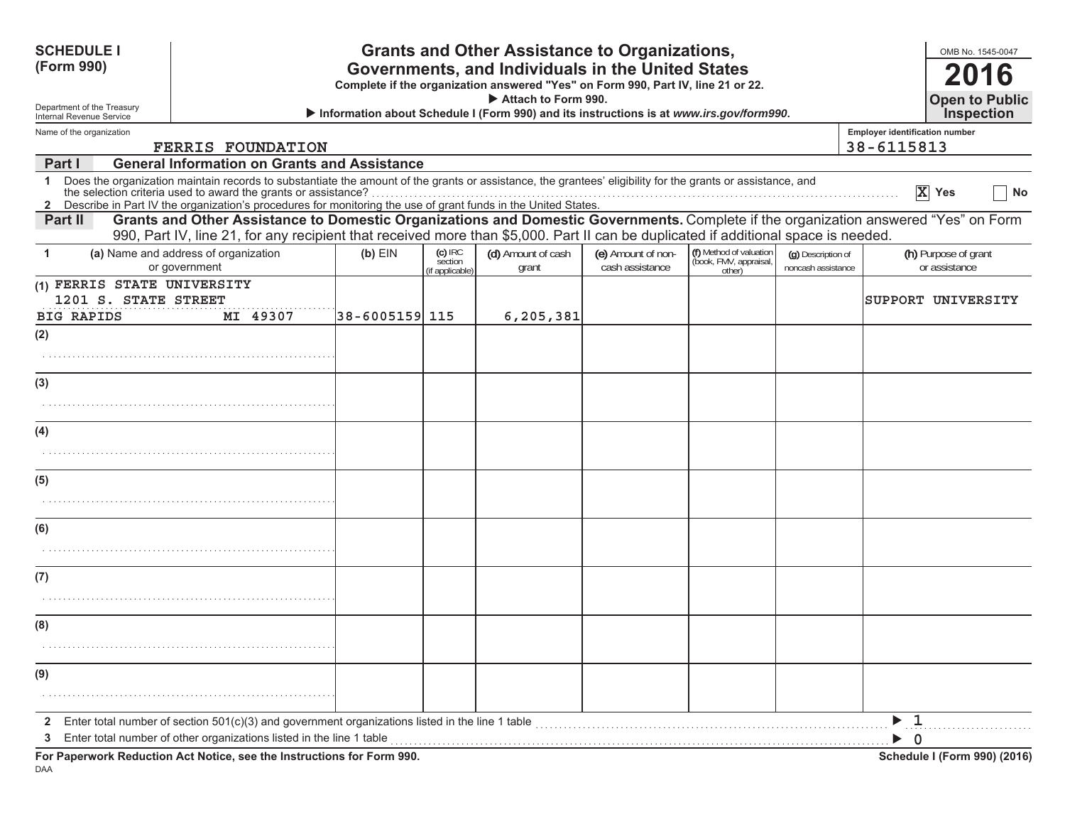**SCHEDULE I (Form 990)**

Department of the Treasury
Internal Revenue Service

# Grants and Other Assistance to Organizations, Governments, and Individuals in the United States

**Complete if the organization answered "Yes" on Form 990, Part IV, line 21 or 22.**

▶ **Attach to Form 990.**

▶ **Information about Schedule I (Form 990) and its instructions is at *www.irs.gov/form990*.**

OMB No. 1545-0047

**2016**

**Open to Public Inspection**

Name of the organization: FERRIS FOUNDATION

Employer identification number: 38-6115813

## Part I General Information on Grants and Assistance

1 Does the organization maintain records to substantiate the amount of the grants or assistance, the grantees' eligibility for the grants or assistance, and the selection criteria used to award the grants or assistance? [X] Yes [ ] No

2 Describe in Part IV the organization's procedures for monitoring the use of grant funds in the United States.

## Part II Grants and Other Assistance to Domestic Organizations and Domestic Governments.

Complete if the organization answered "Yes" on Form 990, Part IV, line 21, for any recipient that received more than $5,000. Part II can be duplicated if additional space is needed.

| 1 (a) Name and address of organization or government | (b) EIN | (c) IRC section (if applicable) | (d) Amount of cash grant | (e) Amount of non-cash assistance | (f) Method of valuation (book, FMV, appraisal, other) | (g) Description of noncash assistance | (h) Purpose of grant or assistance |
|---|---|---|---|---|---|---|---|
| (1) FERRIS STATE UNIVERSITY 1201 S. STATE STREET BIG RAPIDS MI 49307 | 38-6005159 | 115 | 6,205,381 | | | | SUPPORT UNIVERSITY |
| (2) | | | | | | | |
| (3) | | | | | | | |
| (4) | | | | | | | |
| (5) | | | | | | | |
| (6) | | | | | | | |
| (7) | | | | | | | |
| (8) | | | | | | | |
| (9) | | | | | | | |

2 Enter total number of section 501(c)(3) and government organizations listed in the line 1 table ▶ 1

3 Enter total number of other organizations listed in the line 1 table ▶ 0

**For Paperwork Reduction Act Notice, see the Instructions for Form 990.**

DAA

**Schedule I (Form 990) (2016)**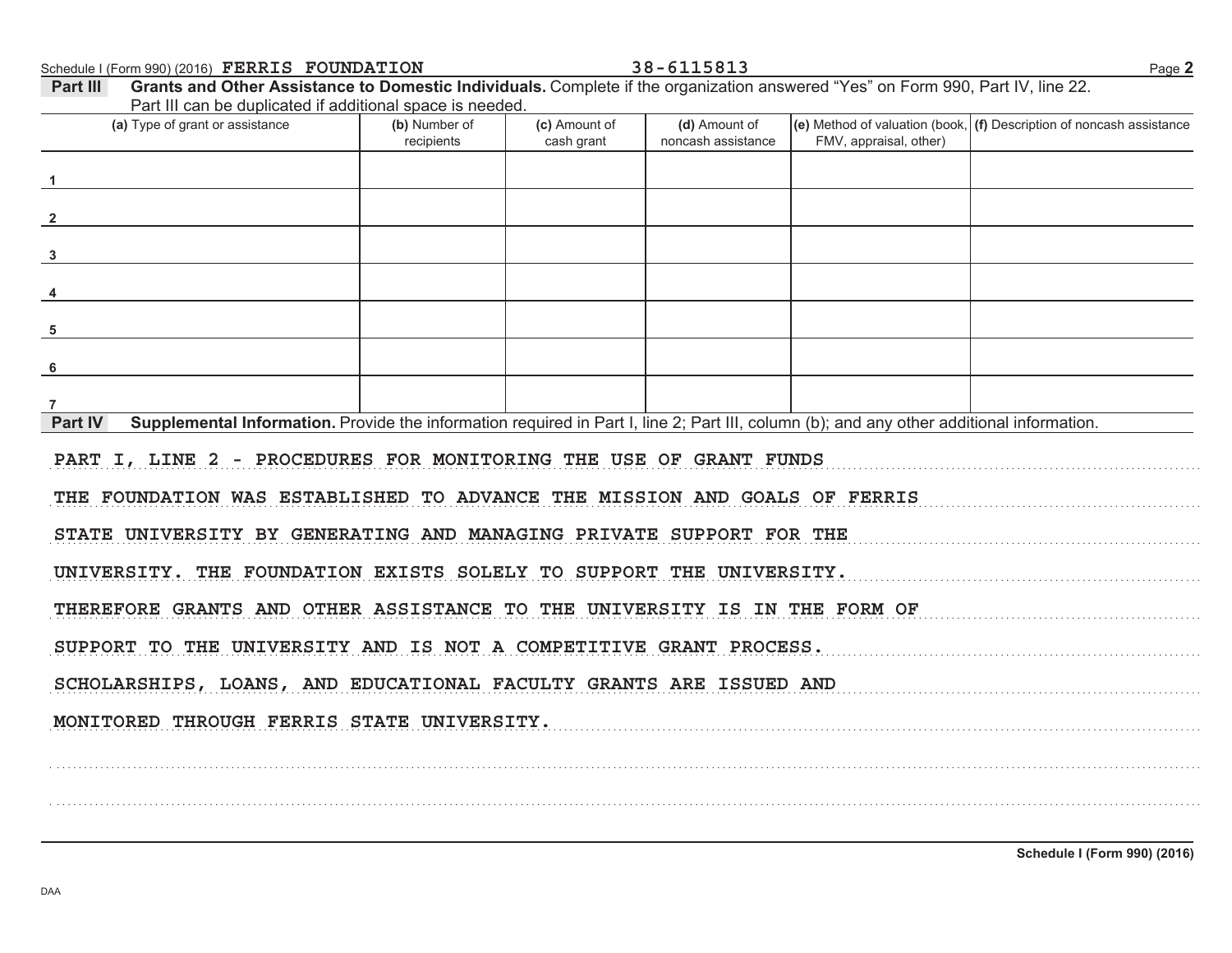Schedule I (Form 990) (2016) FERRIS FOUNDATION 38-6115813 Page 2

**Part III** **Grants and Other Assistance to Domestic Individuals.** Complete if the organization answered "Yes" on Form 990, Part IV, line 22. Part III can be duplicated if additional space is needed.

| (a) Type of grant or assistance | (b) Number of recipients | (c) Amount of cash grant | (d) Amount of noncash assistance | (e) Method of valuation (book, FMV, appraisal, other) | (f) Description of noncash assistance |
|---|---|---|---|---|---|
| 1 | | | | | |
| 2 | | | | | |
| 3 | | | | | |
| 4 | | | | | |
| 5 | | | | | |
| 6 | | | | | |
| 7 | | | | | |

**Part IV** **Supplemental Information.** Provide the information required in Part I, line 2; Part III, column (b); and any other additional information.

PART I, LINE 2 - PROCEDURES FOR MONITORING THE USE OF GRANT FUNDS

THE FOUNDATION WAS ESTABLISHED TO ADVANCE THE MISSION AND GOALS OF FERRIS STATE UNIVERSITY BY GENERATING AND MANAGING PRIVATE SUPPORT FOR THE UNIVERSITY. THE FOUNDATION EXISTS SOLELY TO SUPPORT THE UNIVERSITY. THEREFORE GRANTS AND OTHER ASSISTANCE TO THE UNIVERSITY IS IN THE FORM OF SUPPORT TO THE UNIVERSITY AND IS NOT A COMPETITIVE GRANT PROCESS. SCHOLARSHIPS, LOANS, AND EDUCATIONAL FACULTY GRANTS ARE ISSUED AND MONITORED THROUGH FERRIS STATE UNIVERSITY.

Schedule I (Form 990) (2016)

DAA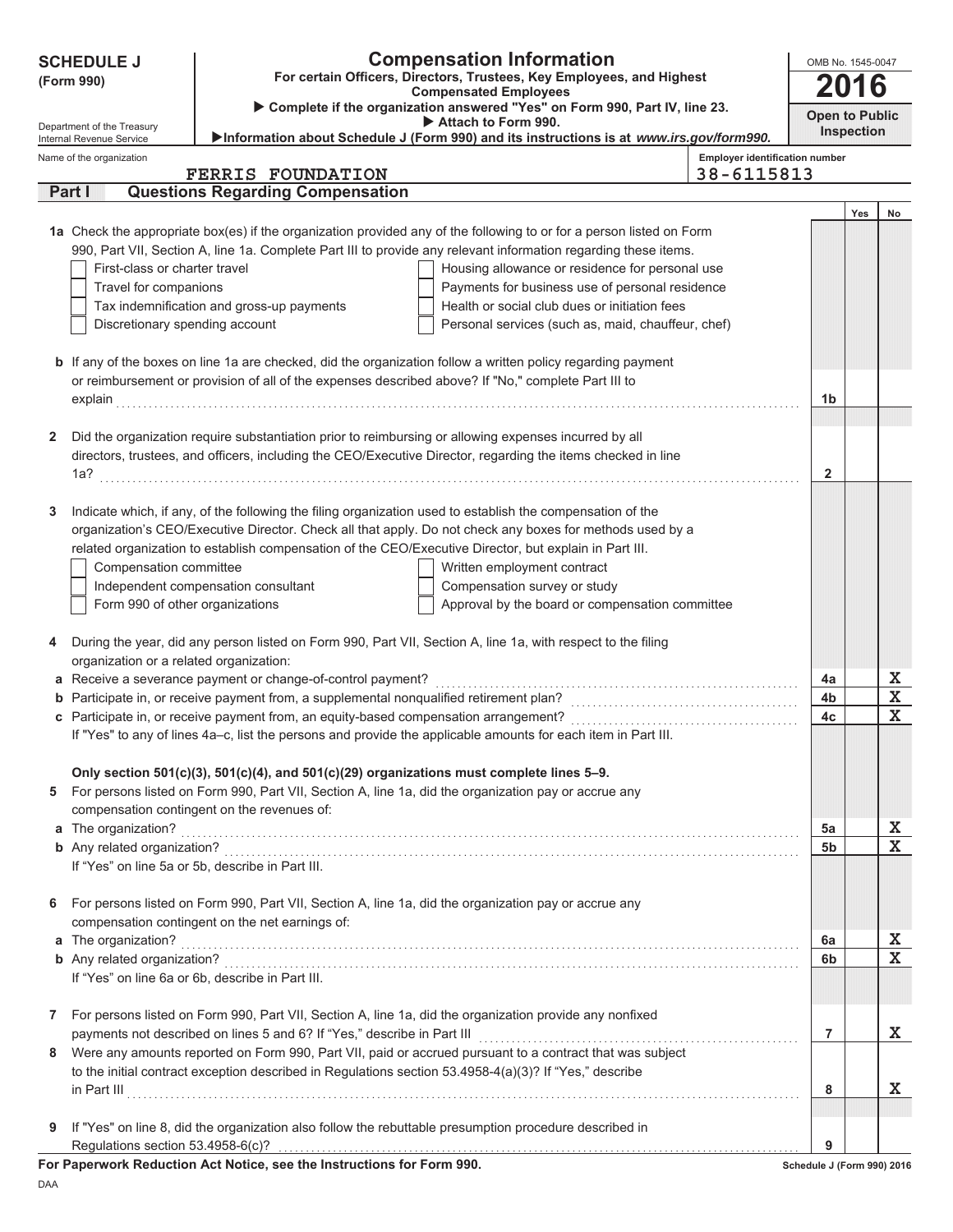**SCHEDULE J (Form 990)**

Department of the Treasury
Internal Revenue Service

# Compensation Information

**For certain Officers, Directors, Trustees, Key Employees, and Highest Compensated Employees**

▶ Complete if the organization answered "Yes" on Form 990, Part IV, line 23.
▶ Attach to Form 990.
▶Information about Schedule J (Form 990) and its instructions is at *www.irs.gov/form990.*

OMB No. 1545-0047

**2016**

**Open to Public Inspection**

Name of the organization: FERRIS FOUNDATION

Employer identification number: 38-6115813

## Part I Questions Regarding Compensation

| | | | Yes | No |
|---|---|---|---|---|
| **1a** | Check the appropriate box(es) if the organization provided any of the following to or for a person listed on Form 990, Part VII, Section A, line 1a. Complete Part III to provide any relevant information regarding these items.<br>☐ First-class or charter travel ☐ Housing allowance or residence for personal use<br>☐ Travel for companions ☐ Payments for business use of personal residence<br>☐ Tax indemnification and gross-up payments ☐ Health or social club dues or initiation fees<br>☐ Discretionary spending account ☐ Personal services (such as, maid, chauffeur, chef) | | | |
| **b** | If any of the boxes on line 1a are checked, did the organization follow a written policy regarding payment or reimbursement or provision of all of the expenses described above? If "No," complete Part III to explain | 1b | | |
| **2** | Did the organization require substantiation prior to reimbursing or allowing expenses incurred by all directors, trustees, and officers, including the CEO/Executive Director, regarding the items checked in line 1a? | 2 | | |
| **3** | Indicate which, if any, of the following the filing organization used to establish the compensation of the organization's CEO/Executive Director. Check all that apply. Do not check any boxes for methods used by a related organization to establish compensation of the CEO/Executive Director, but explain in Part III.<br>☐ Compensation committee ☐ Written employment contract<br>☐ Independent compensation consultant ☐ Compensation survey or study<br>☐ Form 990 of other organizations ☐ Approval by the board or compensation committee | | | |
| **4** | During the year, did any person listed on Form 990, Part VII, Section A, line 1a, with respect to the filing organization or a related organization: | | | |
| **a** | Receive a severance payment or change-of-control payment? | 4a | | X |
| **b** | Participate in, or receive payment from, a supplemental nonqualified retirement plan? | 4b | | X |
| **c** | Participate in, or receive payment from, an equity-based compensation arrangement? | 4c | | X |
| | If "Yes" to any of lines 4a–c, list the persons and provide the applicable amounts for each item in Part III. | | | |
| | **Only section 501(c)(3), 501(c)(4), and 501(c)(29) organizations must complete lines 5–9.** | | | |
| **5** | For persons listed on Form 990, Part VII, Section A, line 1a, did the organization pay or accrue any compensation contingent on the revenues of: | | | |
| **a** | The organization? | 5a | | X |
| **b** | Any related organization? | 5b | | X |
| | If "Yes" on line 5a or 5b, describe in Part III. | | | |
| **6** | For persons listed on Form 990, Part VII, Section A, line 1a, did the organization pay or accrue any compensation contingent on the net earnings of: | | | |
| **a** | The organization? | 6a | | X |
| **b** | Any related organization? | 6b | | X |
| | If "Yes" on line 6a or 6b, describe in Part III. | | | |
| **7** | For persons listed on Form 990, Part VII, Section A, line 1a, did the organization provide any nonfixed payments not described on lines 5 and 6? If "Yes," describe in Part III | 7 | | X |
| **8** | Were any amounts reported on Form 990, Part VII, paid or accrued pursuant to a contract that was subject to the initial contract exception described in Regulations section 53.4958-4(a)(3)? If "Yes," describe in Part III | 8 | | X |
| **9** | If "Yes" on line 8, did the organization also follow the rebuttable presumption procedure described in Regulations section 53.4958-6(c)? | 9 | | |

**For Paperwork Reduction Act Notice, see the Instructions for Form 990.**

Schedule J (Form 990) 2016

DAA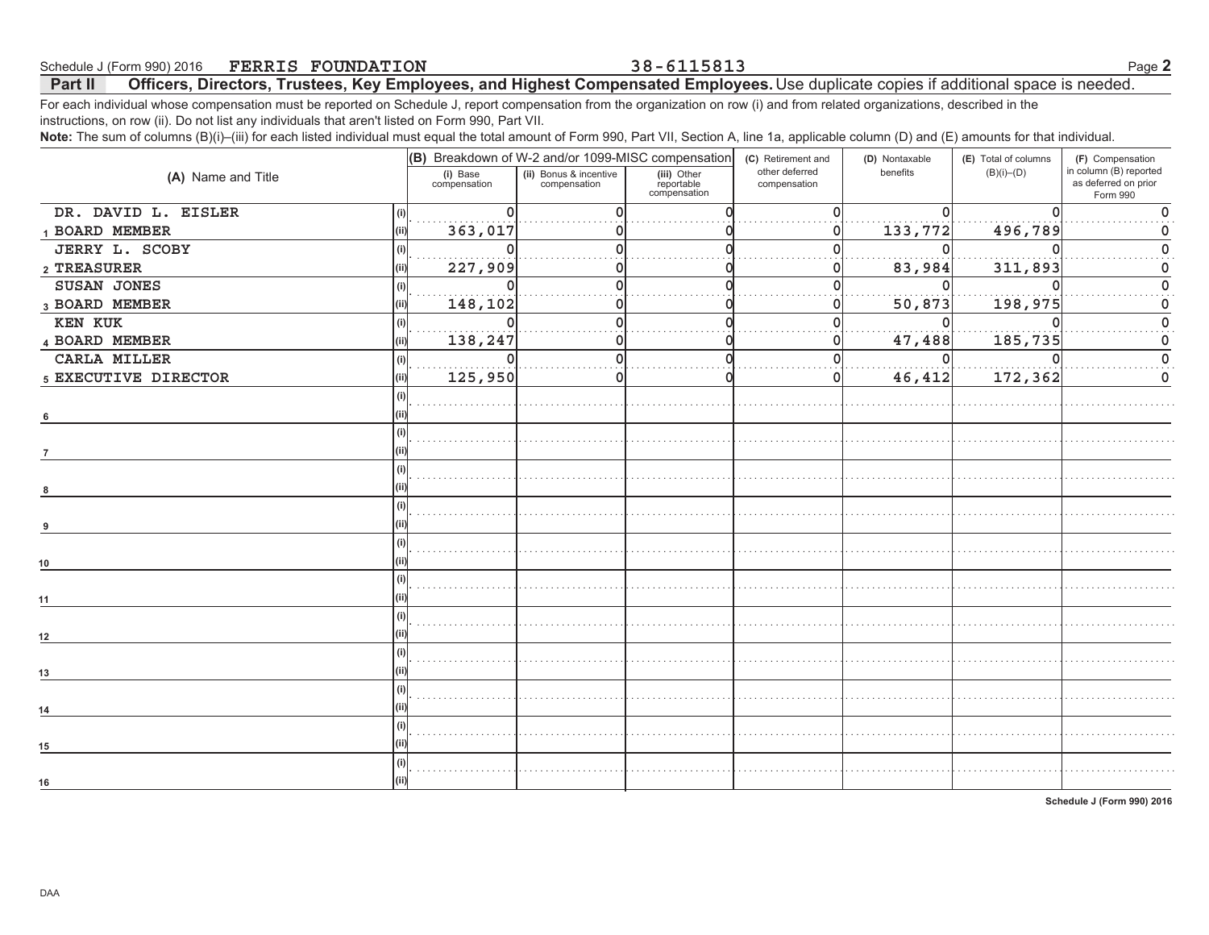Schedule J (Form 990) 2016 FERRIS FOUNDATION 38-6115813

## Part II Officers, Directors, Trustees, Key Employees, and Highest Compensated Employees. Use duplicate copies if additional space is needed.

For each individual whose compensation must be reported on Schedule J, report compensation from the organization on row (i) and from related organizations, described in the instructions, on row (ii). Do not list any individuals that aren't listed on Form 990, Part VII.

**Note:** The sum of columns (B)(i)–(iii) for each listed individual must equal the total amount of Form 990, Part VII, Section A, line 1a, applicable column (D) and (E) amounts for that individual.

| (A) Name and Title | | (B) Breakdown of W-2 and/or 1099-MISC compensation | | | (C) Retirement and other deferred compensation | (D) Nontaxable benefits | (E) Total of columns (B)(i)–(D) | (F) Compensation in column (B) reported as deferred on prior Form 990 |
|---|---|---|---|---|---|---|---|---|
| | | (i) Base compensation | (ii) Bonus & incentive compensation | (iii) Other reportable compensation | | | | |
| 1 DR. DAVID L. EISLER | (i) | 0 | 0 | 0 | 0 | 0 | 0 | 0 |
| BOARD MEMBER | (ii) | 363,017 | 0 | 0 | 0 | 133,772 | 496,789 | 0 |
| 2 JERRY L. SCOBY | (i) | 0 | 0 | 0 | 0 | 0 | 0 | 0 |
| TREASURER | (ii) | 227,909 | 0 | 0 | 0 | 83,984 | 311,893 | 0 |
| 3 SUSAN JONES | (i) | 0 | 0 | 0 | 0 | 0 | 0 | 0 |
| BOARD MEMBER | (ii) | 148,102 | 0 | 0 | 0 | 50,873 | 198,975 | 0 |
| 4 KEN KUK | (i) | 0 | 0 | 0 | 0 | 0 | 0 | 0 |
| BOARD MEMBER | (ii) | 138,247 | 0 | 0 | 0 | 47,488 | 185,735 | 0 |
| 5 CARLA MILLER | (i) | 0 | 0 | 0 | 0 | 0 | 0 | 0 |
| EXECUTIVE DIRECTOR | (ii) | 125,950 | 0 | 0 | 0 | 46,412 | 172,362 | 0 |
| 6 | (i) | | | | | | | |
| | (ii) | | | | | | | |
| 7 | (i) | | | | | | | |
| | (ii) | | | | | | | |
| 8 | (i) | | | | | | | |
| | (ii) | | | | | | | |
| 9 | (i) | | | | | | | |
| | (ii) | | | | | | | |
| 10 | (i) | | | | | | | |
| | (ii) | | | | | | | |
| 11 | (i) | | | | | | | |
| | (ii) | | | | | | | |
| 12 | (i) | | | | | | | |
| | (ii) | | | | | | | |
| 13 | (i) | | | | | | | |
| | (ii) | | | | | | | |
| 14 | (i) | | | | | | | |
| | (ii) | | | | | | | |
| 15 | (i) | | | | | | | |
| | (ii) | | | | | | | |
| 16 | (i) | | | | | | | |
| | (ii) | | | | | | | |

Schedule J (Form 990) 2016

DAA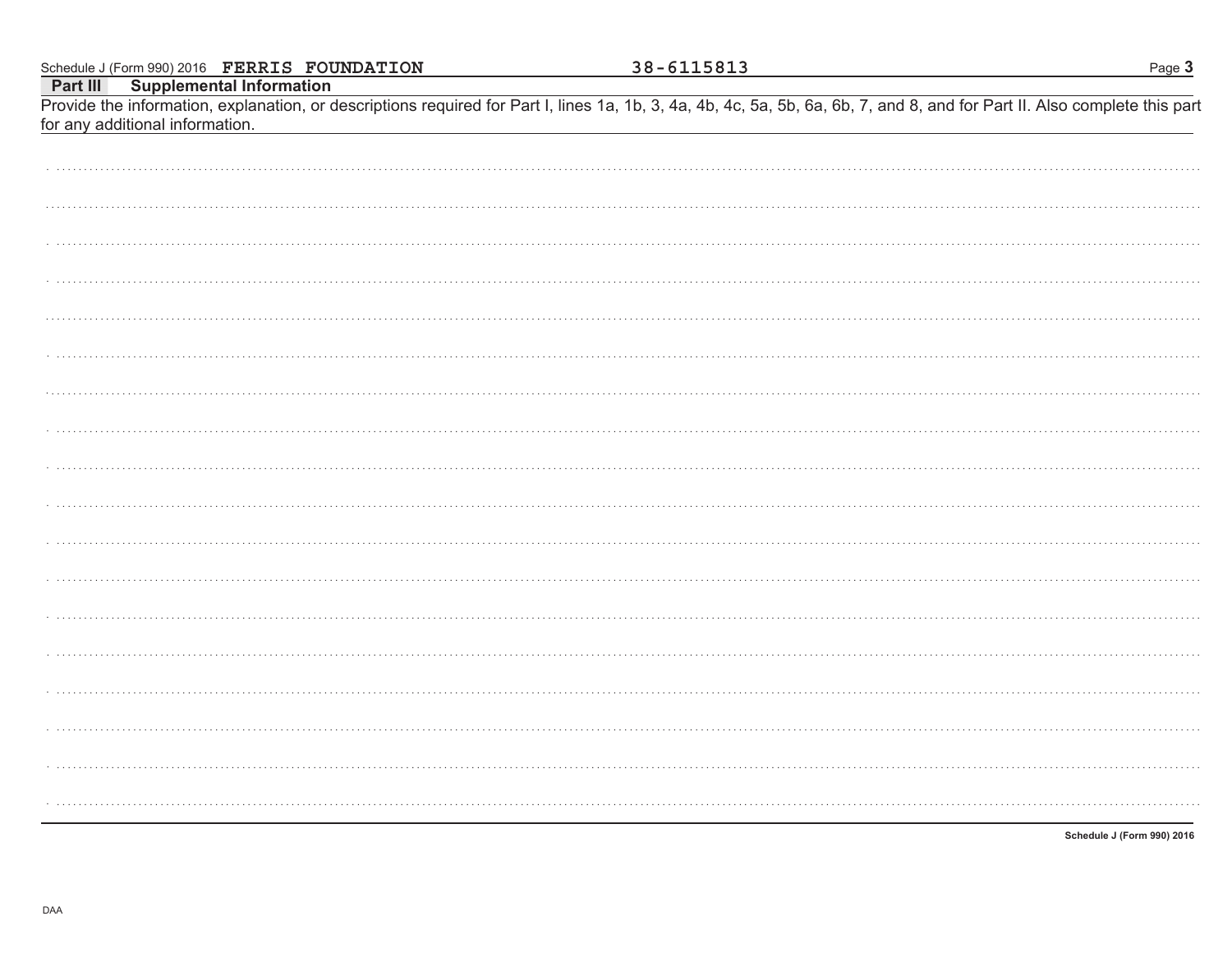Schedule J (Form 990) 2016 **FERRIS FOUNDATION** 38-6115813

## Part III Supplemental Information

Provide the information, explanation, or descriptions required for Part I, lines 1a, 1b, 3, 4a, 4b, 4c, 5a, 5b, 6a, 6b, 7, and 8, and for Part II. Also complete this part for any additional information.

**Schedule J (Form 990) 2016**

DAA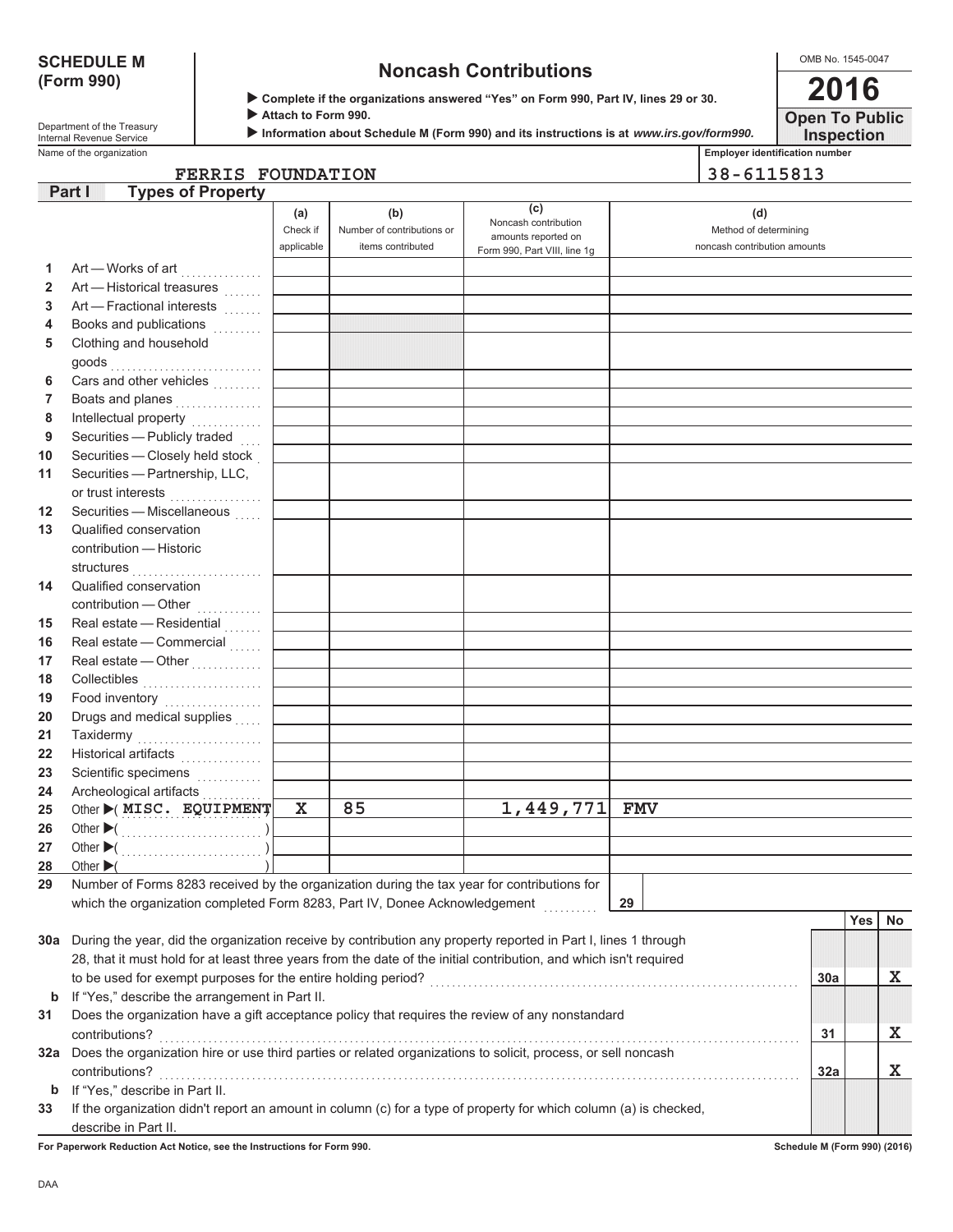**SCHEDULE M (Form 990)**

Department of the Treasury
Internal Revenue Service

# Noncash Contributions

▶ **Complete if the organizations answered "Yes" on Form 990, Part IV, lines 29 or 30.**
▶ **Attach to Form 990.**
▶ **Information about Schedule M (Form 990) and its instructions is at** ***www.irs.gov/form990.***

OMB No. 1545-0047

**2016**

**Open To Public Inspection**

Name of the organization: FERRIS FOUNDATION

Employer identification number: 38-6115813

## Part I — Types of Property

| | | (a) Check if applicable | (b) Number of contributions or items contributed | (c) Noncash contribution amounts reported on Form 990, Part VIII, line 1g | (d) Method of determining noncash contribution amounts |
|---|---|---|---|---|---|
| 1 | Art — Works of art | | | | |
| 2 | Art — Historical treasures | | | | |
| 3 | Art — Fractional interests | | | | |
| 4 | Books and publications | | | | |
| 5 | Clothing and household goods | | | | |
| 6 | Cars and other vehicles | | | | |
| 7 | Boats and planes | | | | |
| 8 | Intellectual property | | | | |
| 9 | Securities — Publicly traded | | | | |
| 10 | Securities — Closely held stock | | | | |
| 11 | Securities — Partnership, LLC, or trust interests | | | | |
| 12 | Securities — Miscellaneous | | | | |
| 13 | Qualified conservation contribution — Historic structures | | | | |
| 14 | Qualified conservation contribution — Other | | | | |
| 15 | Real estate — Residential | | | | |
| 16 | Real estate — Commercial | | | | |
| 17 | Real estate — Other | | | | |
| 18 | Collectibles | | | | |
| 19 | Food inventory | | | | |
| 20 | Drugs and medical supplies | | | | |
| 21 | Taxidermy | | | | |
| 22 | Historical artifacts | | | | |
| 23 | Scientific specimens | | | | |
| 24 | Archeological artifacts | | | | |
| 25 | Other ▶( MISC. EQUIPMENT ) | X | 85 | 1,449,771 | FMV |
| 26 | Other ▶( ) | | | | |
| 27 | Other ▶( ) | | | | |
| 28 | Other ▶( ) | | | | |

**29** Number of Forms 8283 received by the organization during the tax year for contributions for which the organization completed Form 8283, Part IV, Donee Acknowledgement ..... **29**

| | | | Yes | No |
|---|---|---|---|---|
| **30a** | During the year, did the organization receive by contribution any property reported in Part I, lines 1 through 28, that it must hold for at least three years from the date of the initial contribution, and which isn't required to be used for exempt purposes for the entire holding period? | 30a | | X |
| **b** | If "Yes," describe the arrangement in Part II. | | | |
| **31** | Does the organization have a gift acceptance policy that requires the review of any nonstandard contributions? | 31 | | X |
| **32a** | Does the organization hire or use third parties or related organizations to solicit, process, or sell noncash contributions? | 32a | | X |
| **b** | If "Yes," describe in Part II. | | | |
| **33** | If the organization didn't report an amount in column (c) for a type of property for which column (a) is checked, describe in Part II. | | | |

**For Paperwork Reduction Act Notice, see the Instructions for Form 990.** **Schedule M (Form 990) (2016)**

DAA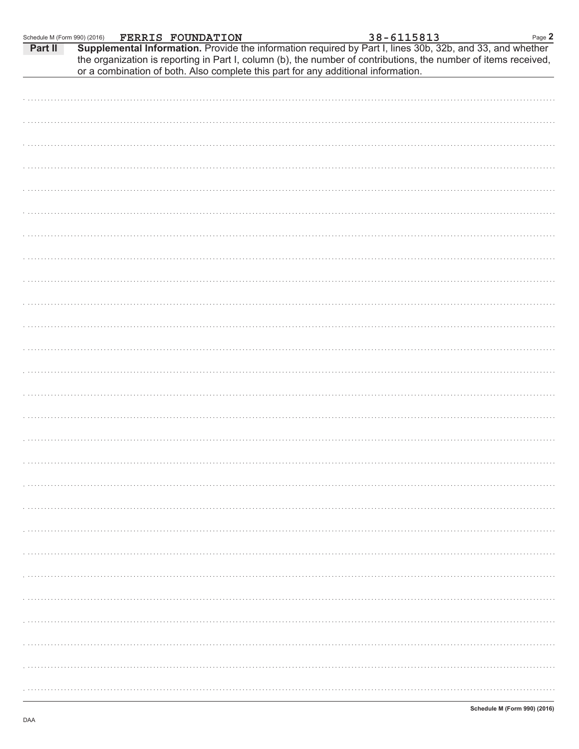Schedule M (Form 990) (2016) FERRIS FOUNDATION 38-6115813

**Part II** **Supplemental Information.** Provide the information required by Part I, lines 30b, 32b, and 33, and whether the organization is reporting in Part I, column (b), the number of contributions, the number of items received, or a combination of both. Also complete this part for any additional information.

DAA

**Schedule M (Form 990) (2016)**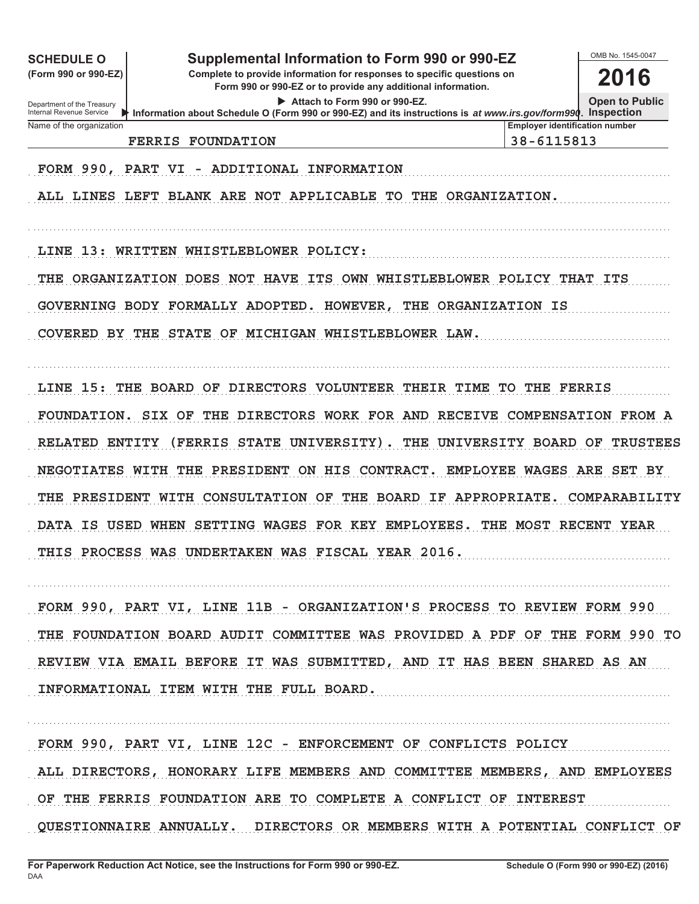**SCHEDULE O** (Form 990 or 990-EZ)

Department of the Treasury
Internal Revenue Service

# Supplemental Information to Form 990 or 990-EZ

**Complete to provide information for responses to specific questions on Form 990 or 990-EZ or to provide any additional information.**

▶ Attach to Form 990 or 990-EZ.

▶ Information about Schedule O (Form 990 or 990-EZ) and its instructions is at *www.irs.gov/form990*.

OMB No. 1545-0047

**2016**

**Open to Public Inspection**

| Name of the organization | Employer identification number |
|---|---|
| FERRIS FOUNDATION | 38-6115813 |

FORM 990, PART VI - ADDITIONAL INFORMATION

ALL LINES LEFT BLANK ARE NOT APPLICABLE TO THE ORGANIZATION.

LINE 13: WRITTEN WHISTLEBLOWER POLICY:

THE ORGANIZATION DOES NOT HAVE ITS OWN WHISTLEBLOWER POLICY THAT ITS GOVERNING BODY FORMALLY ADOPTED. HOWEVER, THE ORGANIZATION IS COVERED BY THE STATE OF MICHIGAN WHISTLEBLOWER LAW.

LINE 15: THE BOARD OF DIRECTORS VOLUNTEER THEIR TIME TO THE FERRIS FOUNDATION. SIX OF THE DIRECTORS WORK FOR AND RECEIVE COMPENSATION FROM A RELATED ENTITY (FERRIS STATE UNIVERSITY). THE UNIVERSITY BOARD OF TRUSTEES NEGOTIATES WITH THE PRESIDENT ON HIS CONTRACT. EMPLOYEE WAGES ARE SET BY THE PRESIDENT WITH CONSULTATION OF THE BOARD IF APPROPRIATE. COMPARABILITY DATA IS USED WHEN SETTING WAGES FOR KEY EMPLOYEES. THE MOST RECENT YEAR THIS PROCESS WAS UNDERTAKEN WAS FISCAL YEAR 2016.

FORM 990, PART VI, LINE 11B - ORGANIZATION'S PROCESS TO REVIEW FORM 990

THE FOUNDATION BOARD AUDIT COMMITTEE WAS PROVIDED A PDF OF THE FORM 990 TO REVIEW VIA EMAIL BEFORE IT WAS SUBMITTED, AND IT HAS BEEN SHARED AS AN INFORMATIONAL ITEM WITH THE FULL BOARD.

FORM 990, PART VI, LINE 12C - ENFORCEMENT OF CONFLICTS POLICY

ALL DIRECTORS, HONORARY LIFE MEMBERS AND COMMITTEE MEMBERS, AND EMPLOYEES OF THE FERRIS FOUNDATION ARE TO COMPLETE A CONFLICT OF INTEREST QUESTIONNAIRE ANNUALLY. DIRECTORS OR MEMBERS WITH A POTENTIAL CONFLICT OF

**For Paperwork Reduction Act Notice, see the Instructions for Form 990 or 990-EZ.**

DAA

**Schedule O (Form 990 or 990-EZ) (2016)**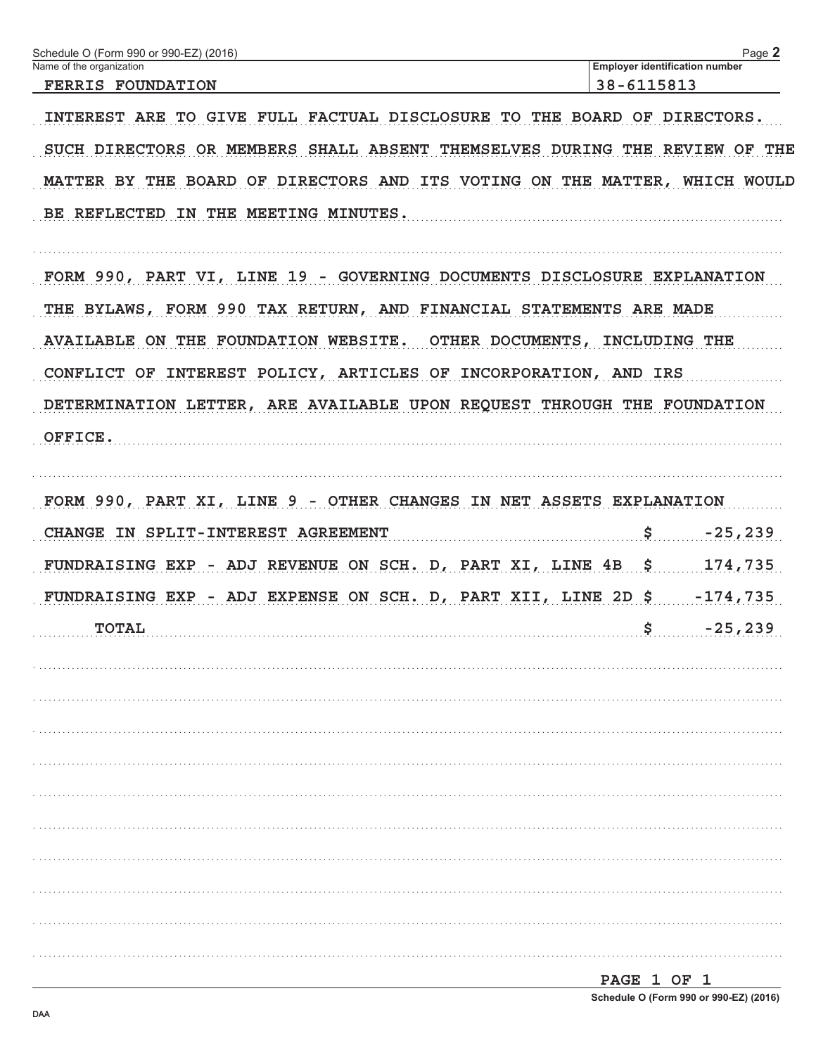Schedule O (Form 990 or 990-EZ) (2016)

Name of the organization: FERRIS FOUNDATION

Employer identification number: 38-6115813

INTEREST ARE TO GIVE FULL FACTUAL DISCLOSURE TO THE BOARD OF DIRECTORS. SUCH DIRECTORS OR MEMBERS SHALL ABSENT THEMSELVES DURING THE REVIEW OF THE MATTER BY THE BOARD OF DIRECTORS AND ITS VOTING ON THE MATTER, WHICH WOULD BE REFLECTED IN THE MEETING MINUTES.

FORM 990, PART VI, LINE 19 - GOVERNING DOCUMENTS DISCLOSURE EXPLANATION

THE BYLAWS, FORM 990 TAX RETURN, AND FINANCIAL STATEMENTS ARE MADE AVAILABLE ON THE FOUNDATION WEBSITE. OTHER DOCUMENTS, INCLUDING THE CONFLICT OF INTEREST POLICY, ARTICLES OF INCORPORATION, AND IRS DETERMINATION LETTER, ARE AVAILABLE UPON REQUEST THROUGH THE FOUNDATION OFFICE.

FORM 990, PART XI, LINE 9 - OTHER CHANGES IN NET ASSETS EXPLANATION

| | | |
|---|---|---|
| CHANGE IN SPLIT-INTEREST AGREEMENT | $ | -25,239 |
| FUNDRAISING EXP - ADJ REVENUE ON SCH. D, PART XI, LINE 4B | $ | 174,735 |
| FUNDRAISING EXP - ADJ EXPENSE ON SCH. D, PART XII, LINE 2D | $ | -174,735 |
| TOTAL | $ | -25,239 |

PAGE 1 OF 1

Schedule O (Form 990 or 990-EZ) (2016)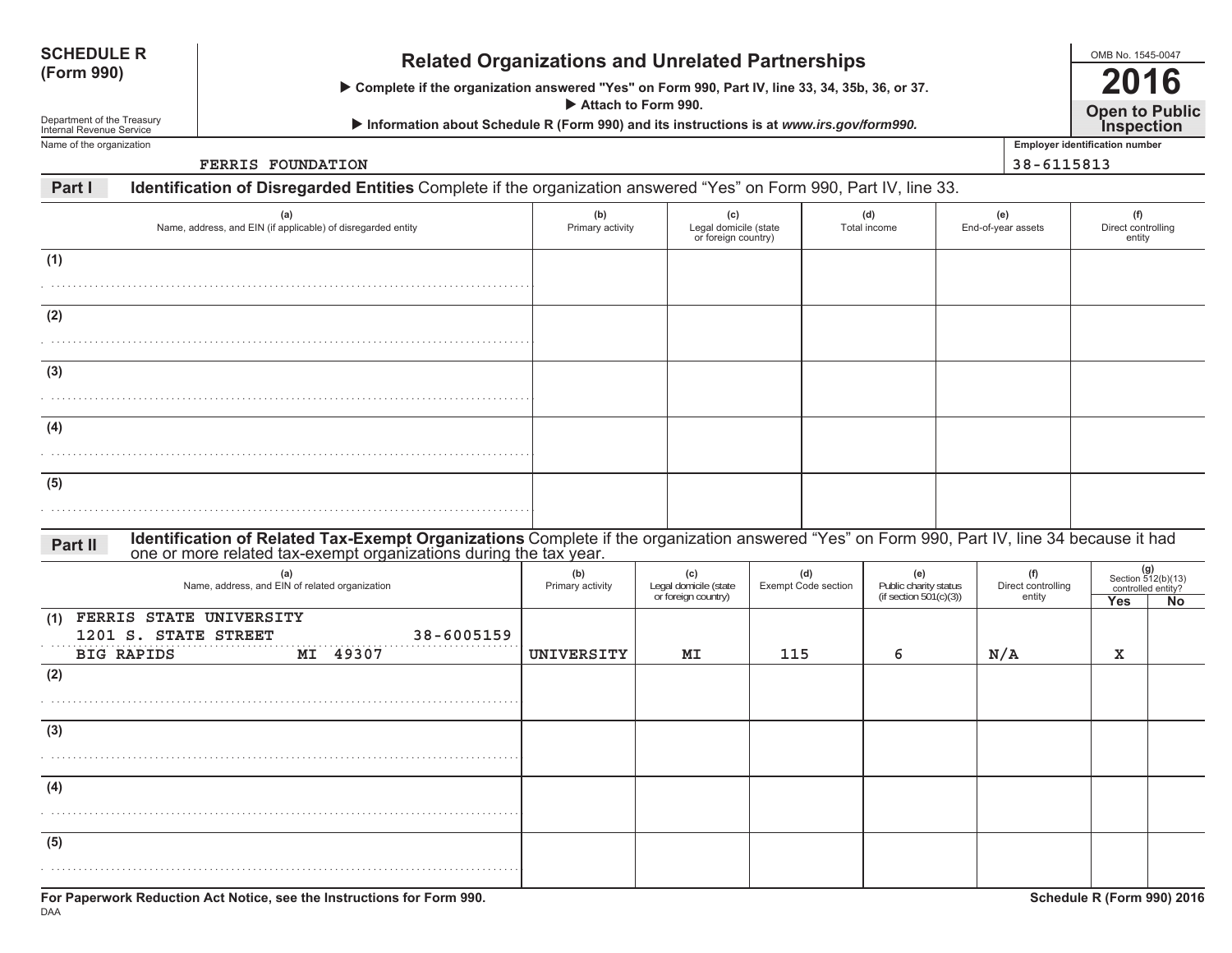**SCHEDULE R (Form 990)**

Department of the Treasury
Internal Revenue Service

# Related Organizations and Unrelated Partnerships

▶ Complete if the organization answered "Yes" on Form 990, Part IV, line 33, 34, 35b, 36, or 37.
▶ Attach to Form 990.
▶ Information about Schedule R (Form 990) and its instructions is at *www.irs.gov/form990.*

OMB No. 1545-0047

**2016**

**Open to Public Inspection**

Name of the organization: FERRIS FOUNDATION

Employer identification number: 38-6115813

## Part I Identification of Disregarded Entities

Complete if the organization answered "Yes" on Form 990, Part IV, line 33.

| | (a) Name, address, and EIN (if applicable) of disregarded entity | (b) Primary activity | (c) Legal domicile (state or foreign country) | (d) Total income | (e) End-of-year assets | (f) Direct controlling entity |
|---|---|---|---|---|---|---|
| (1) | | | | | | |
| (2) | | | | | | |
| (3) | | | | | | |
| (4) | | | | | | |
| (5) | | | | | | |

## Part II Identification of Related Tax-Exempt Organizations

Complete if the organization answered "Yes" on Form 990, Part IV, line 34 because it had one or more related tax-exempt organizations during the tax year.

| | (a) Name, address, and EIN of related organization | (b) Primary activity | (c) Legal domicile (state or foreign country) | (d) Exempt Code section | (e) Public charity status (if section 501(c)(3)) | (f) Direct controlling entity | (g) Section 512(b)(13) controlled entity? Yes | No |
|---|---|---|---|---|---|---|---|---|
| (1) | FERRIS STATE UNIVERSITY 1201 S. STATE STREET 38-6005159 BIG RAPIDS MI 49307 | UNIVERSITY | MI | 115 | 6 | N/A | X | |
| (2) | | | | | | | | |
| (3) | | | | | | | | |
| (4) | | | | | | | | |
| (5) | | | | | | | | |

For Paperwork Reduction Act Notice, see the Instructions for Form 990.

DAA

Schedule R (Form 990) 2016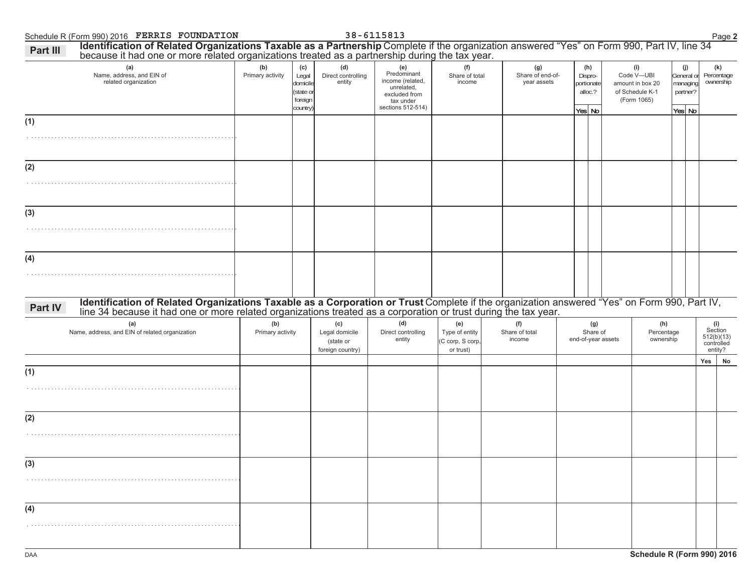Schedule R (Form 990) 2016 FERRIS FOUNDATION 38-6115813

## Part III Identification of Related Organizations Taxable as a Partnership

Complete if the organization answered "Yes" on Form 990, Part IV, line 34 because it had one or more related organizations treated as a partnership during the tax year.

| (a) Name, address, and EIN of related organization | (b) Primary activity | (c) Legal domicile (state or foreign country) | (d) Direct controlling entity | (e) Predominant income (related, unrelated, excluded from tax under sections 512-514) | (f) Share of total income | (g) Share of end-of-year assets | (h) Dispro-portionate alloc.? Yes | (h) No | (i) Code V—UBI amount in box 20 of Schedule K-1 (Form 1065) | (j) General or managing partner? Yes | (j) No | (k) Percentage ownership |
|---|---|---|---|---|---|---|---|---|---|---|---|---|
| (1) | | | | | | | | | | | | |
| (2) | | | | | | | | | | | | |
| (3) | | | | | | | | | | | | |
| (4) | | | | | | | | | | | | |

## Part IV Identification of Related Organizations Taxable as a Corporation or Trust

Complete if the organization answered "Yes" on Form 990, Part IV, line 34 because it had one or more related organizations treated as a corporation or trust during the tax year.

| (a) Name, address, and EIN of related organization | (b) Primary activity | (c) Legal domicile (state or foreign country) | (d) Direct controlling entity | (e) Type of entity (C corp, S corp, or trust) | (f) Share of total income | (g) Share of end-of-year assets | (h) Percentage ownership | (i) Section 512(b)(13) controlled entity? Yes | (i) No |
|---|---|---|---|---|---|---|---|---|---|
| (1) | | | | | | | | | |
| (2) | | | | | | | | | |
| (3) | | | | | | | | | |
| (4) | | | | | | | | | |

DAA Schedule R (Form 990) 2016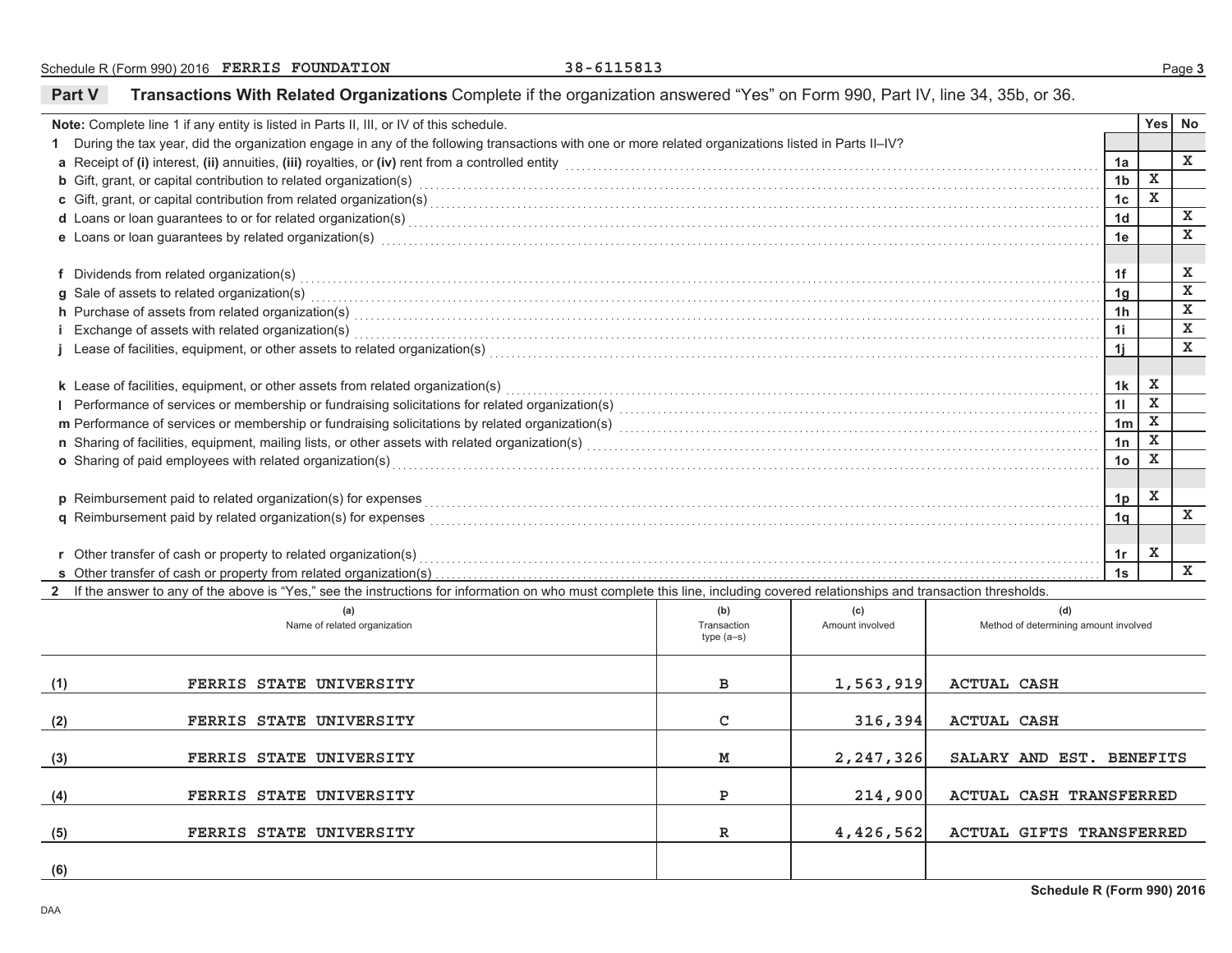## Part V — Transactions With Related Organizations

Complete if the organization answered "Yes" on Form 990, Part IV, line 34, 35b, or 36.

**Note:** Complete line 1 if any entity is listed in Parts II, III, or IV of this schedule.

1 During the tax year, did the organization engage in any of the following transactions with one or more related organizations listed in Parts II–IV?

| | | Line | Yes | No |
|---|---|---|---|---|
| a | Receipt of **(i)** interest, **(ii)** annuities, **(iii)** royalties, or **(iv)** rent from a controlled entity | 1a | | X |
| b | Gift, grant, or capital contribution to related organization(s) | 1b | X | |
| c | Gift, grant, or capital contribution from related organization(s) | 1c | X | |
| d | Loans or loan guarantees to or for related organization(s) | 1d | | X |
| e | Loans or loan guarantees by related organization(s) | 1e | | X |
| f | Dividends from related organization(s) | 1f | | X |
| g | Sale of assets to related organization(s) | 1g | | X |
| h | Purchase of assets from related organization(s) | 1h | | X |
| i | Exchange of assets with related organization(s) | 1i | | X |
| j | Lease of facilities, equipment, or other assets to related organization(s) | 1j | | X |
| k | Lease of facilities, equipment, or other assets from related organization(s) | 1k | X | |
| l | Performance of services or membership or fundraising solicitations for related organization(s) | 1l | X | |
| m | Performance of services or membership or fundraising solicitations by related organization(s) | 1m | X | |
| n | Sharing of facilities, equipment, mailing lists, or other assets with related organization(s) | 1n | X | |
| o | Sharing of paid employees with related organization(s) | 1o | X | |
| p | Reimbursement paid to related organization(s) for expenses | 1p | X | |
| q | Reimbursement paid by related organization(s) for expenses | 1q | | X |
| r | Other transfer of cash or property to related organization(s) | 1r | X | |
| s | Other transfer of cash or property from related organization(s) | 1s | | X |

2 If the answer to any of the above is "Yes," see the instructions for information on who must complete this line, including covered relationships and transaction thresholds.

| | (a) Name of related organization | (b) Transaction type (a–s) | (c) Amount involved | (d) Method of determining amount involved |
|---|---|---|---|---|
| (1) | FERRIS STATE UNIVERSITY | B | 1,563,919 | ACTUAL CASH |
| (2) | FERRIS STATE UNIVERSITY | C | 316,394 | ACTUAL CASH |
| (3) | FERRIS STATE UNIVERSITY | M | 2,247,326 | SALARY AND EST. BENEFITS |
| (4) | FERRIS STATE UNIVERSITY | P | 214,900 | ACTUAL CASH TRANSFERRED |
| (5) | FERRIS STATE UNIVERSITY | R | 4,426,562 | ACTUAL GIFTS TRANSFERRED |
| (6) | | | | |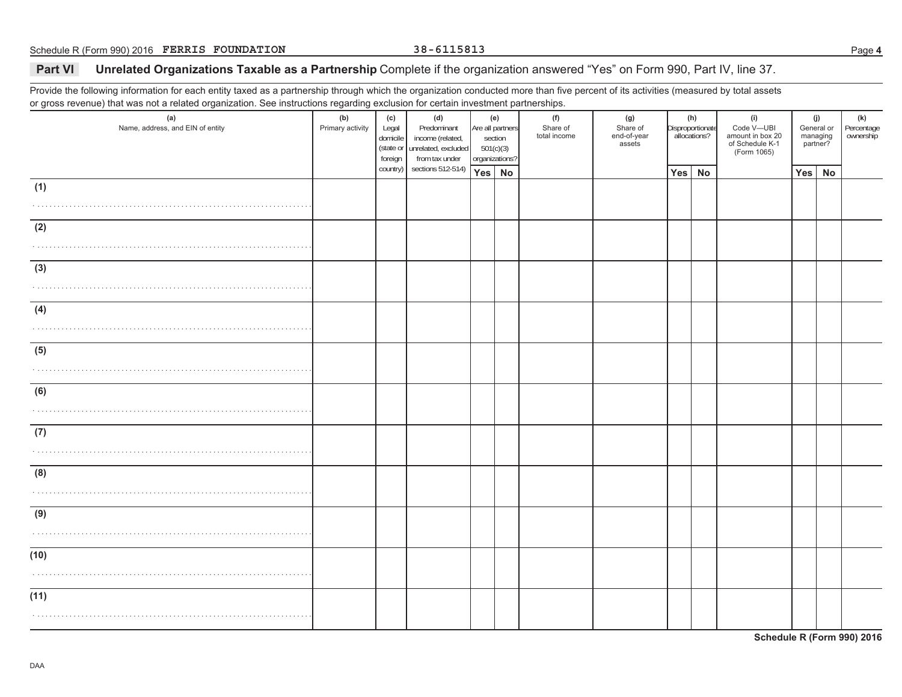## Part VI Unrelated Organizations Taxable as a Partnership

Complete if the organization answered "Yes" on Form 990, Part IV, line 37.

Provide the following information for each entity taxed as a partnership through which the organization conducted more than five percent of its activities (measured by total assets or gross revenue) that was not a related organization. See instructions regarding exclusion for certain investment partnerships.

| (a) Name, address, and EIN of entity | (b) Primary activity | (c) Legal domicile (state or foreign country) | (d) Predominant income (related, unrelated, excluded from tax under sections 512-514) | (e) Are all partners section 501(c)(3) organizations? | | (f) Share of total income | (g) Share of end-of-year assets | (h) Disproportionate allocations? | | (i) Code V—UBI amount in box 20 of Schedule K-1 (Form 1065) | (j) General or managing partner? | | (k) Percentage ownership |
|---|---|---|---|---|---|---|---|---|---|---|---|---|---|
| | | | | Yes | No | | | Yes | No | | Yes | No | |
| (1) | | | | | | | | | | | | | |
| (2) | | | | | | | | | | | | | |
| (3) | | | | | | | | | | | | | |
| (4) | | | | | | | | | | | | | |
| (5) | | | | | | | | | | | | | |
| (6) | | | | | | | | | | | | | |
| (7) | | | | | | | | | | | | | |
| (8) | | | | | | | | | | | | | |
| (9) | | | | | | | | | | | | | |
| (10) | | | | | | | | | | | | | |
| (11) | | | | | | | | | | | | | |

Schedule R (Form 990) 2016

DAA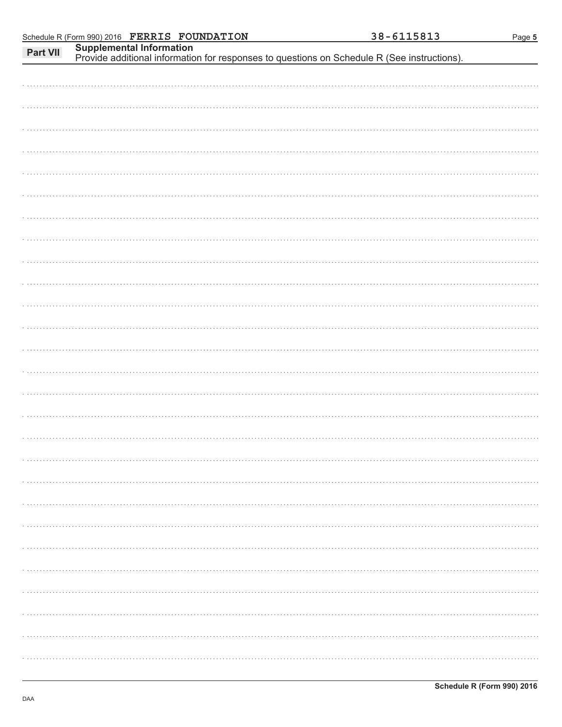Schedule R (Form 990) 2016 **FERRIS FOUNDATION** 38-6115813 Page **5**

## Part VII Supplemental Information

Provide additional information for responses to questions on Schedule R (See instructions).

**Schedule R (Form 990) 2016**

DAA